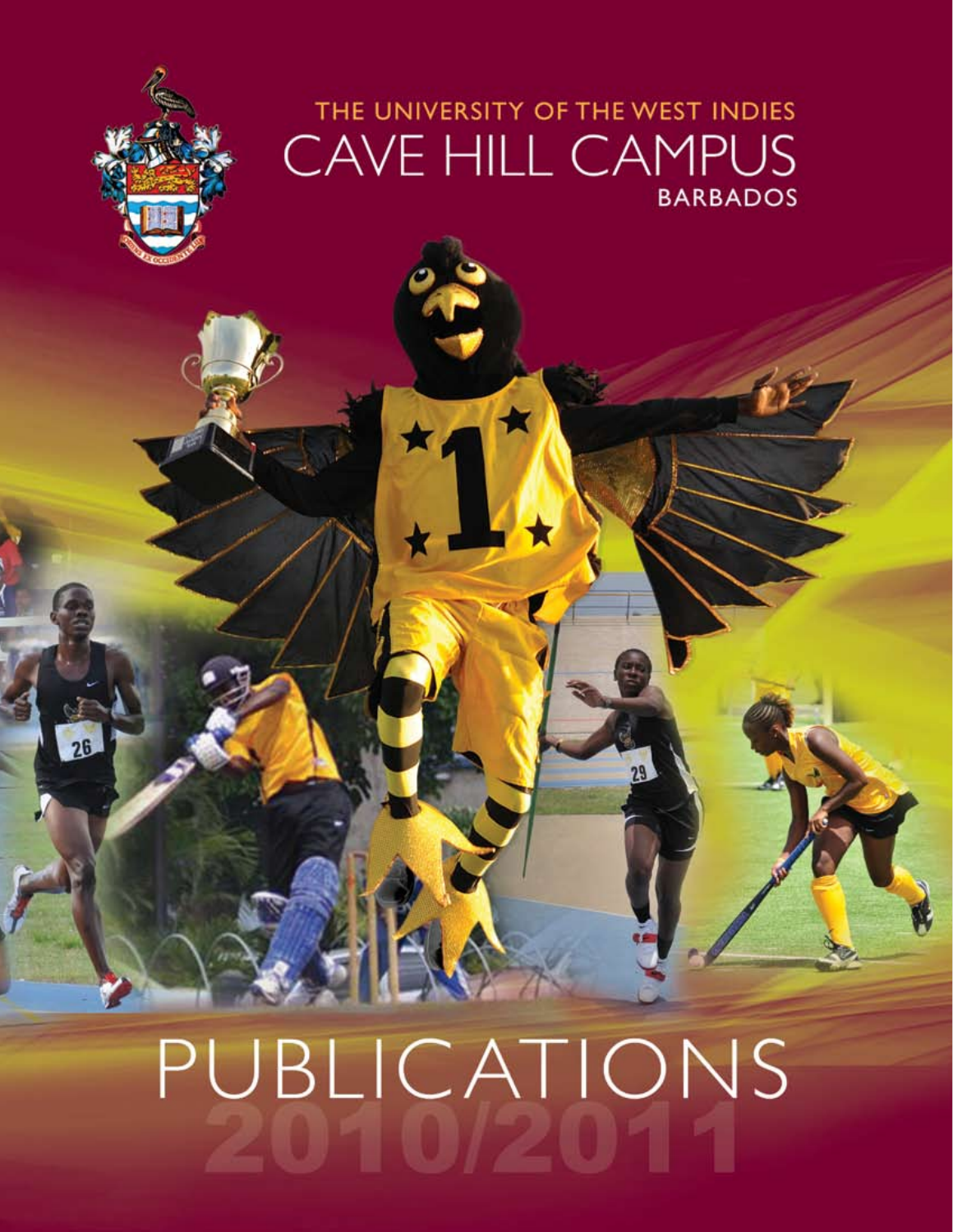THE UNIVERSITY OF THE WEST INDIES

# CAVE HILL CAMPUS

BARBADOS

# PUBLICATIONS

2010/2011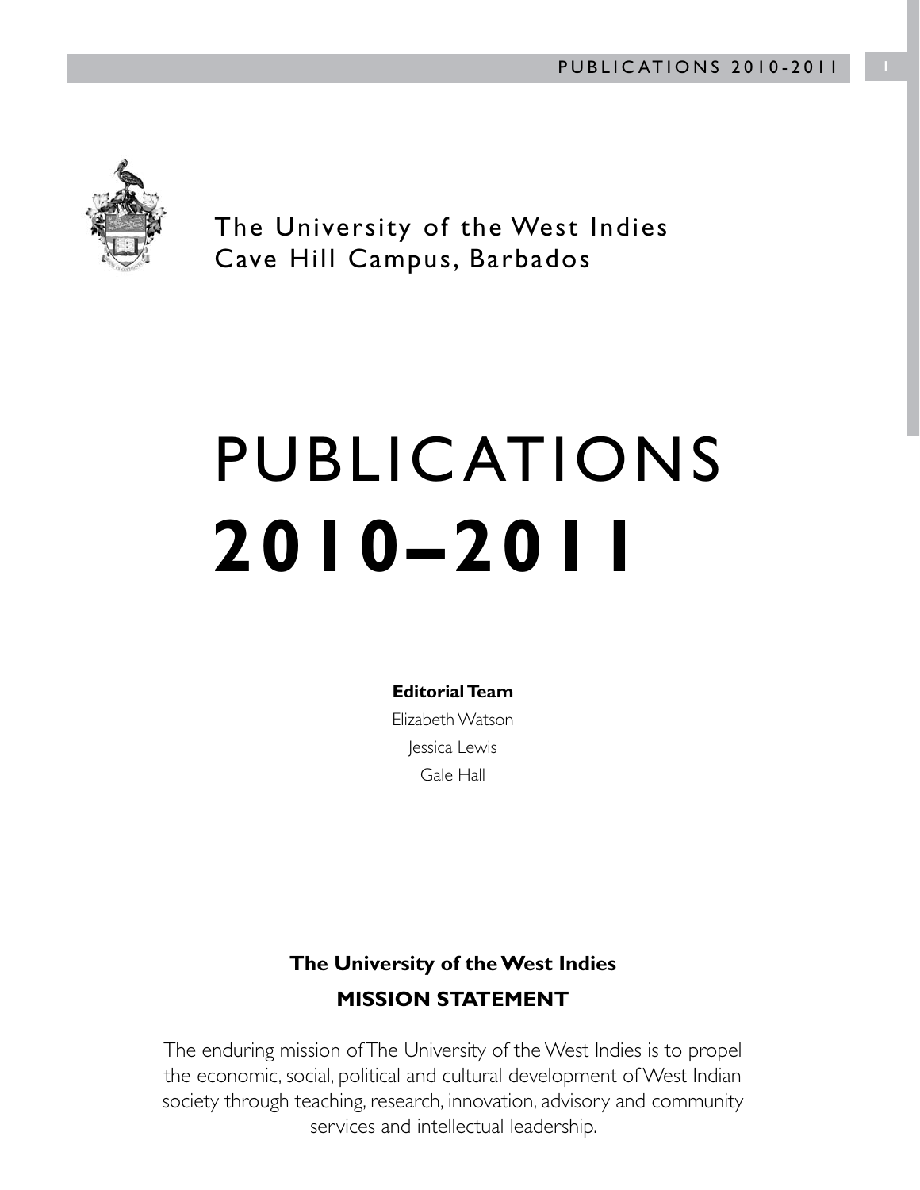The University of the West Indies
Cave Hill Campus, Barbados

# PUBLICATIONS
# 2010–2011

**Editorial Team**

Elizabeth Watson

Jessica Lewis

Gale Hall

## The University of the West Indies
## MISSION STATEMENT

The enduring mission of The University of the West Indies is to propel the economic, social, political and cultural development of West Indian society through teaching, research, innovation, advisory and community services and intellectual leadership.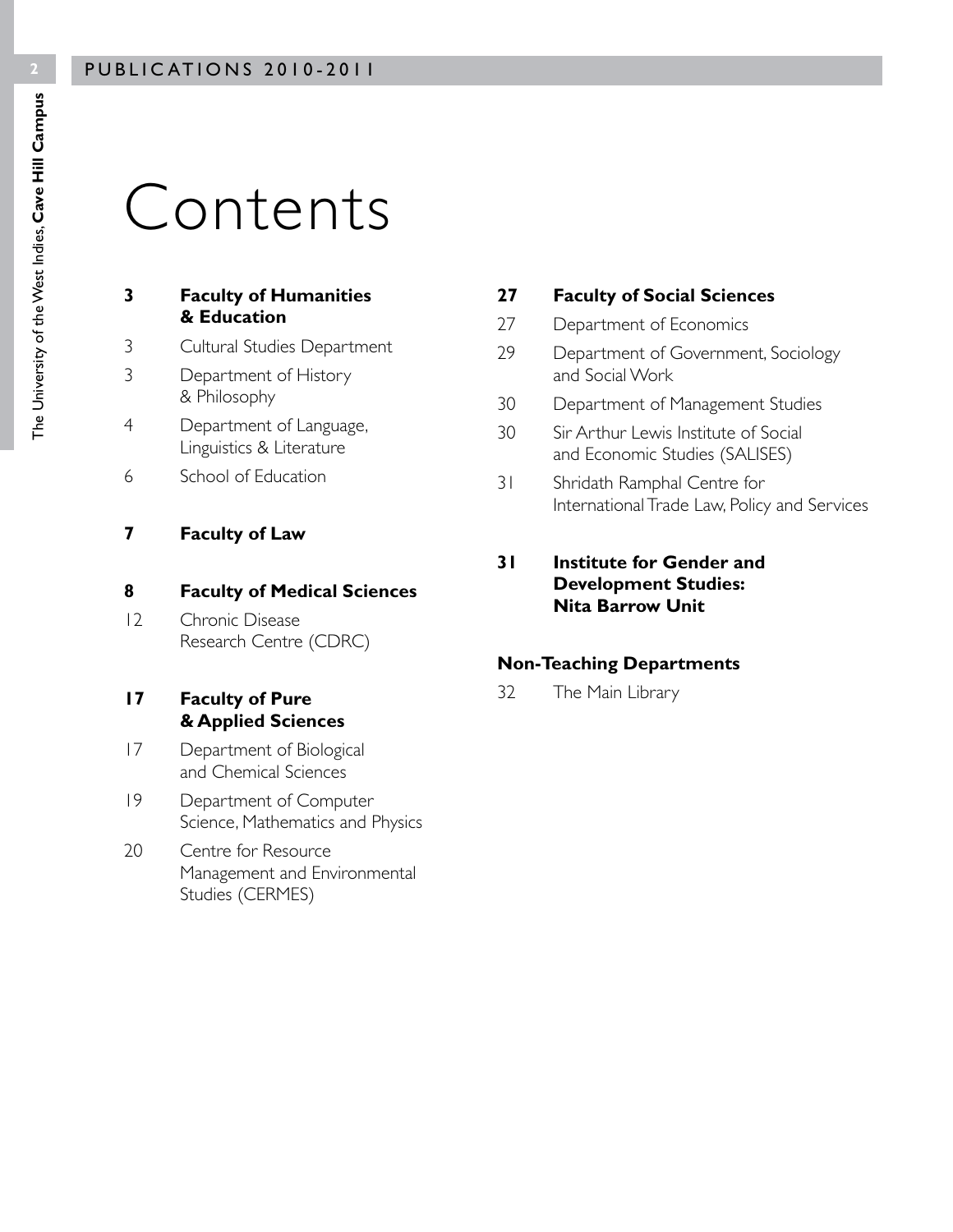# Contents

**3 Faculty of Humanities & Education**

3 Cultural Studies Department

3 Department of History & Philosophy

4 Department of Language, Linguistics & Literature

6 School of Education

**7 Faculty of Law**

**8 Faculty of Medical Sciences**

12 Chronic Disease Research Centre (CDRC)

**17 Faculty of Pure & Applied Sciences**

17 Department of Biological and Chemical Sciences

19 Department of Computer Science, Mathematics and Physics

20 Centre for Resource Management and Environmental Studies (CERMES)

**27 Faculty of Social Sciences**

27 Department of Economics

29 Department of Government, Sociology and Social Work

30 Department of Management Studies

30 Sir Arthur Lewis Institute of Social and Economic Studies (SALISES)

31 Shridath Ramphal Centre for International Trade Law, Policy and Services

**31 Institute for Gender and Development Studies: Nita Barrow Unit**

**Non-Teaching Departments**

32 The Main Library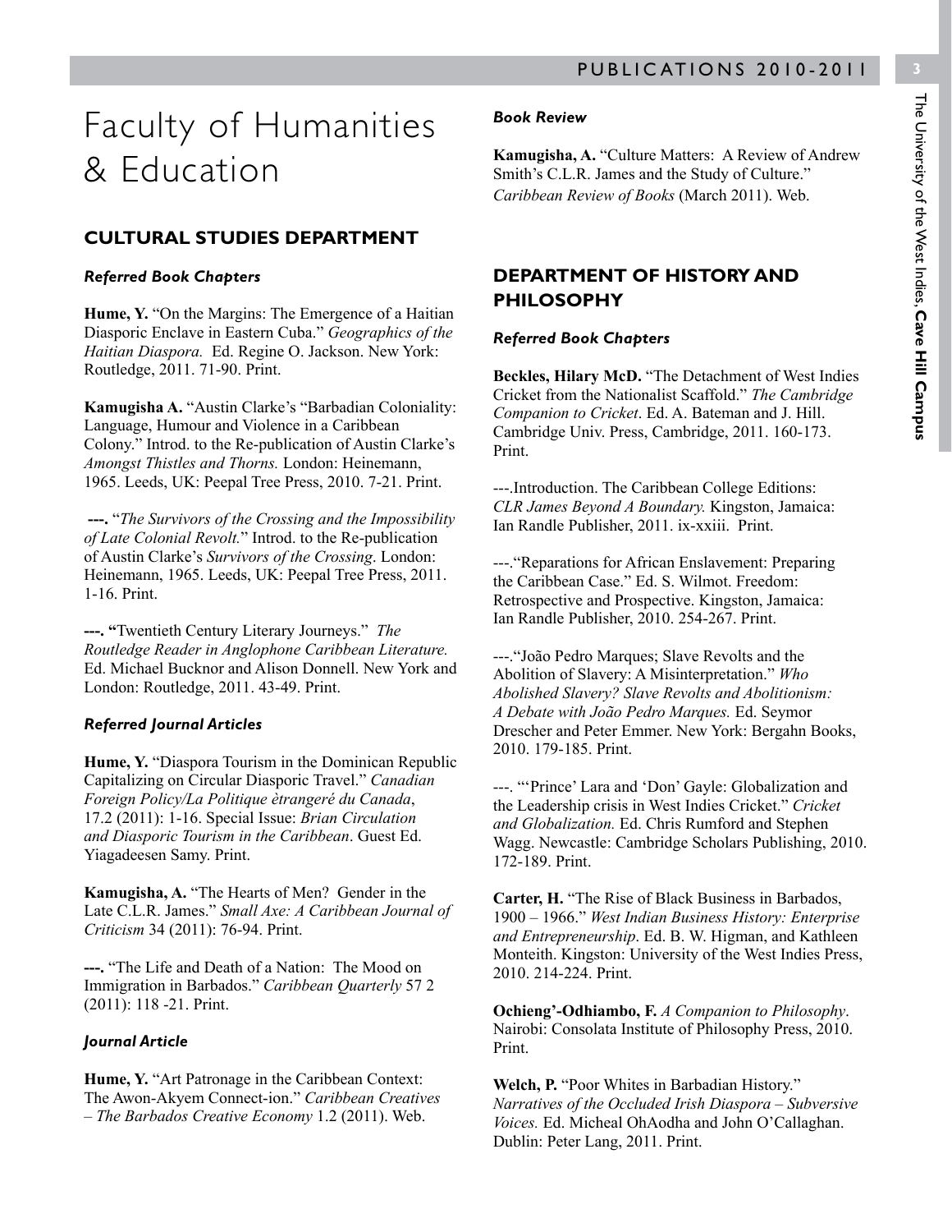# Faculty of Humanities & Education

## CULTURAL STUDIES DEPARTMENT

### *Referred Book Chapters*

**Hume, Y.** "On the Margins: The Emergence of a Haitian Diasporic Enclave in Eastern Cuba." *Geographics of the Haitian Diaspora.* Ed. Regine O. Jackson. New York: Routledge, 2011. 71-90. Print.

**Kamugisha A.** "Austin Clarke's "Barbadian Coloniality: Language, Humour and Violence in a Caribbean Colony." Introd. to the Re-publication of Austin Clarke's *Amongst Thistles and Thorns.* London: Heinemann, 1965. Leeds, UK: Peepal Tree Press, 2010. 7-21. Print.

**---.** "*The Survivors of the Crossing and the Impossibility of Late Colonial Revolt.*" Introd. to the Re-publication of Austin Clarke's *Survivors of the Crossing*. London: Heinemann, 1965. Leeds, UK: Peepal Tree Press, 2011. 1-16. Print.

**---. "**Twentieth Century Literary Journeys." *The Routledge Reader in Anglophone Caribbean Literature.* Ed. Michael Bucknor and Alison Donnell. New York and London: Routledge, 2011. 43-49. Print.

### *Referred Journal Articles*

**Hume, Y.** "Diaspora Tourism in the Dominican Republic Capitalizing on Circular Diasporic Travel." *Canadian Foreign Policy/La Politique ètrangeré du Canada*, 17.2 (2011): 1-16. Special Issue: *Brian Circulation and Diasporic Tourism in the Caribbean*. Guest Ed. Yiagadeesen Samy. Print.

**Kamugisha, A.** "The Hearts of Men? Gender in the Late C.L.R. James." *Small Axe: A Caribbean Journal of Criticism* 34 (2011): 76-94. Print.

**---.** "The Life and Death of a Nation: The Mood on Immigration in Barbados." *Caribbean Quarterly* 57 2 (2011): 118 -21. Print.

### *Journal Article*

**Hume, Y.** "Art Patronage in the Caribbean Context: The Awon-Akyem Connect-ion." *Caribbean Creatives – The Barbados Creative Economy* 1.2 (2011). Web.

### *Book Review*

**Kamugisha, A.** "Culture Matters: A Review of Andrew Smith's C.L.R. James and the Study of Culture." *Caribbean Review of Books* (March 2011). Web.

## DEPARTMENT OF HISTORY AND PHILOSOPHY

### *Referred Book Chapters*

**Beckles, Hilary McD.** "The Detachment of West Indies Cricket from the Nationalist Scaffold." *The Cambridge Companion to Cricket*. Ed. A. Bateman and J. Hill. Cambridge Univ. Press, Cambridge, 2011. 160-173. Print.

---.Introduction. The Caribbean College Editions: *CLR James Beyond A Boundary.* Kingston, Jamaica: Ian Randle Publisher, 2011. ix-xxiii. Print.

---."Reparations for African Enslavement: Preparing the Caribbean Case." Ed. S. Wilmot. Freedom: Retrospective and Prospective. Kingston, Jamaica: Ian Randle Publisher, 2010. 254-267. Print.

---."João Pedro Marques; Slave Revolts and the Abolition of Slavery: A Misinterpretation." *Who Abolished Slavery? Slave Revolts and Abolitionism: A Debate with João Pedro Marques.* Ed. Seymor Drescher and Peter Emmer. New York: Bergahn Books, 2010. 179-185. Print.

---. "'Prince' Lara and 'Don' Gayle: Globalization and the Leadership crisis in West Indies Cricket." *Cricket and Globalization.* Ed. Chris Rumford and Stephen Wagg. Newcastle: Cambridge Scholars Publishing, 2010. 172-189. Print.

**Carter, H.** "The Rise of Black Business in Barbados, 1900 – 1966." *West Indian Business History: Enterprise and Entrepreneurship*. Ed. B. W. Higman, and Kathleen Monteith. Kingston: University of the West Indies Press, 2010. 214-224. Print.

**Ochieng'-Odhiambo, F.** *A Companion to Philosophy*. Nairobi: Consolata Institute of Philosophy Press, 2010. Print.

**Welch, P.** "Poor Whites in Barbadian History." *Narratives of the Occluded Irish Diaspora – Subversive Voices.* Ed. Micheal OhAodha and John O'Callaghan. Dublin: Peter Lang, 2011. Print.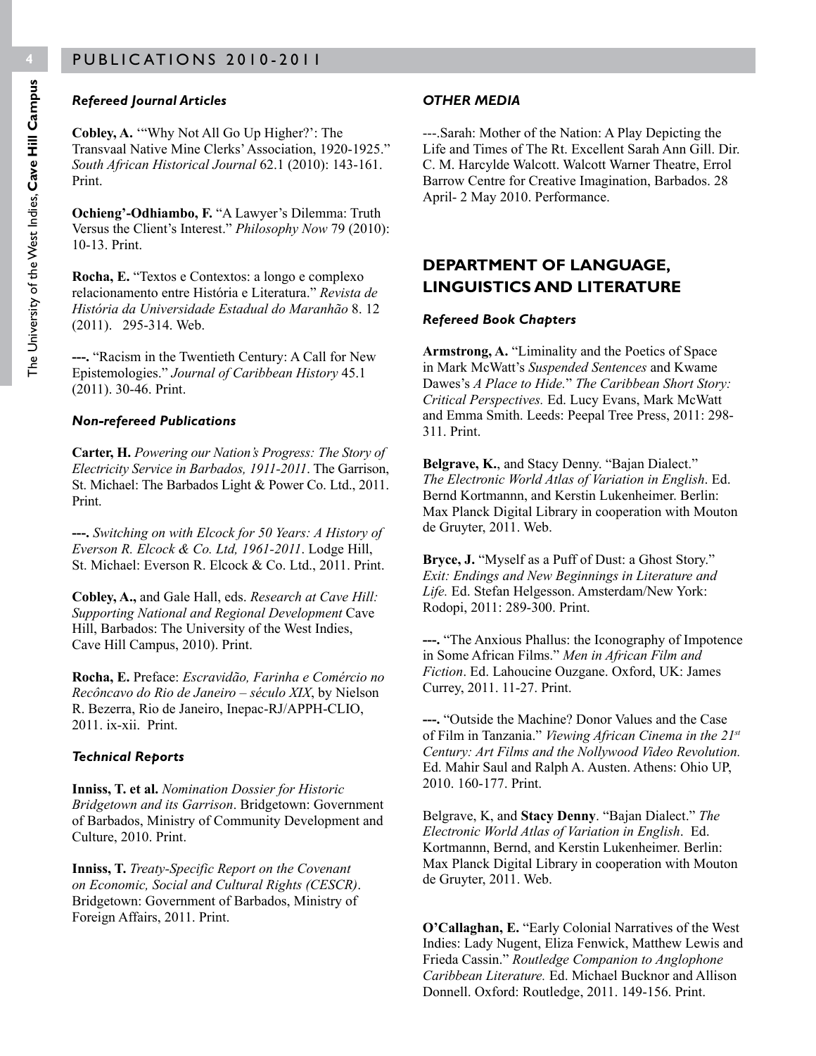# PUBLICATIONS 2010-2011

### *Refereed Journal Articles*

**Cobley, A.** '"Why Not All Go Up Higher?': The Transvaal Native Mine Clerks' Association, 1920-1925." *South African Historical Journal* 62.1 (2010): 143-161. Print.

**Ochieng'-Odhiambo, F.** "A Lawyer's Dilemma: Truth Versus the Client's Interest." *Philosophy Now* 79 (2010): 10-13. Print.

**Rocha, E.** "Textos e Contextos: a longo e complexo relacionamento entre História e Literatura." *Revista de História da Universidade Estadual do Maranhão* 8. 12 (2011). 295-314. Web.

**---.** "Racism in the Twentieth Century: A Call for New Epistemologies." *Journal of Caribbean History* 45.1 (2011). 30-46. Print.

### *Non-refereed Publications*

**Carter, H.** *Powering our Nation's Progress: The Story of Electricity Service in Barbados, 1911-2011*. The Garrison, St. Michael: The Barbados Light & Power Co. Ltd., 2011. Print.

**---.** *Switching on with Elcock for 50 Years: A History of Everson R. Elcock & Co. Ltd, 1961-2011*. Lodge Hill, St. Michael: Everson R. Elcock & Co. Ltd., 2011. Print.

**Cobley, A.,** and Gale Hall, eds. *Research at Cave Hill: Supporting National and Regional Development* Cave Hill, Barbados: The University of the West Indies, Cave Hill Campus, 2010). Print.

**Rocha, E.** Preface: *Escravidão, Farinha e Comércio no Recôncavo do Rio de Janeiro – século XIX*, by Nielson R. Bezerra, Rio de Janeiro, Inepac-RJ/APPH-CLIO, 2011. ix-xii. Print.

### *Technical Reports*

**Inniss, T. et al.** *Nomination Dossier for Historic Bridgetown and its Garrison*. Bridgetown: Government of Barbados, Ministry of Community Development and Culture, 2010. Print.

**Inniss, T.** *Treaty-Specific Report on the Covenant on Economic, Social and Cultural Rights (CESCR)*. Bridgetown: Government of Barbados, Ministry of Foreign Affairs, 2011. Print.

### *OTHER MEDIA*

---.Sarah: Mother of the Nation: A Play Depicting the Life and Times of The Rt. Excellent Sarah Ann Gill. Dir. C. M. Harcylde Walcott. Walcott Warner Theatre, Errol Barrow Centre for Creative Imagination, Barbados. 28 April- 2 May 2010. Performance.

## DEPARTMENT OF LANGUAGE, LINGUISTICS AND LITERATURE

### *Refereed Book Chapters*

**Armstrong, A.** "Liminality and the Poetics of Space in Mark McWatt's *Suspended Sentences* and Kwame Dawes's *A Place to Hide.*" *The Caribbean Short Story: Critical Perspectives.* Ed. Lucy Evans, Mark McWatt and Emma Smith. Leeds: Peepal Tree Press, 2011: 298-311. Print.

**Belgrave, K.**, and Stacy Denny. "Bajan Dialect." *The Electronic World Atlas of Variation in English*. Ed. Bernd Kortmannn, and Kerstin Lukenheimer. Berlin: Max Planck Digital Library in cooperation with Mouton de Gruyter, 2011. Web.

**Bryce, J.** "Myself as a Puff of Dust: a Ghost Story." *Exit: Endings and New Beginnings in Literature and Life.* Ed. Stefan Helgesson. Amsterdam/New York: Rodopi, 2011: 289-300. Print.

**---.** "The Anxious Phallus: the Iconography of Impotence in Some African Films." *Men in African Film and Fiction*. Ed. Lahoucine Ouzgane. Oxford, UK: James Currey, 2011. 11-27. Print.

**---.** "Outside the Machine? Donor Values and the Case of Film in Tanzania." *Viewing African Cinema in the 21st Century: Art Films and the Nollywood Video Revolution.* Ed. Mahir Saul and Ralph A. Austen. Athens: Ohio UP, 2010. 160-177. Print.

Belgrave, K, and **Stacy Denny**. "Bajan Dialect." *The Electronic World Atlas of Variation in English*. Ed. Kortmannn, Bernd, and Kerstin Lukenheimer. Berlin: Max Planck Digital Library in cooperation with Mouton de Gruyter, 2011. Web.

**O'Callaghan, E.** "Early Colonial Narratives of the West Indies: Lady Nugent, Eliza Fenwick, Matthew Lewis and Frieda Cassin." *Routledge Companion to Anglophone Caribbean Literature.* Ed. Michael Bucknor and Allison Donnell. Oxford: Routledge, 2011. 149-156. Print.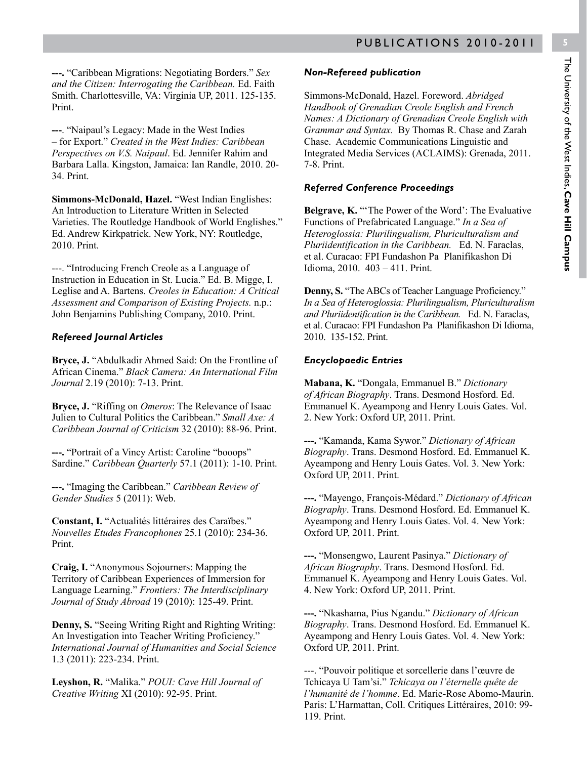**---.** "Caribbean Migrations: Negotiating Borders." *Sex and the Citizen: Interrogating the Caribbean.* Ed. Faith Smith. Charlottesville, VA: Virginia UP, 2011. 125-135. Print.

**---**. "Naipaul's Legacy: Made in the West Indies – for Export." *Created in the West Indies: Caribbean Perspectives on V.S. Naipaul*. Ed. Jennifer Rahim and Barbara Lalla. Kingston, Jamaica: Ian Randle, 2010. 20-34. Print.

**Simmons-McDonald, Hazel.** "West Indian Englishes: An Introduction to Literature Written in Selected Varieties. The Routledge Handbook of World Englishes." Ed. Andrew Kirkpatrick. New York, NY: Routledge, 2010. Print.

---. "Introducing French Creole as a Language of Instruction in Education in St. Lucia." Ed. B. Migge, I. Leglise and A. Bartens. *Creoles in Education: A Critical Assessment and Comparison of Existing Projects.* n.p.: John Benjamins Publishing Company, 2010. Print.

### *Refereed Journal Articles*

**Bryce, J.** "Abdulkadir Ahmed Said: On the Frontline of African Cinema." *Black Camera: An International Film Journal* 2.19 (2010): 7-13. Print.

**Bryce, J.** "Riffing on *Omeros*: The Relevance of Isaac Julien to Cultural Politics the Caribbean." *Small Axe: A Caribbean Journal of Criticism* 32 (2010): 88-96. Print.

**---.** "Portrait of a Vincy Artist: Caroline "booops" Sardine." *Caribbean Quarterly* 57.1 (2011): 1-10. Print.

**---.** "Imaging the Caribbean." *Caribbean Review of Gender Studies* 5 (2011): Web.

**Constant, I.** "Actualités littéraires des Caraïbes." *Nouvelles Etudes Francophones* 25.1 (2010): 234-36. Print.

**Craig, I.** "Anonymous Sojourners: Mapping the Territory of Caribbean Experiences of Immersion for Language Learning." *Frontiers: The Interdisciplinary Journal of Study Abroad* 19 (2010): 125-49. Print.

**Denny, S.** "Seeing Writing Right and Righting Writing: An Investigation into Teacher Writing Proficiency." *International Journal of Humanities and Social Science* 1.3 (2011): 223-234. Print.

**Leyshon, R.** "Malika." *POUI: Cave Hill Journal of Creative Writing* XI (2010): 92-95. Print.

### *Non-Refereed publication*

Simmons-McDonald, Hazel. Foreword. *Abridged Handbook of Grenadian Creole English and French Names: A Dictionary of Grenadian Creole English with Grammar and Syntax.* By Thomas R. Chase and Zarah Chase. Academic Communications Linguistic and Integrated Media Services (ACLAIMS): Grenada, 2011. 7-8. Print.

### *Referred Conference Proceedings*

**Belgrave, K.** "'The Power of the Word': The Evaluative Functions of Prefabricated Language." *In a Sea of Heteroglossia: Plurilingualism, Pluriculturalism and Pluriidentification in the Caribbean.* Ed. N. Faraclas, et al. Curacao: FPI Fundashon Pa Planifikashon Di Idioma, 2010. 403 – 411. Print.

**Denny, S.** "The ABCs of Teacher Language Proficiency." *In a Sea of Heteroglossia: Plurilingualism, Pluriculturalism and Pluriidentification in the Caribbean.* Ed. N. Faraclas, et al. Curacao: FPI Fundashon Pa Planifikashon Di Idioma, 2010. 135-152. Print.

### *Encyclopaedic Entries*

**Mabana, K.** "Dongala, Emmanuel B." *Dictionary of African Biography*. Trans. Desmond Hosford. Ed. Emmanuel K. Ayeampong and Henry Louis Gates. Vol. 2. New York: Oxford UP, 2011. Print.

**---.** "Kamanda, Kama Sywor." *Dictionary of African Biography*. Trans. Desmond Hosford. Ed. Emmanuel K. Ayeampong and Henry Louis Gates. Vol. 3. New York: Oxford UP, 2011. Print.

**---.** "Mayengo, François-Médard." *Dictionary of African Biography*. Trans. Desmond Hosford. Ed. Emmanuel K. Ayeampong and Henry Louis Gates. Vol. 4. New York: Oxford UP, 2011. Print.

**---.** "Monsengwo, Laurent Pasinya." *Dictionary of African Biography*. Trans. Desmond Hosford. Ed. Emmanuel K. Ayeampong and Henry Louis Gates. Vol. 4. New York: Oxford UP, 2011. Print.

**---.** "Nkashama, Pius Ngandu." *Dictionary of African Biography*. Trans. Desmond Hosford. Ed. Emmanuel K. Ayeampong and Henry Louis Gates. Vol. 4. New York: Oxford UP, 2011. Print.

---. "Pouvoir politique et sorcellerie dans l'œuvre de Tchicaya U Tam'si." *Tchicaya ou l'éternelle quête de l'humanité de l'homme*. Ed. Marie-Rose Abomo-Maurin. Paris: L'Harmattan, Coll. Critiques Littéraires, 2010: 99-119. Print.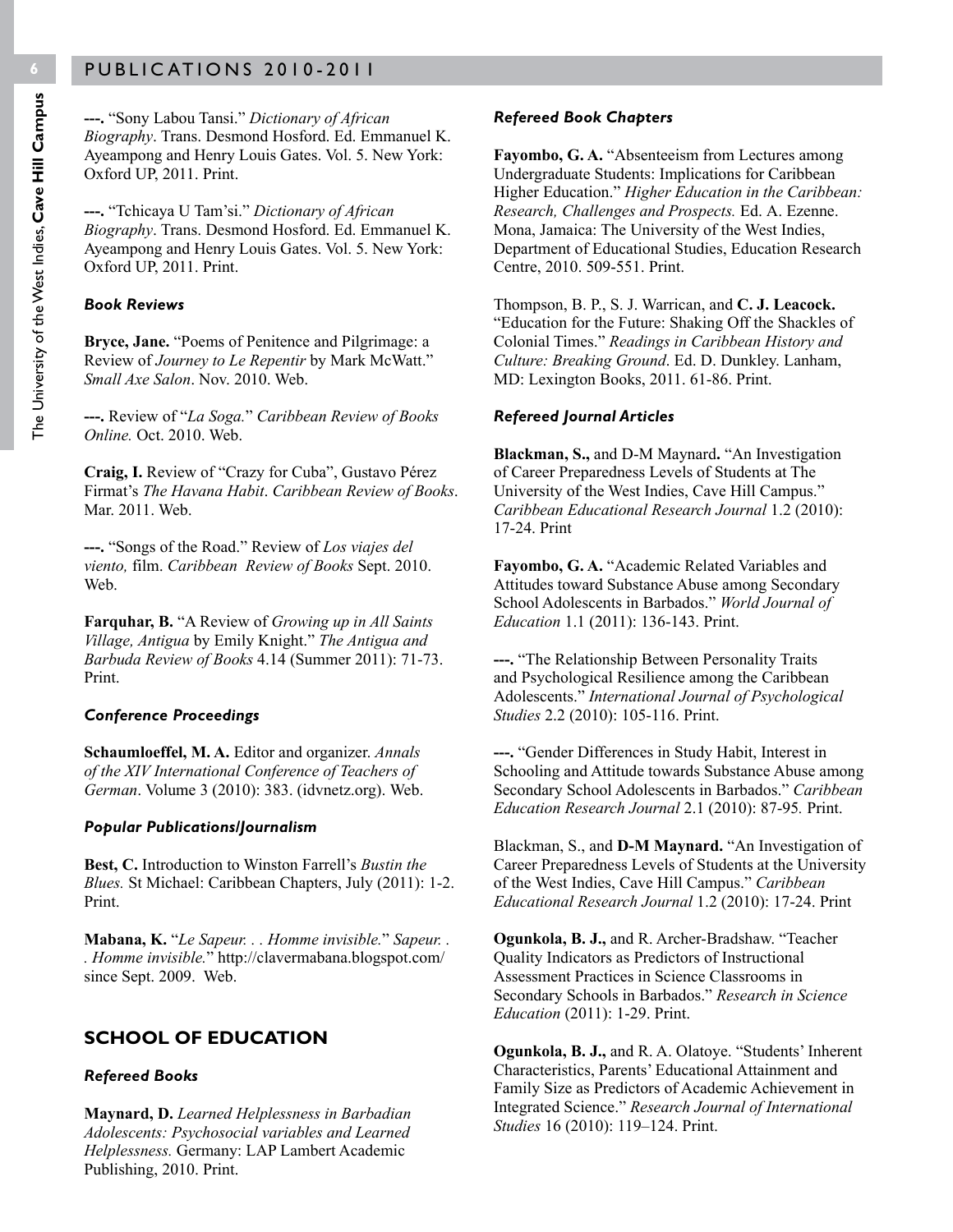**---.** "Sony Labou Tansi." *Dictionary of African Biography*. Trans. Desmond Hosford. Ed. Emmanuel K. Ayeampong and Henry Louis Gates. Vol. 5. New York: Oxford UP, 2011. Print.

**---.** "Tchicaya U Tam'si." *Dictionary of African Biography*. Trans. Desmond Hosford. Ed. Emmanuel K. Ayeampong and Henry Louis Gates. Vol. 5. New York: Oxford UP, 2011. Print.

#### *Book Reviews*

**Bryce, Jane.** "Poems of Penitence and Pilgrimage: a Review of *Journey to Le Repentir* by Mark McWatt." *Small Axe Salon*. Nov. 2010. Web.

**---.** Review of "*La Soga.*" *Caribbean Review of Books Online.* Oct. 2010. Web.

**Craig, I.** Review of "Crazy for Cuba", Gustavo Pérez Firmat's *The Havana Habit*. *Caribbean Review of Books*. Mar. 2011. Web.

**---.** "Songs of the Road." Review of *Los viajes del viento,* film. *Caribbean Review of Books* Sept. 2010. Web.

**Farquhar, B.** "A Review of *Growing up in All Saints Village, Antigua* by Emily Knight." *The Antigua and Barbuda Review of Books* 4.14 (Summer 2011): 71-73. Print.

#### *Conference Proceedings*

**Schaumloeffel, M. A.** Editor and organizer. *Annals of the XIV International Conference of Teachers of German*. Volume 3 (2010): 383. (idvnetz.org). Web.

#### *Popular Publications/Journalism*

**Best, C.** Introduction to Winston Farrell's *Bustin the Blues.* St Michael: Caribbean Chapters, July (2011): 1-2. Print.

**Mabana, K.** "*Le Sapeur. . . Homme invisible.*" *Sapeur. . . Homme invisible.*" http://clavermabana.blogspot.com/ since Sept. 2009. Web.

## SCHOOL OF EDUCATION

#### *Refereed Books*

**Maynard, D.** *Learned Helplessness in Barbadian Adolescents: Psychosocial variables and Learned Helplessness.* Germany: LAP Lambert Academic Publishing, 2010. Print.

#### *Refereed Book Chapters*

**Fayombo, G. A.** "Absenteeism from Lectures among Undergraduate Students: Implications for Caribbean Higher Education." *Higher Education in the Caribbean: Research, Challenges and Prospects.* Ed. A. Ezenne. Mona, Jamaica: The University of the West Indies, Department of Educational Studies, Education Research Centre, 2010. 509-551. Print.

Thompson, B. P., S. J. Warrican, and **C. J. Leacock.** "Education for the Future: Shaking Off the Shackles of Colonial Times." *Readings in Caribbean History and Culture: Breaking Ground*. Ed. D. Dunkley. Lanham, MD: Lexington Books, 2011. 61-86. Print.

#### *Refereed Journal Articles*

**Blackman, S.,** and D-M Maynard**.** "An Investigation of Career Preparedness Levels of Students at The University of the West Indies, Cave Hill Campus." *Caribbean Educational Research Journal* 1.2 (2010): 17-24. Print

**Fayombo, G. A.** "Academic Related Variables and Attitudes toward Substance Abuse among Secondary School Adolescents in Barbados." *World Journal of Education* 1.1 (2011): 136-143. Print.

**---.** "The Relationship Between Personality Traits and Psychological Resilience among the Caribbean Adolescents." *International Journal of Psychological Studies* 2.2 (2010): 105-116. Print.

**---.** "Gender Differences in Study Habit, Interest in Schooling and Attitude towards Substance Abuse among Secondary School Adolescents in Barbados." *Caribbean Education Research Journal* 2.1 (2010): 87-95*.* Print.

Blackman, S., and **D-M Maynard.** "An Investigation of Career Preparedness Levels of Students at the University of the West Indies, Cave Hill Campus." *Caribbean Educational Research Journal* 1.2 (2010): 17-24. Print

**Ogunkola, B. J.,** and R. Archer-Bradshaw. "Teacher Quality Indicators as Predictors of Instructional Assessment Practices in Science Classrooms in Secondary Schools in Barbados." *Research in Science Education* (2011): 1-29. Print.

**Ogunkola, B. J.,** and R. A. Olatoye. "Students' Inherent Characteristics, Parents' Educational Attainment and Family Size as Predictors of Academic Achievement in Integrated Science." *Research Journal of International Studies* 16 (2010): 119–124. Print.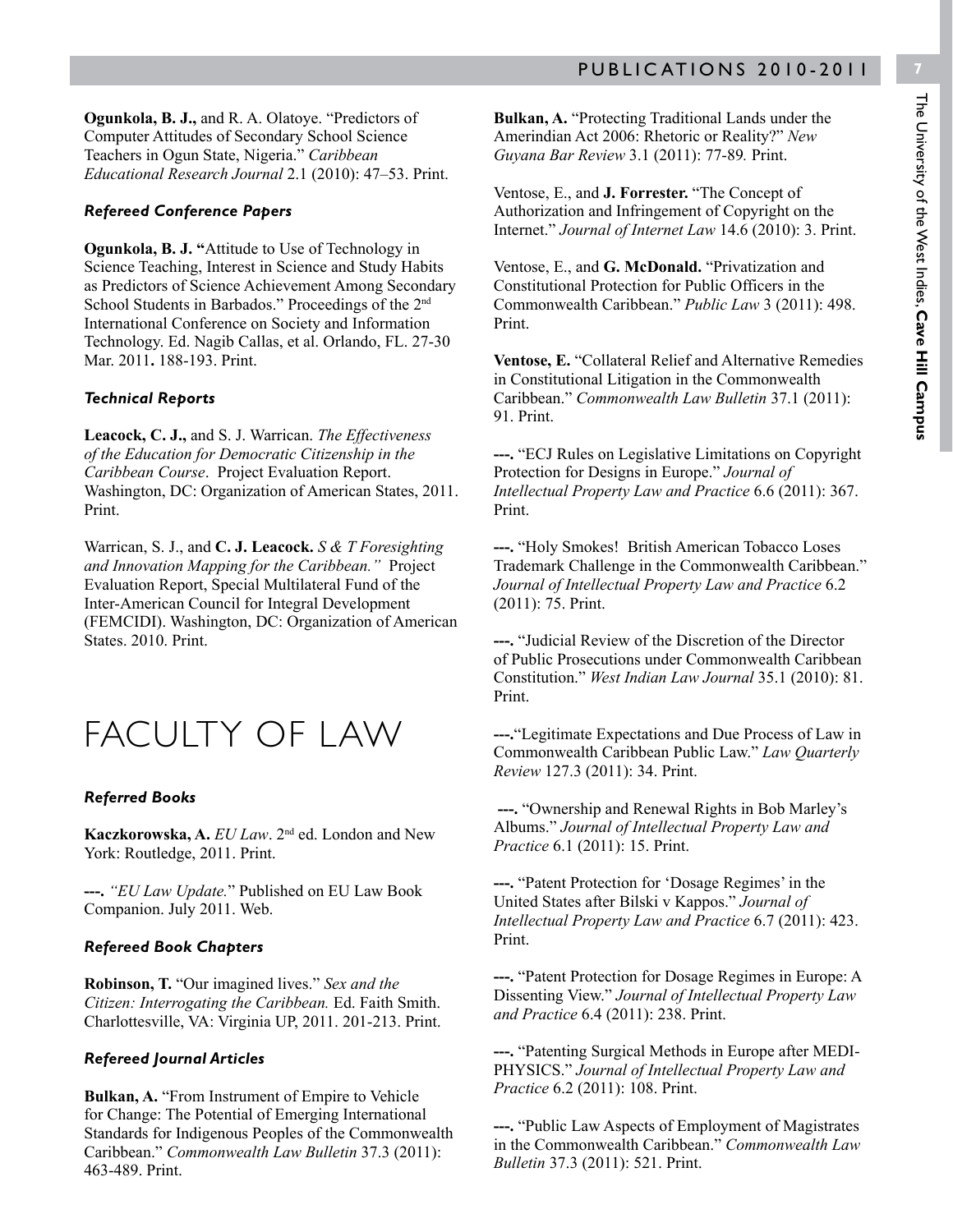**Ogunkola, B. J.,** and R. A. Olatoye. "Predictors of Computer Attitudes of Secondary School Science Teachers in Ogun State, Nigeria." *Caribbean Educational Research Journal* 2.1 (2010): 47–53. Print.

### *Refereed Conference Papers*

**Ogunkola, B. J. "**Attitude to Use of Technology in Science Teaching, Interest in Science and Study Habits as Predictors of Science Achievement Among Secondary School Students in Barbados." Proceedings of the 2nd International Conference on Society and Information Technology. Ed. Nagib Callas, et al. Orlando, FL. 27-30 Mar. 2011**.** 188-193. Print.

### *Technical Reports*

**Leacock, C. J.,** and S. J. Warrican. *The Effectiveness of the Education for Democratic Citizenship in the Caribbean Course*. Project Evaluation Report. Washington, DC: Organization of American States, 2011. Print.

Warrican, S. J., and **C. J. Leacock.** *S & T Foresighting and Innovation Mapping for the Caribbean."* Project Evaluation Report, Special Multilateral Fund of the Inter-American Council for Integral Development (FEMCIDI). Washington, DC: Organization of American States. 2010. Print.

# FACULTY OF LAW

### *Referred Books*

**Kaczkorowska, A.** *EU Law*. 2nd ed. London and New York: Routledge, 2011. Print.

**---.** *"EU Law Update.*" Published on EU Law Book Companion. July 2011. Web.

### *Refereed Book Chapters*

**Robinson, T.** "Our imagined lives." *Sex and the Citizen: Interrogating the Caribbean.* Ed. Faith Smith. Charlottesville, VA: Virginia UP, 2011. 201-213. Print.

### *Refereed Journal Articles*

**Bulkan, A.** "From Instrument of Empire to Vehicle for Change: The Potential of Emerging International Standards for Indigenous Peoples of the Commonwealth Caribbean." *Commonwealth Law Bulletin* 37.3 (2011): 463-489. Print.

**Bulkan, A.** "Protecting Traditional Lands under the Amerindian Act 2006: Rhetoric or Reality?" *New Guyana Bar Review* 3.1 (2011): 77-89*.* Print.

Ventose, E., and **J. Forrester.** "The Concept of Authorization and Infringement of Copyright on the Internet." *Journal of Internet Law* 14.6 (2010): 3. Print.

Ventose, E., and **G. McDonald.** "Privatization and Constitutional Protection for Public Officers in the Commonwealth Caribbean." *Public Law* 3 (2011): 498. Print.

**Ventose, E.** "Collateral Relief and Alternative Remedies in Constitutional Litigation in the Commonwealth Caribbean." *Commonwealth Law Bulletin* 37.1 (2011): 91. Print.

**---.** "ECJ Rules on Legislative Limitations on Copyright Protection for Designs in Europe." *Journal of Intellectual Property Law and Practice* 6.6 (2011): 367. Print.

**---.** "Holy Smokes! British American Tobacco Loses Trademark Challenge in the Commonwealth Caribbean." *Journal of Intellectual Property Law and Practice* 6.2 (2011): 75. Print.

**---.** "Judicial Review of the Discretion of the Director of Public Prosecutions under Commonwealth Caribbean Constitution." *West Indian Law Journal* 35.1 (2010): 81. Print.

**---.**"Legitimate Expectations and Due Process of Law in Commonwealth Caribbean Public Law." *Law Quarterly Review* 127.3 (2011): 34. Print.

**---.** "Ownership and Renewal Rights in Bob Marley's Albums." *Journal of Intellectual Property Law and Practice* 6.1 (2011): 15. Print.

**---.** "Patent Protection for 'Dosage Regimes' in the United States after Bilski v Kappos." *Journal of Intellectual Property Law and Practice* 6.7 (2011): 423. Print.

**---.** "Patent Protection for Dosage Regimes in Europe: A Dissenting View." *Journal of Intellectual Property Law and Practice* 6.4 (2011): 238. Print.

**---.** "Patenting Surgical Methods in Europe after MEDI-PHYSICS." *Journal of Intellectual Property Law and Practice* 6.2 (2011): 108. Print.

**---.** "Public Law Aspects of Employment of Magistrates in the Commonwealth Caribbean." *Commonwealth Law Bulletin* 37.3 (2011): 521. Print.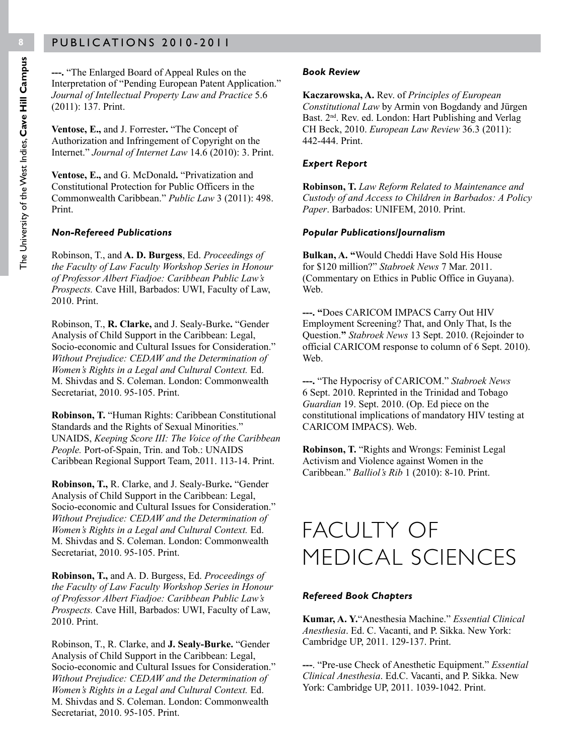**---.** "The Enlarged Board of Appeal Rules on the Interpretation of "Pending European Patent Application." *Journal of Intellectual Property Law and Practice* 5.6 (2011): 137. Print.

**Ventose, E.,** and J. Forrester**.** "The Concept of Authorization and Infringement of Copyright on the Internet." *Journal of Internet Law* 14.6 (2010): 3. Print.

**Ventose, E.,** and G. McDonald**.** "Privatization and Constitutional Protection for Public Officers in the Commonwealth Caribbean." *Public Law* 3 (2011): 498. Print.

### *Non-Refereed Publications*

Robinson, T., and **A. D. Burgess**, Ed. *Proceedings of the Faculty of Law Faculty Workshop Series in Honour of Professor Albert Fiadjoe: Caribbean Public Law's Prospects.* Cave Hill, Barbados: UWI, Faculty of Law, 2010. Print.

Robinson, T., **R. Clarke,** and J. Sealy-Burke**.** "Gender Analysis of Child Support in the Caribbean: Legal, Socio-economic and Cultural Issues for Consideration." *Without Prejudice: CEDAW and the Determination of Women's Rights in a Legal and Cultural Context.* Ed. M. Shivdas and S. Coleman. London: Commonwealth Secretariat, 2010. 95-105. Print.

**Robinson, T.** "Human Rights: Caribbean Constitutional Standards and the Rights of Sexual Minorities." UNAIDS, *Keeping Score III: The Voice of the Caribbean People.* Port-of-Spain, Trin. and Tob.: UNAIDS Caribbean Regional Support Team, 2011. 113-14. Print.

**Robinson, T.,** R. Clarke, and J. Sealy-Burke**.** "Gender Analysis of Child Support in the Caribbean: Legal, Socio-economic and Cultural Issues for Consideration." *Without Prejudice: CEDAW and the Determination of Women's Rights in a Legal and Cultural Context.* Ed. M. Shivdas and S. Coleman. London: Commonwealth Secretariat, 2010. 95-105. Print.

**Robinson, T.,** and A. D. Burgess, Ed. *Proceedings of the Faculty of Law Faculty Workshop Series in Honour of Professor Albert Fiadjoe: Caribbean Public Law's Prospects.* Cave Hill, Barbados: UWI, Faculty of Law, 2010. Print.

Robinson, T., R. Clarke, and **J. Sealy-Burke.** "Gender Analysis of Child Support in the Caribbean: Legal, Socio-economic and Cultural Issues for Consideration." *Without Prejudice: CEDAW and the Determination of Women's Rights in a Legal and Cultural Context.* Ed. M. Shivdas and S. Coleman. London: Commonwealth Secretariat, 2010. 95-105. Print.

### *Book Review*

**Kaczarowska, A.** Rev. of *Principles of European Constitutional Law* by Armin von Bogdandy and Jürgen Bast. 2nd. Rev. ed. London: Hart Publishing and Verlag CH Beck, 2010. *European Law Review* 36.3 (2011): 442-444. Print.

### *Expert Report*

**Robinson, T.** *Law Reform Related to Maintenance and Custody of and Access to Children in Barbados: A Policy Paper*. Barbados: UNIFEM, 2010. Print.

### *Popular Publications/Journalism*

**Bulkan, A. "**Would Cheddi Have Sold His House for $120 million?" *Stabroek News* 7 Mar. 2011. (Commentary on Ethics in Public Office in Guyana). Web.

**---. "**Does CARICOM IMPACS Carry Out HIV Employment Screening? That, and Only That, Is the Question.**"** *Stabroek News* 13 Sept. 2010. (Rejoinder to official CARICOM response to column of 6 Sept. 2010). Web.

**---.** "The Hypocrisy of CARICOM." *Stabroek News* 6 Sept. 2010. Reprinted in the Trinidad and Tobago *Guardian* 19. Sept. 2010. (Op. Ed piece on the constitutional implications of mandatory HIV testing at CARICOM IMPACS). Web.

**Robinson, T.** "Rights and Wrongs: Feminist Legal Activism and Violence against Women in the Caribbean." *Balliol's Rib* 1 (2010): 8-10. Print.

# FACULTY OF MEDICAL SCIENCES

### *Refereed Book Chapters*

**Kumar, A. Y.**"Anesthesia Machine." *Essential Clinical Anesthesia*. Ed. C. Vacanti, and P. Sikka. New York: Cambridge UP, 2011. 129-137. Print.

**---**. "Pre-use Check of Anesthetic Equipment." *Essential Clinical Anesthesia*. Ed.C. Vacanti, and P. Sikka. New York: Cambridge UP, 2011. 1039-1042. Print.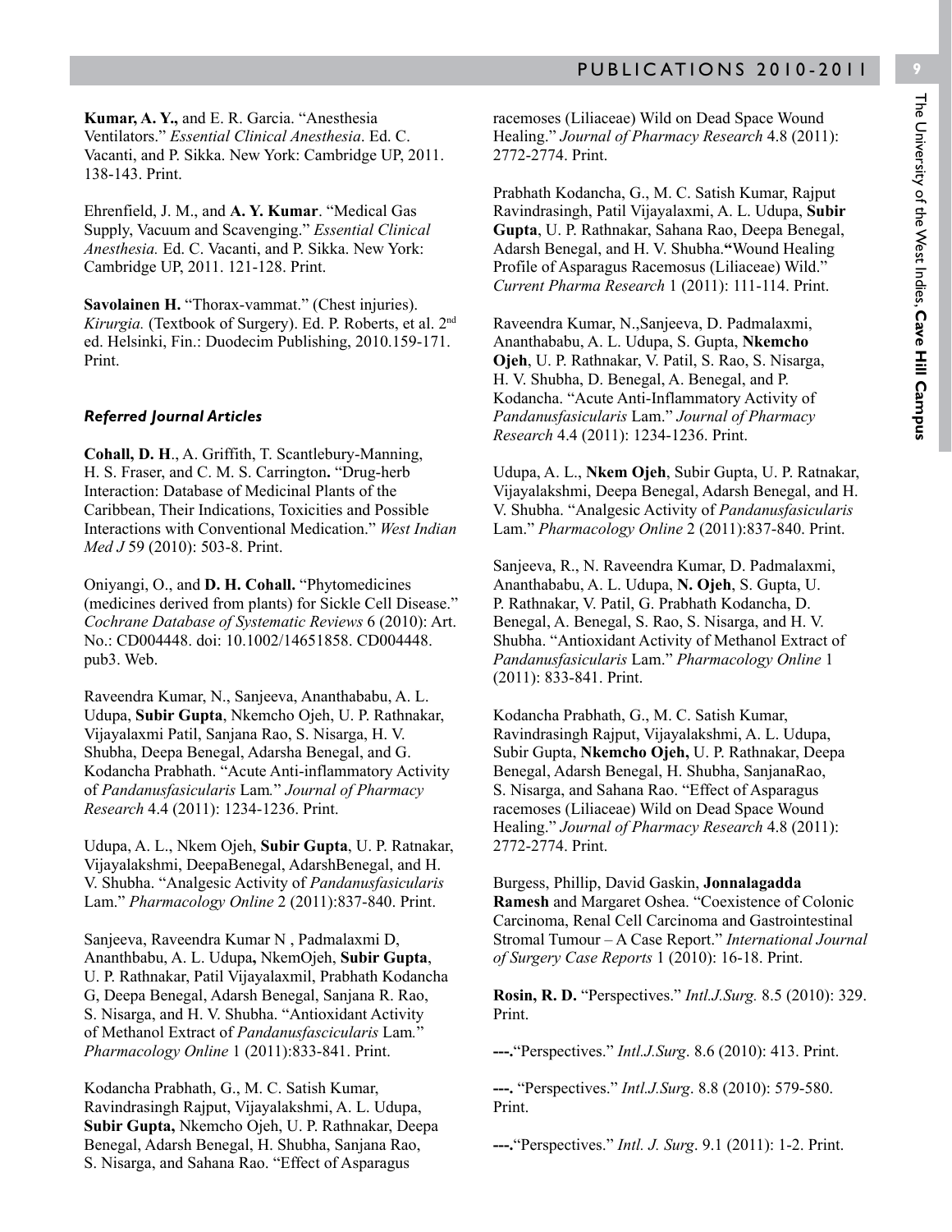**Kumar, A. Y.,** and E. R. Garcia. "Anesthesia Ventilators." *Essential Clinical Anesthesia*. Ed. C. Vacanti, and P. Sikka. New York: Cambridge UP, 2011. 138-143. Print.

Ehrenfield, J. M., and **A. Y. Kumar**. "Medical Gas Supply, Vacuum and Scavenging." *Essential Clinical Anesthesia.* Ed. C. Vacanti, and P. Sikka. New York: Cambridge UP, 2011. 121-128. Print.

**Savolainen H.** "Thorax-vammat." (Chest injuries). *Kirurgia.* (Textbook of Surgery). Ed. P. Roberts, et al. 2nd ed. Helsinki, Fin.: Duodecim Publishing, 2010.159-171. Print.

### *Referred Journal Articles*

**Cohall, D. H**., A. Griffith, T. Scantlebury-Manning, H. S. Fraser, and C. M. S. Carrington**.** "Drug-herb Interaction: Database of Medicinal Plants of the Caribbean, Their Indications, Toxicities and Possible Interactions with Conventional Medication." *West Indian Med J* 59 (2010): 503-8. Print.

Oniyangi, O., and **D. H. Cohall.** "Phytomedicines (medicines derived from plants) for Sickle Cell Disease." *Cochrane Database of Systematic Reviews* 6 (2010): Art. No.: CD004448. doi: 10.1002/14651858. CD004448. pub3. Web.

Raveendra Kumar, N., Sanjeeva, Ananthababu, A. L. Udupa, **Subir Gupta**, Nkemcho Ojeh, U. P. Rathnakar, Vijayalaxmi Patil, Sanjana Rao, S. Nisarga, H. V. Shubha, Deepa Benegal, Adarsha Benegal, and G. Kodancha Prabhath. "Acute Anti-inflammatory Activity of *Pandanusfasicularis* Lam*.*" *Journal of Pharmacy Research* 4.4 (2011): 1234-1236. Print.

Udupa, A. L., Nkem Ojeh, **Subir Gupta**, U. P. Ratnakar, Vijayalakshmi, DeepaBenegal, AdarshBenegal, and H. V. Shubha. "Analgesic Activity of *Pandanusfasicularis* Lam." *Pharmacology Online* 2 (2011):837-840. Print.

Sanjeeva, Raveendra Kumar N , Padmalaxmi D, Ananthbabu, A. L. Udupa**,** NkemOjeh, **Subir Gupta**, U. P. Rathnakar, Patil Vijayalaxmil, Prabhath Kodancha G, Deepa Benegal, Adarsh Benegal, Sanjana R. Rao, S. Nisarga, and H. V. Shubha. "Antioxidant Activity of Methanol Extract of *Pandanusfascicularis* Lam*.*" *Pharmacology Online* 1 (2011):833-841. Print.

Kodancha Prabhath, G., M. C. Satish Kumar, Ravindrasingh Rajput, Vijayalakshmi, A. L. Udupa, **Subir Gupta,** Nkemcho Ojeh, U. P. Rathnakar, Deepa Benegal, Adarsh Benegal, H. Shubha, Sanjana Rao, S. Nisarga, and Sahana Rao. "Effect of Asparagus racemoses (Liliaceae) Wild on Dead Space Wound Healing." *Journal of Pharmacy Research* 4.8 (2011): 2772-2774. Print.

Prabhath Kodancha, G., M. C. Satish Kumar, Rajput Ravindrasingh, Patil Vijayalaxmi, A. L. Udupa, **Subir Gupta**, U. P. Rathnakar, Sahana Rao, Deepa Benegal, Adarsh Benegal, and H. V. Shubha.**"**Wound Healing Profile of Asparagus Racemosus (Liliaceae) Wild." *Current Pharma Research* 1 (2011): 111-114. Print.

Raveendra Kumar, N.,Sanjeeva, D. Padmalaxmi, Ananthababu, A. L. Udupa, S. Gupta, **Nkemcho Ojeh**, U. P. Rathnakar, V. Patil, S. Rao, S. Nisarga, H. V. Shubha, D. Benegal, A. Benegal, and P. Kodancha. "Acute Anti-Inflammatory Activity of *Pandanusfasicularis* Lam." *Journal of Pharmacy Research* 4.4 (2011): 1234-1236. Print.

Udupa, A. L., **Nkem Ojeh**, Subir Gupta, U. P. Ratnakar, Vijayalakshmi, Deepa Benegal, Adarsh Benegal, and H. V. Shubha. "Analgesic Activity of *Pandanusfasicularis* Lam." *Pharmacology Online* 2 (2011):837-840. Print.

Sanjeeva, R., N. Raveendra Kumar, D. Padmalaxmi, Ananthababu, A. L. Udupa, **N. Ojeh**, S. Gupta, U. P. Rathnakar, V. Patil, G. Prabhath Kodancha, D. Benegal, A. Benegal, S. Rao, S. Nisarga, and H. V. Shubha. "Antioxidant Activity of Methanol Extract of *Pandanusfasicularis* Lam." *Pharmacology Online* 1 (2011): 833-841. Print.

Kodancha Prabhath, G., M. C. Satish Kumar, Ravindrasingh Rajput, Vijayalakshmi, A. L. Udupa, Subir Gupta, **Nkemcho Ojeh,** U. P. Rathnakar, Deepa Benegal, Adarsh Benegal, H. Shubha, SanjanaRao, S. Nisarga, and Sahana Rao. "Effect of Asparagus racemoses (Liliaceae) Wild on Dead Space Wound Healing." *Journal of Pharmacy Research* 4.8 (2011): 2772-2774. Print.

Burgess, Phillip, David Gaskin, **Jonnalagadda Ramesh** and Margaret Oshea. "Coexistence of Colonic Carcinoma, Renal Cell Carcinoma and Gastrointestinal Stromal Tumour – A Case Report." *International Journal of Surgery Case Reports* 1 (2010): 16-18. Print.

**Rosin, R. D.** "Perspectives." *Intl.J.Surg.* 8.5 (2010): 329. Print.

**---.**"Perspectives." *Intl.J.Surg*. 8.6 (2010): 413. Print.

**---.** "Perspectives." *Intl.J.Surg*. 8.8 (2010): 579-580. Print.

**---.**"Perspectives." *Intl. J. Surg*. 9.1 (2011): 1-2. Print.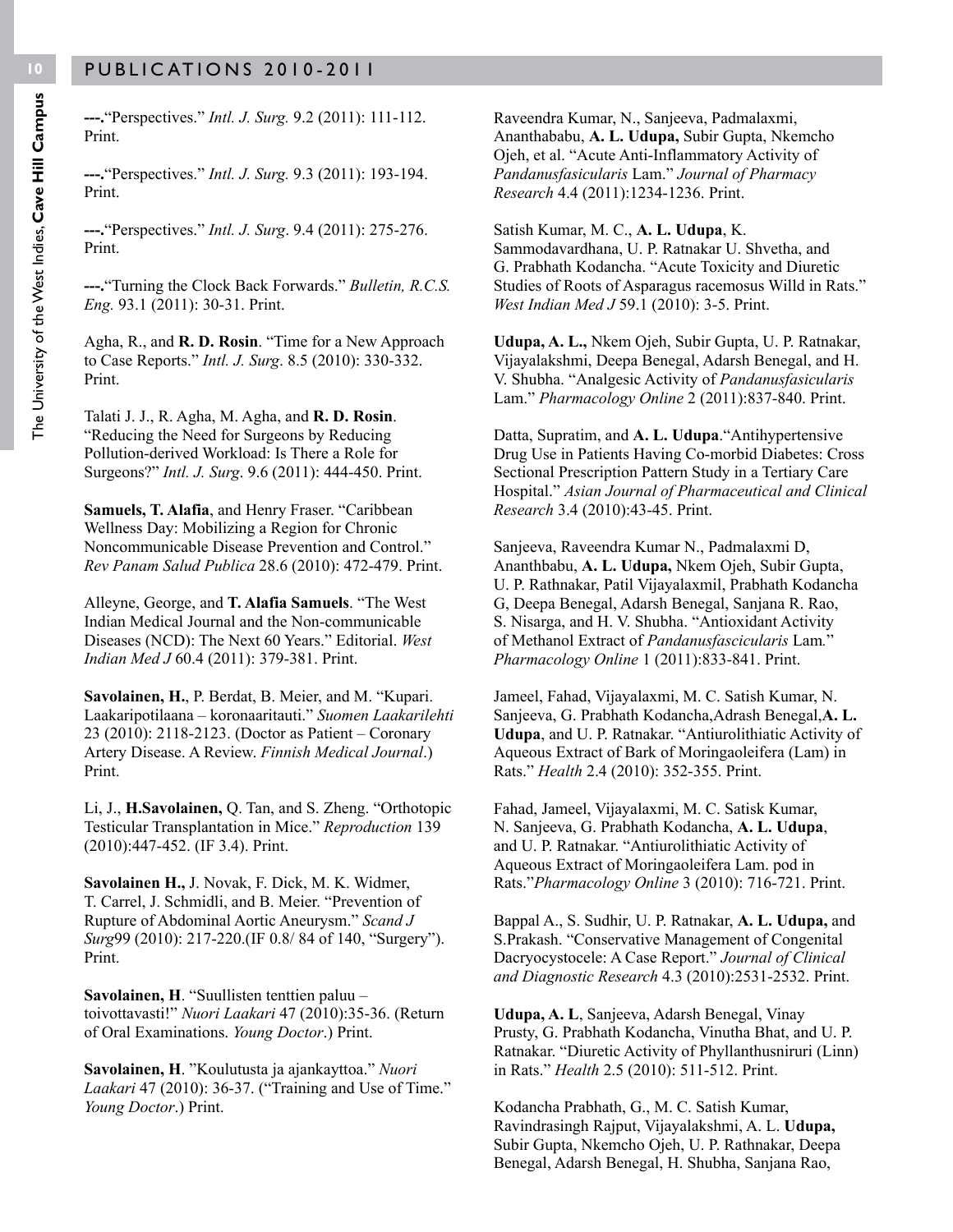**---.**"Perspectives." *Intl. J. Surg.* 9.2 (2011): 111-112. Print.

**---.**"Perspectives." *Intl. J. Surg.* 9.3 (2011): 193-194. Print.

**---.**"Perspectives." *Intl. J. Surg*. 9.4 (2011): 275-276. Print.

**---.**"Turning the Clock Back Forwards." *Bulletin, R.C.S. Eng.* 93.1 (2011): 30-31. Print.

Agha, R., and **R. D. Rosin**. "Time for a New Approach to Case Reports." *Intl. J. Surg*. 8.5 (2010): 330-332. Print.

Talati J. J., R. Agha, M. Agha, and **R. D. Rosin**. "Reducing the Need for Surgeons by Reducing Pollution-derived Workload: Is There a Role for Surgeons?" *Intl. J. Surg*. 9.6 (2011): 444-450. Print.

**Samuels, T. Alafia**, and Henry Fraser. "Caribbean Wellness Day: Mobilizing a Region for Chronic Noncommunicable Disease Prevention and Control." *Rev Panam Salud Publica* 28.6 (2010): 472-479. Print.

Alleyne, George, and **T. Alafia Samuels**. "The West Indian Medical Journal and the Non-communicable Diseases (NCD): The Next 60 Years." Editorial. *West Indian Med J* 60.4 (2011): 379-381. Print.

**Savolainen, H.**, P. Berdat, B. Meier, and M. "Kupari. Laakaripotilaana – koronaaritauti." *Suomen Laakarilehti* 23 (2010): 2118-2123. (Doctor as Patient – Coronary Artery Disease. A Review. *Finnish Medical Journal*.) Print.

Li, J., **H.Savolainen,** Q. Tan, and S. Zheng. "Orthotopic Testicular Transplantation in Mice." *Reproduction* 139 (2010):447-452. (IF 3.4). Print.

**Savolainen H.,** J. Novak, F. Dick, M. K. Widmer, T. Carrel, J. Schmidli, and B. Meier. "Prevention of Rupture of Abdominal Aortic Aneurysm." *Scand J Surg*99 (2010): 217-220.(IF 0.8/ 84 of 140, "Surgery"). Print.

**Savolainen, H**. "Suullisten tenttien paluu – toivottavasti!" *Nuori Laakari* 47 (2010):35-36. (Return of Oral Examinations. *Young Doctor*.) Print.

**Savolainen, H**. "Koulutusta ja ajankayttoa." *Nuori Laakari* 47 (2010): 36-37. ("Training and Use of Time." *Young Doctor*.) Print.

Raveendra Kumar, N., Sanjeeva, Padmalaxmi, Ananthababu, **A. L. Udupa,** Subir Gupta, Nkemcho Ojeh, et al. "Acute Anti-Inflammatory Activity of *Pandanusfasicularis* Lam." *Journal of Pharmacy Research* 4.4 (2011):1234-1236. Print.

Satish Kumar, M. C., **A. L. Udupa**, K. Sammodavardhana, U. P. Ratnakar U. Shvetha, and G. Prabhath Kodancha. "Acute Toxicity and Diuretic Studies of Roots of Asparagus racemosus Willd in Rats." *West Indian Med J* 59.1 (2010): 3-5. Print.

**Udupa, A. L.,** Nkem Ojeh, Subir Gupta, U. P. Ratnakar, Vijayalakshmi, Deepa Benegal, Adarsh Benegal, and H. V. Shubha. "Analgesic Activity of *Pandanusfasicularis* Lam." *Pharmacology Online* 2 (2011):837-840. Print.

Datta, Supratim, and **A. L. Udupa**."Antihypertensive Drug Use in Patients Having Co-morbid Diabetes: Cross Sectional Prescription Pattern Study in a Tertiary Care Hospital." *Asian Journal of Pharmaceutical and Clinical Research* 3.4 (2010):43-45. Print.

Sanjeeva, Raveendra Kumar N., Padmalaxmi D, Ananthbabu, **A. L. Udupa,** Nkem Ojeh, Subir Gupta, U. P. Rathnakar, Patil Vijayalaxmil, Prabhath Kodancha G, Deepa Benegal, Adarsh Benegal, Sanjana R. Rao, S. Nisarga, and H. V. Shubha. "Antioxidant Activity of Methanol Extract of *Pandanusfascicularis* Lam." *Pharmacology Online* 1 (2011):833-841. Print.

Jameel, Fahad, Vijayalaxmi, M. C. Satish Kumar, N. Sanjeeva, G. Prabhath Kodancha,Adrash Benegal,**A. L. Udupa**, and U. P. Ratnakar. "Antiurolithiatic Activity of Aqueous Extract of Bark of Moringaoleifera (Lam) in Rats." *Health* 2.4 (2010): 352-355. Print.

Fahad, Jameel, Vijayalaxmi, M. C. Satisk Kumar, N. Sanjeeva, G. Prabhath Kodancha, **A. L. Udupa**, and U. P. Ratnakar. "Antiurolithiatic Activity of Aqueous Extract of Moringaoleifera Lam. pod in Rats."*Pharmacology Online* 3 (2010): 716-721. Print.

Bappal A., S. Sudhir, U. P. Ratnakar, **A. L. Udupa,** and S.Prakash. "Conservative Management of Congenital Dacryocystocele: A Case Report." *Journal of Clinical and Diagnostic Research* 4.3 (2010):2531-2532. Print.

**Udupa, A. L**, Sanjeeva, Adarsh Benegal, Vinay Prusty, G. Prabhath Kodancha, Vinutha Bhat, and U. P. Ratnakar. "Diuretic Activity of Phyllanthusniruri (Linn) in Rats." *Health* 2.5 (2010): 511-512. Print.

Kodancha Prabhath, G., M. C. Satish Kumar, Ravindrasingh Rajput, Vijayalakshmi, A. L. **Udupa,** Subir Gupta, Nkemcho Ojeh, U. P. Rathnakar, Deepa Benegal, Adarsh Benegal, H. Shubha, Sanjana Rao,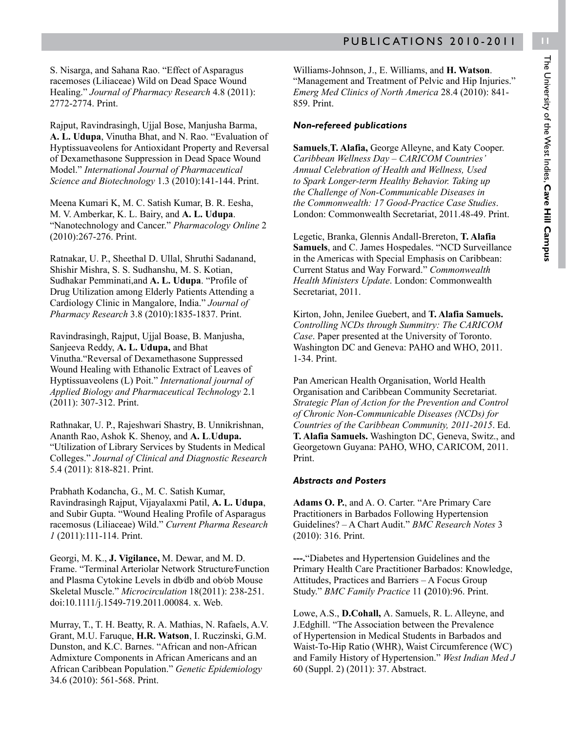S. Nisarga, and Sahana Rao. "Effect of Asparagus racemoses (Liliaceae) Wild on Dead Space Wound Healing." *Journal of Pharmacy Research* 4.8 (2011): 2772-2774. Print.

Rajput, Ravindrasingh, Ujjal Bose, Manjusha Barma, **A. L. Udupa**, Vinutha Bhat, and N. Rao. "Evaluation of Hyptissuaveolens for Antioxidant Property and Reversal of Dexamethasone Suppression in Dead Space Wound Model." *International Journal of Pharmaceutical Science and Biotechnology* 1.3 (2010):141-144. Print.

Meena Kumari K, M. C. Satish Kumar, B. R. Eesha, M. V. Amberkar, K. L. Bairy, and **A. L. Udupa**. "Nanotechnology and Cancer." *Pharmacology Online* 2 (2010):267-276. Print.

Ratnakar, U. P., Sheethal D. Ullal, Shruthi Sadanand, Shishir Mishra, S. S. Sudhanshu, M. S. Kotian, Sudhakar Pemminati,and **A. L. Udupa**. "Profile of Drug Utilization among Elderly Patients Attending a Cardiology Clinic in Mangalore, India." *Journal of Pharmacy Research* 3.8 (2010):1835-1837. Print.

Ravindrasingh, Rajput, Ujjal Boase, B. Manjusha, Sanjeeva Reddy, **A. L. Udupa,** and Bhat Vinutha."Reversal of Dexamethasone Suppressed Wound Healing with Ethanolic Extract of Leaves of Hyptissuaveolens (L) Poit." *International journal of Applied Biology and Pharmaceutical Technology* 2.1 (2011): 307-312. Print.

Rathnakar, U. P., Rajeshwari Shastry, B. Unnikrishnan, Ananth Rao, Ashok K. Shenoy, and **A. L.Udupa.** "Utilization of Library Services by Students in Medical Colleges." *Journal of Clinical and Diagnostic Research* 5.4 (2011): 818-821. Print.

Prabhath Kodancha, G., M. C. Satish Kumar, Ravindrasingh Rajput, Vijayalaxmi Patil, **A. L. Udupa**, and Subir Gupta. "Wound Healing Profile of Asparagus racemosus (Liliaceae) Wild." *Current Pharma Research 1* (2011):111-114. Print.

Georgi, M. K., **J. Vigilance,** M. Dewar, and M. D. Frame. "Terminal Arteriolar Network Structure/Function and Plasma Cytokine Levels in db/db and ob/ob Mouse Skeletal Muscle." *Microcirculation* 18(2011): 238-251. doi:10.1111/j.1549-719.2011.00084. x. Web.

Murray, T., T. H. Beatty, R. A. Mathias, N. Rafaels, A.V. Grant, M.U. Faruque, **H.R. Watson**, I. Ruczinski, G.M. Dunston, and K.C. Barnes. "African and non-African Admixture Components in African Americans and an African Caribbean Population." *Genetic Epidemiology* 34.6 (2010): 561-568. Print.

Williams-Johnson, J., E. Williams, and **H. Watson**. "Management and Treatment of Pelvic and Hip Injuries." *Emerg Med Clinics of North America* 28.4 (2010): 841-859. Print.

### *Non-refereed publications*

**Samuels**,**T. Alafia,** George Alleyne, and Katy Cooper. *Caribbean Wellness Day – CARICOM Countries' Annual Celebration of Health and Wellness, Used to Spark Longer-term Healthy Behavior. Taking up the Challenge of Non-Communicable Diseases in the Commonwealth: 17 Good-Practice Case Studies*. London: Commonwealth Secretariat, 2011.48-49. Print.

Legetic, Branka, Glennis Andall-Brereton, **T. Alafia Samuels**, and C. James Hospedales. "NCD Surveillance in the Americas with Special Emphasis on Caribbean: Current Status and Way Forward." *Commonwealth Health Ministers Update*. London: Commonwealth Secretariat, 2011.

Kirton, John, Jenilee Guebert, and **T. Alafia Samuels.** *Controlling NCDs through Summitry: The CARICOM Case*. Paper presented at the University of Toronto. Washington DC and Geneva: PAHO and WHO, 2011. 1-34. Print.

Pan American Health Organisation, World Health Organisation and Caribbean Community Secretariat. *Strategic Plan of Action for the Prevention and Control of Chronic Non-Communicable Diseases (NCDs) for Countries of the Caribbean Community, 2011-2015*. Ed. **T. Alafia Samuels.** Washington DC, Geneva, Switz., and Georgetown Guyana: PAHO, WHO, CARICOM, 2011. Print.

### *Abstracts and Posters*

**Adams O. P.**, and A. O. Carter. "Are Primary Care Practitioners in Barbados Following Hypertension Guidelines? – A Chart Audit." *BMC Research Notes* 3 (2010): 316. Print.

**---.**"Diabetes and Hypertension Guidelines and the Primary Health Care Practitioner Barbados: Knowledge, Attitudes, Practices and Barriers – A Focus Group Study." *BMC Family Practice* 11 **(**2010):96. Print.

Lowe, A.S., **D.Cohall,** A. Samuels, R. L. Alleyne, and J.Edghill. "The Association between the Prevalence of Hypertension in Medical Students in Barbados and Waist-To-Hip Ratio (WHR), Waist Circumference (WC) and Family History of Hypertension." *West Indian Med J* 60 (Suppl. 2) (2011): 37. Abstract.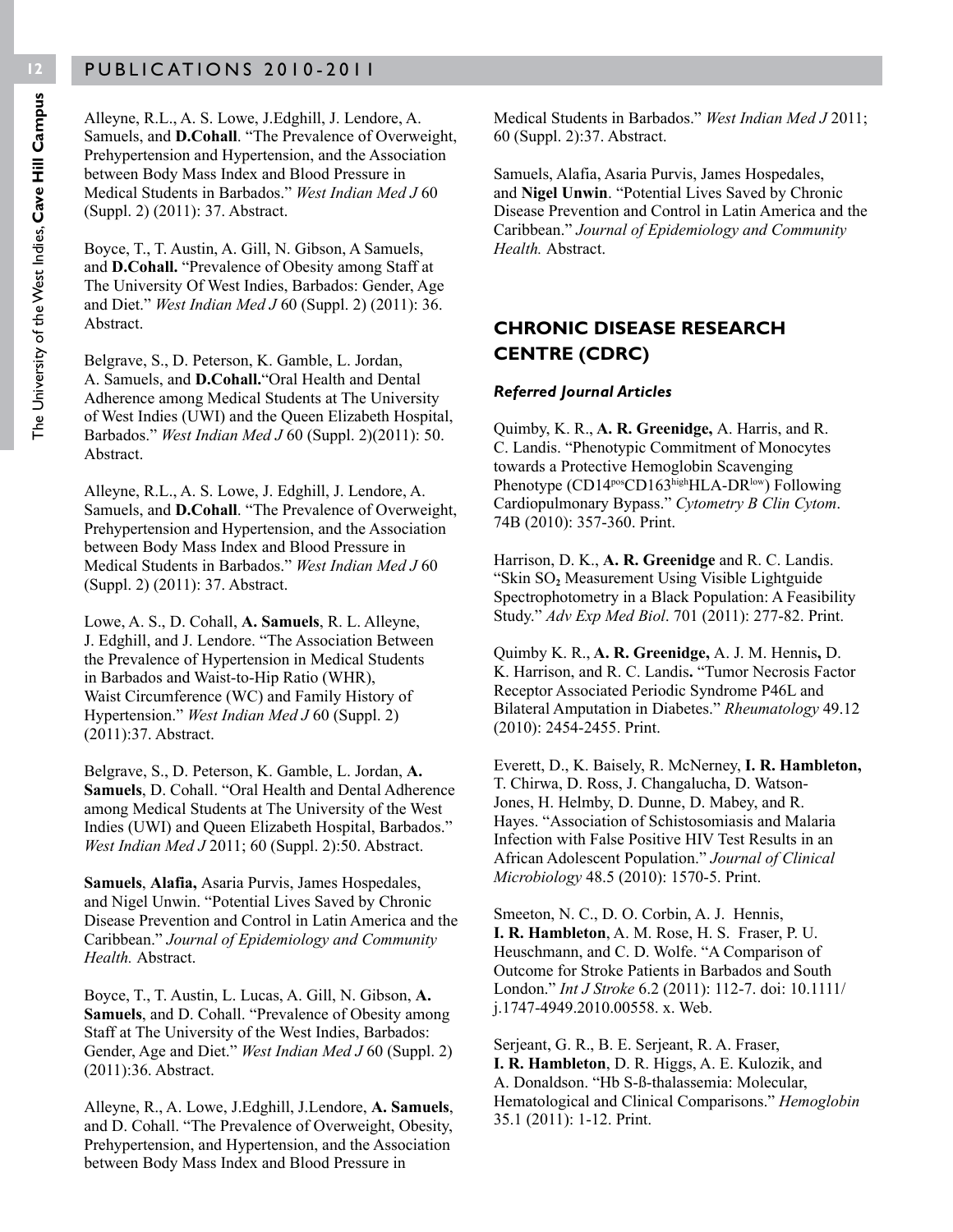Alleyne, R.L., A. S. Lowe, J.Edghill, J. Lendore, A. Samuels, and **D.Cohall**. "The Prevalence of Overweight, Prehypertension and Hypertension, and the Association between Body Mass Index and Blood Pressure in Medical Students in Barbados." *West Indian Med J* 60 (Suppl. 2) (2011): 37. Abstract.

Boyce, T., T. Austin, A. Gill, N. Gibson, A Samuels, and **D.Cohall.** "Prevalence of Obesity among Staff at The University Of West Indies, Barbados: Gender, Age and Diet." *West Indian Med J* 60 (Suppl. 2) (2011): 36. Abstract.

Belgrave, S., D. Peterson, K. Gamble, L. Jordan, A. Samuels, and **D.Cohall.**"Oral Health and Dental Adherence among Medical Students at The University of West Indies (UWI) and the Queen Elizabeth Hospital, Barbados." *West Indian Med J* 60 (Suppl. 2)(2011): 50. Abstract.

Alleyne, R.L., A. S. Lowe, J. Edghill, J. Lendore, A. Samuels, and **D.Cohall**. "The Prevalence of Overweight, Prehypertension and Hypertension, and the Association between Body Mass Index and Blood Pressure in Medical Students in Barbados." *West Indian Med J* 60 (Suppl. 2) (2011): 37. Abstract.

Lowe, A. S., D. Cohall, **A. Samuels**, R. L. Alleyne, J. Edghill, and J. Lendore. "The Association Between the Prevalence of Hypertension in Medical Students in Barbados and Waist-to-Hip Ratio (WHR), Waist Circumference (WC) and Family History of Hypertension." *West Indian Med J* 60 (Suppl. 2) (2011):37. Abstract.

Belgrave, S., D. Peterson, K. Gamble, L. Jordan, **A. Samuels**, D. Cohall. "Oral Health and Dental Adherence among Medical Students at The University of The West Indies (UWI) and Queen Elizabeth Hospital, Barbados." *West Indian Med J* 2011; 60 (Suppl. 2):50. Abstract.

**Samuels**, **Alafia,** Asaria Purvis, James Hospedales, and Nigel Unwin. "Potential Lives Saved by Chronic Disease Prevention and Control in Latin America and the Caribbean." *Journal of Epidemiology and Community Health.* Abstract.

Boyce, T., T. Austin, L. Lucas, A. Gill, N. Gibson, **A. Samuels**, and D. Cohall. "Prevalence of Obesity among Staff at The University of the West Indies, Barbados: Gender, Age and Diet." *West Indian Med J* 60 (Suppl. 2) (2011):36. Abstract.

Alleyne, R., A. Lowe, J.Edghill, J.Lendore, **A. Samuels**, and D. Cohall. "The Prevalence of Overweight, Obesity, Prehypertension, and Hypertension, and the Association between Body Mass Index and Blood Pressure in Medical Students in Barbados." *West Indian Med J* 2011; 60 (Suppl. 2):37. Abstract.

Samuels, Alafia, Asaria Purvis, James Hospedales, and **Nigel Unwin**. "Potential Lives Saved by Chronic Disease Prevention and Control in Latin America and the Caribbean." *Journal of Epidemiology and Community Health.* Abstract.

## CHRONIC DISEASE RESEARCH CENTRE (CDRC)

### *Referred Journal Articles*

Quimby, K. R., **A. R. Greenidge,** A. Harris, and R. C. Landis. "Phenotypic Commitment of Monocytes towards a Protective Hemoglobin Scavenging Phenotype ($CD14^{pos}CD163^{high}HLA\text{-}DR^{low}$) Following Cardiopulmonary Bypass." *Cytometry B Clin Cytom*. 74B (2010): 357-360. Print.

Harrison, D. K., **A. R. Greenidge** and R. C. Landis. "Skin $SO_2$ Measurement Using Visible Lightguide Spectrophotometry in a Black Population: A Feasibility Study." *Adv Exp Med Biol*. 701 (2011): 277-82. Print.

Quimby K. R., **A. R. Greenidge,** A. J. M. Hennis**,** D. K. Harrison, and R. C. Landis**.** "Tumor Necrosis Factor Receptor Associated Periodic Syndrome P46L and Bilateral Amputation in Diabetes." *Rheumatology* 49.12 (2010): 2454-2455. Print.

Everett, D., K. Baisely, R. McNerney, **I. R. Hambleton,** T. Chirwa, D. Ross, J. Changalucha, D. Watson-Jones, H. Helmby, D. Dunne, D. Mabey, and R. Hayes. "Association of Schistosomiasis and Malaria Infection with False Positive HIV Test Results in an African Adolescent Population." *Journal of Clinical Microbiology* 48.5 (2010): 1570-5. Print.

Smeeton, N. C., D. O. Corbin, A. J. Hennis, **I. R. Hambleton**, A. M. Rose, H. S. Fraser, P. U. Heuschmann, and C. D. Wolfe. "A Comparison of Outcome for Stroke Patients in Barbados and South London." *Int J Stroke* 6.2 (2011): 112-7. doi: 10.1111/ j.1747-4949.2010.00558. x. Web.

Serjeant, G. R., B. E. Serjeant, R. A. Fraser, **I. R. Hambleton**, D. R. Higgs, A. E. Kulozik, and A. Donaldson. "Hb S-ß-thalassemia: Molecular, Hematological and Clinical Comparisons." *Hemoglobin* 35.1 (2011): 1-12. Print.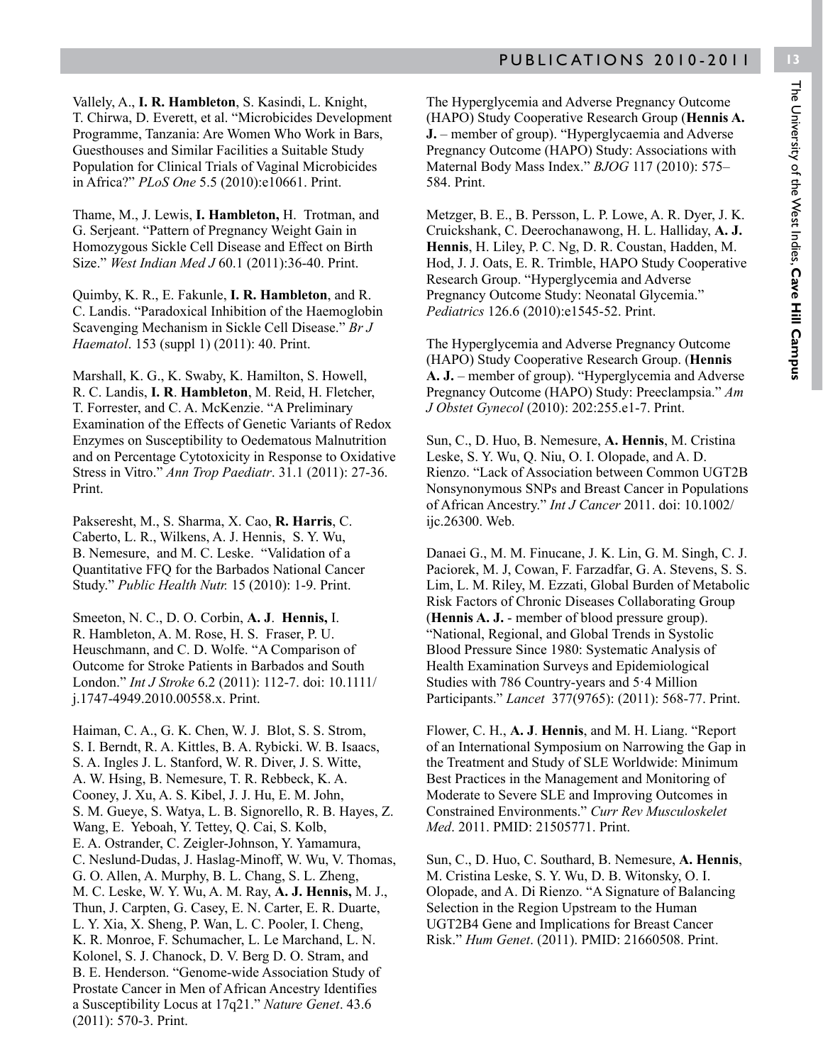Vallely, A., **I. R. Hambleton**, S. Kasindi, L. Knight, T. Chirwa, D. Everett, et al. "Microbicides Development Programme, Tanzania: Are Women Who Work in Bars, Guesthouses and Similar Facilities a Suitable Study Population for Clinical Trials of Vaginal Microbicides in Africa?" *PLoS One* 5.5 (2010):e10661. Print.

Thame, M., J. Lewis, **I. Hambleton,** H. Trotman, and G. Serjeant. "Pattern of Pregnancy Weight Gain in Homozygous Sickle Cell Disease and Effect on Birth Size." *West Indian Med J* 60.1 (2011):36-40. Print.

Quimby, K. R., E. Fakunle, **I. R. Hambleton**, and R. C. Landis. "Paradoxical Inhibition of the Haemoglobin Scavenging Mechanism in Sickle Cell Disease." *Br J Haematol*. 153 (suppl 1) (2011): 40. Print.

Marshall, K. G., K. Swaby, K. Hamilton, S. Howell, R. C. Landis, **I. R**. **Hambleton**, M. Reid, H. Fletcher, T. Forrester, and C. A. McKenzie. "A Preliminary Examination of the Effects of Genetic Variants of Redox Enzymes on Susceptibility to Oedematous Malnutrition and on Percentage Cytotoxicity in Response to Oxidative Stress in Vitro." *Ann Trop Paediatr*. 31.1 (2011): 27-36. Print.

Pakseresht, M., S. Sharma, X. Cao, **R. Harris**, C. Caberto, L. R., Wilkens, A. J. Hennis, S. Y. Wu, B. Nemesure, and M. C. Leske. "Validation of a Quantitative FFQ for the Barbados National Cancer Study." *Public Health Nutr.* 15 (2010): 1-9. Print.

Smeeton, N. C., D. O. Corbin, **A. J**. **Hennis,** I. R. Hambleton, A. M. Rose, H. S. Fraser, P. U. Heuschmann, and C. D. Wolfe. "A Comparison of Outcome for Stroke Patients in Barbados and South London." *Int J Stroke* 6.2 (2011): 112-7. doi: 10.1111/j.1747-4949.2010.00558.x. Print.

Haiman, C. A., G. K. Chen, W. J. Blot, S. S. Strom, S. I. Berndt, R. A. Kittles, B. A. Rybicki. W. B. Isaacs, S. A. Ingles J. L. Stanford, W. R. Diver, J. S. Witte, A. W. Hsing, B. Nemesure, T. R. Rebbeck, K. A. Cooney, J. Xu, A. S. Kibel, J. J. Hu, E. M. John, S. M. Gueye, S. Watya, L. B. Signorello, R. B. Hayes, Z. Wang, E. Yeboah, Y. Tettey, Q. Cai, S. Kolb, E. A. Ostrander, C. Zeigler-Johnson, Y. Yamamura, C. Neslund-Dudas, J. Haslag-Minoff, W. Wu, V. Thomas, G. O. Allen, A. Murphy, B. L. Chang, S. L. Zheng, M. C. Leske, W. Y. Wu, A. M. Ray, **A. J. Hennis,** M. J., Thun, J. Carpten, G. Casey, E. N. Carter, E. R. Duarte, L. Y. Xia, X. Sheng, P. Wan, L. C. Pooler, I. Cheng, K. R. Monroe, F. Schumacher, L. Le Marchand, L. N. Kolonel, S. J. Chanock, D. V. Berg D. O. Stram, and B. E. Henderson. "Genome-wide Association Study of Prostate Cancer in Men of African Ancestry Identifies a Susceptibility Locus at 17q21." *Nature Genet*. 43.6 (2011): 570-3. Print.

The Hyperglycemia and Adverse Pregnancy Outcome (HAPO) Study Cooperative Research Group (**Hennis A. J.** – member of group). "Hyperglycaemia and Adverse Pregnancy Outcome (HAPO) Study: Associations with Maternal Body Mass Index." *BJOG* 117 (2010): 575–584. Print.

Metzger, B. E., B. Persson, L. P. Lowe, A. R. Dyer, J. K. Cruickshank, C. Deerochanawong, H. L. Halliday, **A. J. Hennis**, H. Liley, P. C. Ng, D. R. Coustan, Hadden, M. Hod, J. J. Oats, E. R. Trimble, HAPO Study Cooperative Research Group. "Hyperglycemia and Adverse Pregnancy Outcome Study: Neonatal Glycemia." *Pediatrics* 126.6 (2010):e1545-52. Print.

The Hyperglycemia and Adverse Pregnancy Outcome (HAPO) Study Cooperative Research Group. (**Hennis A. J.** – member of group). "Hyperglycemia and Adverse Pregnancy Outcome (HAPO) Study: Preeclampsia." *Am J Obstet Gynecol* (2010): 202:255.e1-7. Print.

Sun, C., D. Huo, B. Nemesure, **A. Hennis**, M. Cristina Leske, S. Y. Wu, Q. Niu, O. I. Olopade, and A. D. Rienzo. "Lack of Association between Common UGT2B Nonsynonymous SNPs and Breast Cancer in Populations of African Ancestry." *Int J Cancer* 2011. doi: 10.1002/ijc.26300. Web.

Danaei G., M. M. Finucane, J. K. Lin, G. M. Singh, C. J. Paciorek, M. J, Cowan, F. Farzadfar, G. A. Stevens, S. S. Lim, L. M. Riley, M. Ezzati, Global Burden of Metabolic Risk Factors of Chronic Diseases Collaborating Group (**Hennis A. J.** - member of blood pressure group). "National, Regional, and Global Trends in Systolic Blood Pressure Since 1980: Systematic Analysis of Health Examination Surveys and Epidemiological Studies with 786 Country-years and 5·4 Million Participants." *Lancet* 377(9765): (2011): 568-77. Print.

Flower, C. H., **A. J**. **Hennis**, and M. H. Liang. "Report of an International Symposium on Narrowing the Gap in the Treatment and Study of SLE Worldwide: Minimum Best Practices in the Management and Monitoring of Moderate to Severe SLE and Improving Outcomes in Constrained Environments." *Curr Rev Musculoskelet Med*. 2011. PMID: 21505771. Print.

Sun, C., D. Huo, C. Southard, B. Nemesure, **A. Hennis**, M. Cristina Leske, S. Y. Wu, D. B. Witonsky, O. I. Olopade, and A. Di Rienzo. "A Signature of Balancing Selection in the Region Upstream to the Human UGT2B4 Gene and Implications for Breast Cancer Risk." *Hum Genet*. (2011). PMID: 21660508. Print.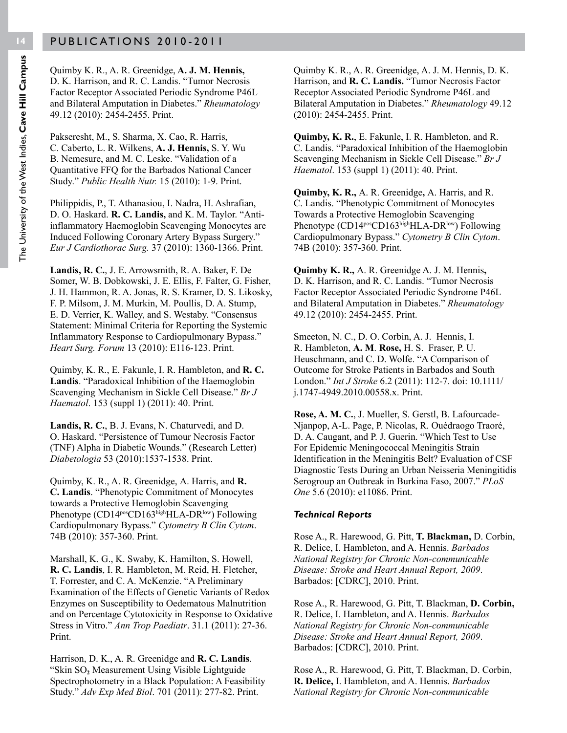Quimby K. R., A. R. Greenidge, **A. J. M. Hennis,** D. K. Harrison, and R. C. Landis. "Tumor Necrosis Factor Receptor Associated Periodic Syndrome P46L and Bilateral Amputation in Diabetes." *Rheumatology* 49.12 (2010): 2454-2455. Print.

Pakseresht, M., S. Sharma, X. Cao, R. Harris, C. Caberto, L. R. Wilkens, **A. J. Hennis,** S. Y. Wu B. Nemesure, and M. C. Leske. "Validation of a Quantitative FFQ for the Barbados National Cancer Study." *Public Health Nutr.* 15 (2010): 1-9. Print.

Philippidis, P., T. Athanasiou, I. Nadra, H. Ashrafian, D. O. Haskard. **R. C. Landis,** and K. M. Taylor. "Anti-inflammatory Haemoglobin Scavenging Monocytes are Induced Following Coronary Artery Bypass Surgery." *Eur J Cardiothorac Surg.* 37 (2010): 1360-1366. Print.

**Landis, R. C.**, J. E. Arrowsmith, R. A. Baker, F. De Somer, W. B. Dobkowski, J. E. Ellis, F. Falter, G. Fisher, J. H. Hammon, R. A. Jonas, R. S. Kramer, D. S. Likosky, F. P. Milsom, J. M. Murkin, M. Poullis, D. A. Stump, E. D. Verrier, K. Walley, and S. Westaby. "Consensus Statement: Minimal Criteria for Reporting the Systemic Inflammatory Response to Cardiopulmonary Bypass." *Heart Surg. Forum* 13 (2010): E116-123. Print.

Quimby, K. R., E. Fakunle, I. R. Hambleton, and **R. C. Landis**. "Paradoxical Inhibition of the Haemoglobin Scavenging Mechanism in Sickle Cell Disease." *Br J Haematol*. 153 (suppl 1) (2011): 40. Print.

**Landis, R. C.**, B. J. Evans, N. Chaturvedi, and D. O. Haskard. "Persistence of Tumour Necrosis Factor (TNF) Alpha in Diabetic Wounds." (Research Letter) *Diabetologia* 53 (2010):1537-1538. Print.

Quimby, K. R., A. R. Greenidge, A. Harris, and **R. C. Landis**. "Phenotypic Commitment of Monocytes towards a Protective Hemoglobin Scavenging Phenotype (CD14$^{pos}$CD163$^{high}$HLA-DR$^{low}$) Following Cardiopulmonary Bypass." *Cytometry B Clin Cytom*. 74B (2010): 357-360. Print.

Marshall, K. G., K. Swaby, K. Hamilton, S. Howell, **R. C. Landis**, I. R. Hambleton, M. Reid, H. Fletcher, T. Forrester, and C. A. McKenzie. "A Preliminary Examination of the Effects of Genetic Variants of Redox Enzymes on Susceptibility to Oedematous Malnutrition and on Percentage Cytotoxicity in Response to Oxidative Stress in Vitro." *Ann Trop Paediatr*. 31.1 (2011): 27-36. Print.

Harrison, D. K., A. R. Greenidge and **R. C. Landis**. "Skin $SO_2$ Measurement Using Visible Lightguide Spectrophotometry in a Black Population: A Feasibility Study." *Adv Exp Med Biol*. 701 (2011): 277-82. Print.

Quimby K. R., A. R. Greenidge, A. J. M. Hennis, D. K. Harrison, and **R. C. Landis.** "Tumor Necrosis Factor Receptor Associated Periodic Syndrome P46L and Bilateral Amputation in Diabetes." *Rheumatology* 49.12 (2010): 2454-2455. Print.

**Quimby, K. R.**, E. Fakunle, I. R. Hambleton, and R. C. Landis. "Paradoxical Inhibition of the Haemoglobin Scavenging Mechanism in Sickle Cell Disease." *Br J Haematol*. 153 (suppl 1) (2011): 40. Print.

**Quimby, K. R.,** A. R. Greenidge**,** A. Harris, and R. C. Landis. "Phenotypic Commitment of Monocytes Towards a Protective Hemoglobin Scavenging Phenotype (CD14$^{pos}$CD163$^{high}$HLA-DR$^{low}$) Following Cardiopulmonary Bypass." *Cytometry B Clin Cytom*. 74B (2010): 357-360. Print.

**Quimby K. R.,** A. R. Greenidge A. J. M. Hennis**,** D. K. Harrison, and R. C. Landis. "Tumor Necrosis Factor Receptor Associated Periodic Syndrome P46L and Bilateral Amputation in Diabetes." *Rheumatology* 49.12 (2010): 2454-2455. Print.

Smeeton, N. C., D. O. Corbin, A. J. Hennis, I. R. Hambleton, **A. M**. **Rose,** H. S. Fraser, P. U. Heuschmann, and C. D. Wolfe. "A Comparison of Outcome for Stroke Patients in Barbados and South London." *Int J Stroke* 6.2 (2011): 112-7. doi: 10.1111/j.1747-4949.2010.00558.x. Print.

**Rose, A. M. C.**, J. Mueller, S. Gerstl, B. Lafourcade-Njanpop, A-L. Page, P. Nicolas, R. Ouédraogo Traoré, D. A. Caugant, and P. J. Guerin. "Which Test to Use For Epidemic Meningococcal Meningitis Strain Identification in the Meningitis Belt? Evaluation of CSF Diagnostic Tests During an Urban Neisseria Meningitidis Serogroup an Outbreak in Burkina Faso, 2007." *PLoS One* 5.6 (2010): e11086. Print.

#### *Technical Reports*

Rose A., R. Harewood, G. Pitt, **T. Blackman,** D. Corbin, R. Delice, I. Hambleton, and A. Hennis. *Barbados National Registry for Chronic Non-communicable Disease: Stroke and Heart Annual Report, 2009*. Barbados: [CDRC], 2010. Print.

Rose A., R. Harewood, G. Pitt, T. Blackman, **D. Corbin,** R. Delice, I. Hambleton, and A. Hennis. *Barbados National Registry for Chronic Non-communicable Disease: Stroke and Heart Annual Report, 2009*. Barbados: [CDRC], 2010. Print.

Rose A., R. Harewood, G. Pitt, T. Blackman, D. Corbin, **R. Delice,** I. Hambleton, and A. Hennis. *Barbados National Registry for Chronic Non-communicable*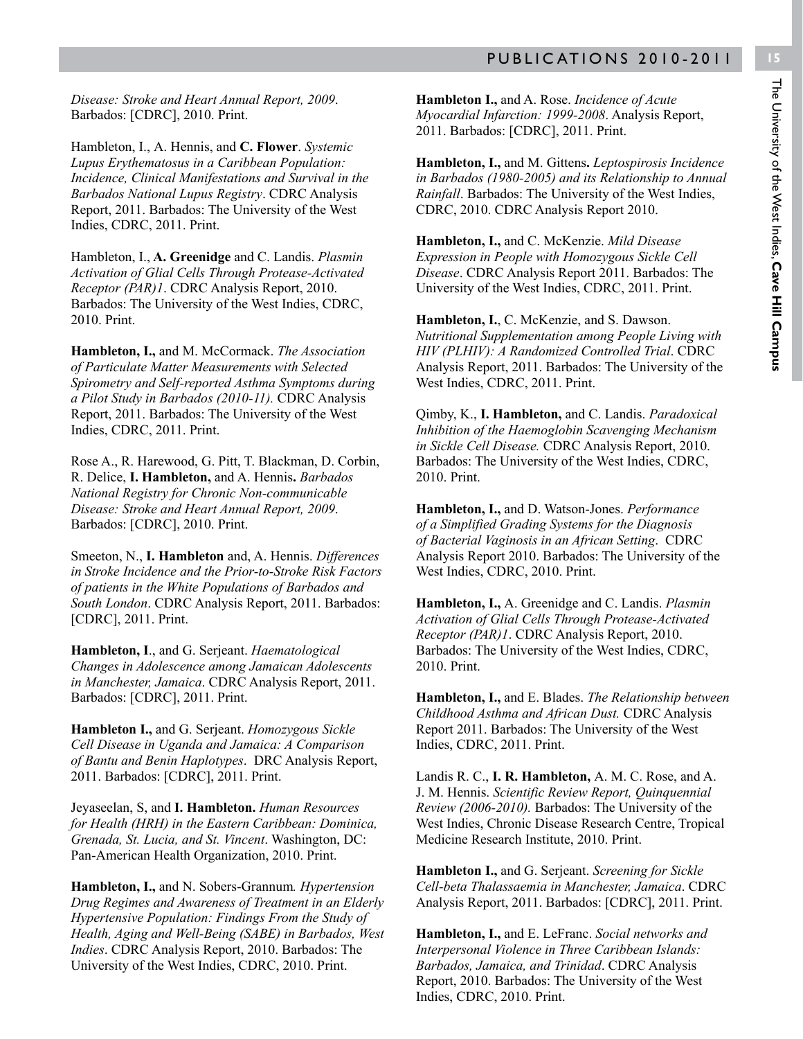*Disease: Stroke and Heart Annual Report, 2009*. Barbados: [CDRC], 2010. Print.

Hambleton, I., A. Hennis, and **C. Flower**. *Systemic Lupus Erythematosus in a Caribbean Population: Incidence, Clinical Manifestations and Survival in the Barbados National Lupus Registry*. CDRC Analysis Report, 2011. Barbados: The University of the West Indies, CDRC, 2011. Print.

Hambleton, I., **A. Greenidge** and C. Landis. *Plasmin Activation of Glial Cells Through Protease-Activated Receptor (PAR)1*. CDRC Analysis Report, 2010. Barbados: The University of the West Indies, CDRC, 2010. Print.

**Hambleton, I.,** and M. McCormack. *The Association of Particulate Matter Measurements with Selected Spirometry and Self-reported Asthma Symptoms during a Pilot Study in Barbados (2010-11).* CDRC Analysis Report, 2011. Barbados: The University of the West Indies, CDRC, 2011. Print.

Rose A., R. Harewood, G. Pitt, T. Blackman, D. Corbin, R. Delice, **I. Hambleton,** and A. Hennis**.** *Barbados National Registry for Chronic Non-communicable Disease: Stroke and Heart Annual Report, 2009*. Barbados: [CDRC], 2010. Print.

Smeeton, N., **I. Hambleton** and, A. Hennis. *Differences in Stroke Incidence and the Prior-to-Stroke Risk Factors of patients in the White Populations of Barbados and South London*. CDRC Analysis Report, 2011. Barbados: [CDRC], 2011. Print.

**Hambleton, I**., and G. Serjeant. *Haematological Changes in Adolescence among Jamaican Adolescents in Manchester, Jamaica*. CDRC Analysis Report, 2011. Barbados: [CDRC], 2011. Print.

**Hambleton I.,** and G. Serjeant. *Homozygous Sickle Cell Disease in Uganda and Jamaica: A Comparison of Bantu and Benin Haplotypes*. DRC Analysis Report, 2011. Barbados: [CDRC], 2011. Print.

Jeyaseelan, S, and **I. Hambleton.** *Human Resources for Health (HRH) in the Eastern Caribbean: Dominica, Grenada, St. Lucia, and St. Vincent*. Washington, DC: Pan-American Health Organization, 2010. Print.

**Hambleton, I.,** and N. Sobers-Grannum*. Hypertension Drug Regimes and Awareness of Treatment in an Elderly Hypertensive Population: Findings From the Study of Health, Aging and Well-Being (SABE) in Barbados, West Indies*. CDRC Analysis Report, 2010. Barbados: The University of the West Indies, CDRC, 2010. Print.

**Hambleton I.,** and A. Rose. *Incidence of Acute Myocardial Infarction: 1999-2008*. Analysis Report, 2011. Barbados: [CDRC], 2011. Print.

**Hambleton, I.,** and M. Gittens**.** *Leptospirosis Incidence in Barbados (1980-2005) and its Relationship to Annual Rainfall*. Barbados: The University of the West Indies, CDRC, 2010. CDRC Analysis Report 2010.

**Hambleton, I.,** and C. McKenzie. *Mild Disease Expression in People with Homozygous Sickle Cell Disease*. CDRC Analysis Report 2011. Barbados: The University of the West Indies, CDRC, 2011. Print.

**Hambleton, I.**, C. McKenzie, and S. Dawson. *Nutritional Supplementation among People Living with HIV (PLHIV): A Randomized Controlled Trial*. CDRC Analysis Report, 2011. Barbados: The University of the West Indies, CDRC, 2011. Print.

Qimby, K., **I. Hambleton,** and C. Landis. *Paradoxical Inhibition of the Haemoglobin Scavenging Mechanism in Sickle Cell Disease.* CDRC Analysis Report, 2010. Barbados: The University of the West Indies, CDRC, 2010. Print.

**Hambleton, I.,** and D. Watson-Jones. *Performance of a Simplified Grading Systems for the Diagnosis of Bacterial Vaginosis in an African Setting*. CDRC Analysis Report 2010. Barbados: The University of the West Indies, CDRC, 2010. Print.

**Hambleton, I.,** A. Greenidge and C. Landis. *Plasmin Activation of Glial Cells Through Protease-Activated Receptor (PAR)1*. CDRC Analysis Report, 2010. Barbados: The University of the West Indies, CDRC, 2010. Print.

**Hambleton, I.,** and E. Blades. *The Relationship between Childhood Asthma and African Dust.* CDRC Analysis Report 2011. Barbados: The University of the West Indies, CDRC, 2011. Print.

Landis R. C., **I. R. Hambleton,** A. M. C. Rose, and A. J. M. Hennis. *Scientific Review Report, Quinquennial Review (2006-2010).* Barbados: The University of the West Indies, Chronic Disease Research Centre, Tropical Medicine Research Institute, 2010. Print.

**Hambleton I.,** and G. Serjeant. *Screening for Sickle Cell-beta Thalassaemia in Manchester, Jamaica*. CDRC Analysis Report, 2011. Barbados: [CDRC], 2011. Print.

**Hambleton, I.,** and E. LeFranc. *Social networks and Interpersonal Violence in Three Caribbean Islands: Barbados, Jamaica, and Trinidad*. CDRC Analysis Report, 2010. Barbados: The University of the West Indies, CDRC, 2010. Print.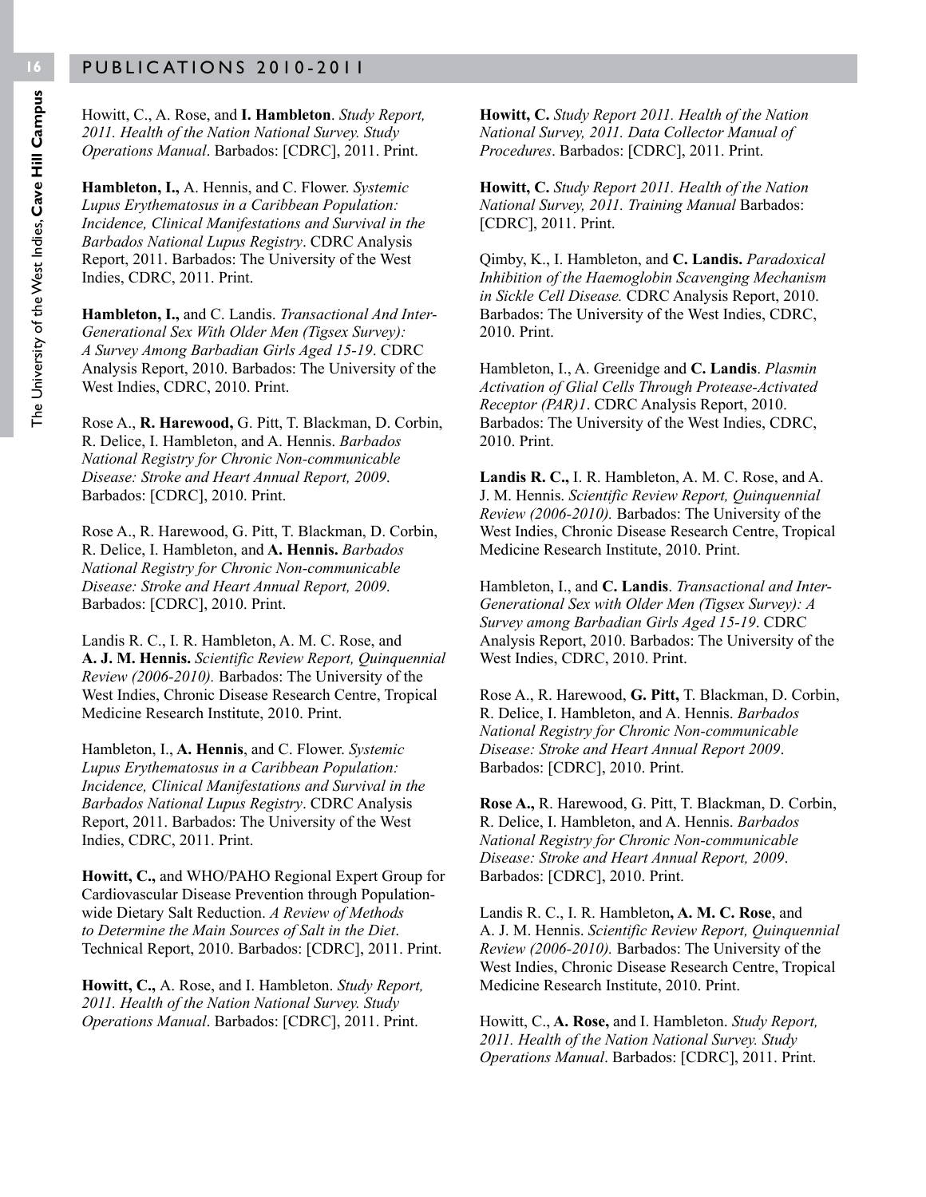Howitt, C., A. Rose, and **I. Hambleton**. *Study Report, 2011. Health of the Nation National Survey. Study Operations Manual*. Barbados: [CDRC], 2011. Print.

**Hambleton, I.,** A. Hennis, and C. Flower. *Systemic Lupus Erythematosus in a Caribbean Population: Incidence, Clinical Manifestations and Survival in the Barbados National Lupus Registry*. CDRC Analysis Report, 2011. Barbados: The University of the West Indies, CDRC, 2011. Print.

**Hambleton, I.,** and C. Landis. *Transactional And Inter-Generational Sex With Older Men (Tigsex Survey): A Survey Among Barbadian Girls Aged 15-19*. CDRC Analysis Report, 2010. Barbados: The University of the West Indies, CDRC, 2010. Print.

Rose A., **R. Harewood,** G. Pitt, T. Blackman, D. Corbin, R. Delice, I. Hambleton, and A. Hennis. *Barbados National Registry for Chronic Non-communicable Disease: Stroke and Heart Annual Report, 2009*. Barbados: [CDRC], 2010. Print.

Rose A., R. Harewood, G. Pitt, T. Blackman, D. Corbin, R. Delice, I. Hambleton, and **A. Hennis.** *Barbados National Registry for Chronic Non-communicable Disease: Stroke and Heart Annual Report, 2009*. Barbados: [CDRC], 2010. Print.

Landis R. C., I. R. Hambleton, A. M. C. Rose, and **A. J. M. Hennis.** *Scientific Review Report, Quinquennial Review (2006-2010).* Barbados: The University of the West Indies, Chronic Disease Research Centre, Tropical Medicine Research Institute, 2010. Print.

Hambleton, I., **A. Hennis**, and C. Flower. *Systemic Lupus Erythematosus in a Caribbean Population: Incidence, Clinical Manifestations and Survival in the Barbados National Lupus Registry*. CDRC Analysis Report, 2011. Barbados: The University of the West Indies, CDRC, 2011. Print.

**Howitt, C.,** and WHO/PAHO Regional Expert Group for Cardiovascular Disease Prevention through Population-wide Dietary Salt Reduction. *A Review of Methods to Determine the Main Sources of Salt in the Diet*. Technical Report, 2010. Barbados: [CDRC], 2011. Print.

**Howitt, C.,** A. Rose, and I. Hambleton. *Study Report, 2011. Health of the Nation National Survey. Study Operations Manual*. Barbados: [CDRC], 2011. Print.

**Howitt, C.** *Study Report 2011. Health of the Nation National Survey, 2011. Data Collector Manual of Procedures*. Barbados: [CDRC], 2011. Print.

**Howitt, C.** *Study Report 2011. Health of the Nation National Survey, 2011. Training Manual* Barbados: [CDRC], 2011. Print.

Qimby, K., I. Hambleton, and **C. Landis.** *Paradoxical Inhibition of the Haemoglobin Scavenging Mechanism in Sickle Cell Disease.* CDRC Analysis Report, 2010. Barbados: The University of the West Indies, CDRC, 2010. Print.

Hambleton, I., A. Greenidge and **C. Landis**. *Plasmin Activation of Glial Cells Through Protease-Activated Receptor (PAR)1*. CDRC Analysis Report, 2010. Barbados: The University of the West Indies, CDRC, 2010. Print.

**Landis R. C.,** I. R. Hambleton, A. M. C. Rose, and A. J. M. Hennis. *Scientific Review Report, Quinquennial Review (2006-2010).* Barbados: The University of the West Indies, Chronic Disease Research Centre, Tropical Medicine Research Institute, 2010. Print.

Hambleton, I., and **C. Landis**. *Transactional and Inter-Generational Sex with Older Men (Tigsex Survey): A Survey among Barbadian Girls Aged 15-19*. CDRC Analysis Report, 2010. Barbados: The University of the West Indies, CDRC, 2010. Print.

Rose A., R. Harewood, **G. Pitt,** T. Blackman, D. Corbin, R. Delice, I. Hambleton, and A. Hennis. *Barbados National Registry for Chronic Non-communicable Disease: Stroke and Heart Annual Report 2009*. Barbados: [CDRC], 2010. Print.

**Rose A.,** R. Harewood, G. Pitt, T. Blackman, D. Corbin, R. Delice, I. Hambleton, and A. Hennis. *Barbados National Registry for Chronic Non-communicable Disease: Stroke and Heart Annual Report, 2009*. Barbados: [CDRC], 2010. Print.

Landis R. C., I. R. Hambleton**, A. M. C. Rose**, and A. J. M. Hennis. *Scientific Review Report, Quinquennial Review (2006-2010).* Barbados: The University of the West Indies, Chronic Disease Research Centre, Tropical Medicine Research Institute, 2010. Print.

Howitt, C., **A. Rose,** and I. Hambleton. *Study Report, 2011. Health of the Nation National Survey. Study Operations Manual*. Barbados: [CDRC], 2011. Print.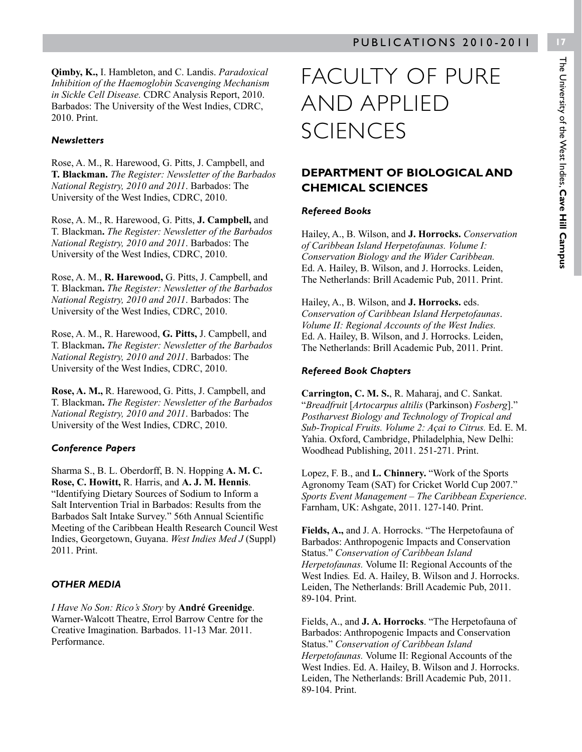**Qimby, K.,** I. Hambleton, and C. Landis. *Paradoxical Inhibition of the Haemoglobin Scavenging Mechanism in Sickle Cell Disease.* CDRC Analysis Report, 2010. Barbados: The University of the West Indies, CDRC, 2010. Print.

#### *Newsletters*

Rose, A. M., R. Harewood, G. Pitts, J. Campbell, and **T. Blackman.** *The Register: Newsletter of the Barbados National Registry, 2010 and 2011*. Barbados: The University of the West Indies, CDRC, 2010.

Rose, A. M., R. Harewood, G. Pitts, **J. Campbell,** and T. Blackman**.** *The Register: Newsletter of the Barbados National Registry, 2010 and 2011*. Barbados: The University of the West Indies, CDRC, 2010.

Rose, A. M., **R. Harewood,** G. Pitts, J. Campbell, and T. Blackman**.** *The Register: Newsletter of the Barbados National Registry, 2010 and 2011*. Barbados: The University of the West Indies, CDRC, 2010.

Rose, A. M., R. Harewood, **G. Pitts,** J. Campbell, and T. Blackman**.** *The Register: Newsletter of the Barbados National Registry, 2010 and 2011*. Barbados: The University of the West Indies, CDRC, 2010.

**Rose, A. M.,** R. Harewood, G. Pitts, J. Campbell, and T. Blackman**.** *The Register: Newsletter of the Barbados National Registry, 2010 and 2011*. Barbados: The University of the West Indies, CDRC, 2010.

#### *Conference Papers*

Sharma S., B. L. Oberdorff, B. N. Hopping **A. M. C. Rose, C. Howitt,** R. Harris, and **A. J. M. Hennis**. "Identifying Dietary Sources of Sodium to Inform a Salt Intervention Trial in Barbados: Results from the Barbados Salt Intake Survey." 56th Annual Scientific Meeting of the Caribbean Health Research Council West Indies, Georgetown, Guyana. *West Indies Med J* (Suppl) 2011. Print.

### *OTHER MEDIA*

*I Have No Son: Rico's Story* by **André Greenidge**. Warner-Walcott Theatre, Errol Barrow Centre for the Creative Imagination. Barbados. 11-13 Mar. 2011. Performance.

# FACULTY OF PURE AND APPLIED SCIENCES

## DEPARTMENT OF BIOLOGICAL AND CHEMICAL SCIENCES

#### *Refereed Books*

Hailey, A., B. Wilson, and **J. Horrocks.** *Conservation of Caribbean Island Herpetofaunas. Volume I: Conservation Biology and the Wider Caribbean.* Ed. A. Hailey, B. Wilson, and J. Horrocks. Leiden, The Netherlands: Brill Academic Pub, 2011. Print.

Hailey, A., B. Wilson, and **J. Horrocks.** eds. *Conservation of Caribbean Island Herpetofaunas*. *Volume II: Regional Accounts of the West Indies.* Ed. A. Hailey, B. Wilson, and J. Horrocks. Leiden, The Netherlands: Brill Academic Pub, 2011. Print.

#### *Refereed Book Chapters*

**Carrington, C. M. S.**, R. Maharaj, and C. Sankat. "*Breadfruit* [*Artocarpus altilis* (Parkinson) *Fosberg*]." *Postharvest Biology and Technology of Tropical and Sub-Tropical Fruits. Volume 2: Açai to Citrus.* Ed. E. M. Yahia. Oxford, Cambridge, Philadelphia, New Delhi: Woodhead Publishing, 2011. 251-271. Print.

Lopez, F. B., and **L. Chinnery.** "Work of the Sports Agronomy Team (SAT) for Cricket World Cup 2007." *Sports Event Management – The Caribbean Experience*. Farnham, UK: Ashgate, 2011. 127-140. Print.

**Fields, A.,** and J. A. Horrocks. "The Herpetofauna of Barbados: Anthropogenic Impacts and Conservation Status." *Conservation of Caribbean Island Herpetofaunas.* Volume II: Regional Accounts of the West Indies*.* Ed. A. Hailey, B. Wilson and J. Horrocks. Leiden, The Netherlands: Brill Academic Pub, 2011. 89-104. Print.

Fields, A., and **J. A. Horrocks**. "The Herpetofauna of Barbados: Anthropogenic Impacts and Conservation Status." *Conservation of Caribbean Island Herpetofaunas.* Volume II: Regional Accounts of the West Indies. Ed. A. Hailey, B. Wilson and J. Horrocks. Leiden, The Netherlands: Brill Academic Pub, 2011. 89-104. Print.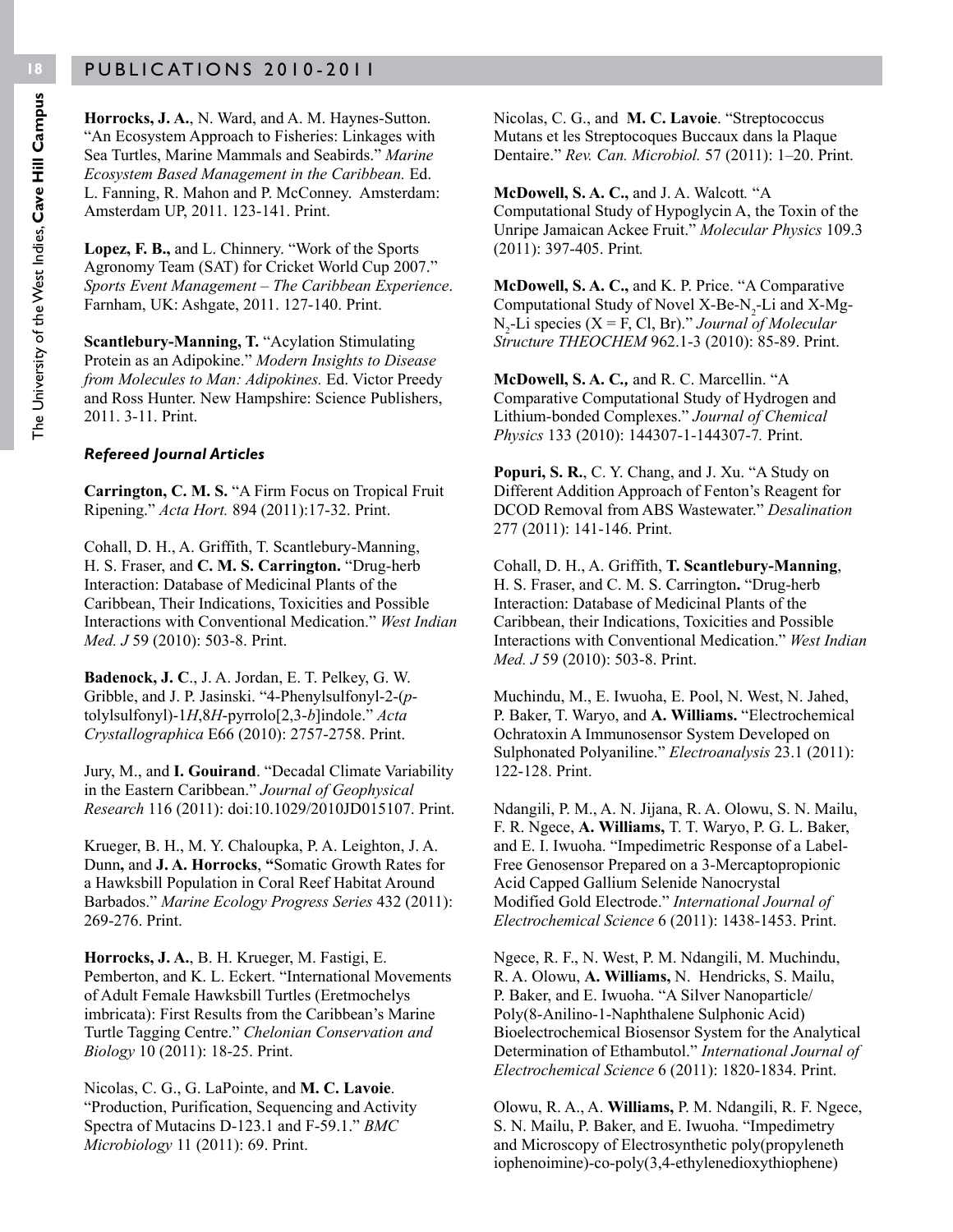**Horrocks, J. A.**, N. Ward, and A. M. Haynes-Sutton. "An Ecosystem Approach to Fisheries: Linkages with Sea Turtles, Marine Mammals and Seabirds." *Marine Ecosystem Based Management in the Caribbean.* Ed. L. Fanning, R. Mahon and P. McConney. Amsterdam: Amsterdam UP, 2011. 123-141. Print.

**Lopez, F. B.,** and L. Chinnery. "Work of the Sports Agronomy Team (SAT) for Cricket World Cup 2007." *Sports Event Management – The Caribbean Experience*. Farnham, UK: Ashgate, 2011. 127-140. Print.

**Scantlebury-Manning, T.** "Acylation Stimulating Protein as an Adipokine." *Modern Insights to Disease from Molecules to Man: Adipokines.* Ed. Victor Preedy and Ross Hunter. New Hampshire: Science Publishers, 2011. 3-11. Print.

### *Refereed Journal Articles*

**Carrington, C. M. S.** "A Firm Focus on Tropical Fruit Ripening." *Acta Hort.* 894 (2011):17-32. Print.

Cohall, D. H., A. Griffith, T. Scantlebury-Manning, H. S. Fraser, and **C. M. S. Carrington.** "Drug-herb Interaction: Database of Medicinal Plants of the Caribbean, Their Indications, Toxicities and Possible Interactions with Conventional Medication." *West Indian Med. J* 59 (2010): 503-8. Print.

**Badenock, J. C**., J. A. Jordan, E. T. Pelkey, G. W. Gribble, and J. P. Jasinski. "4-Phenylsulfonyl-2-(*p*-tolylsulfonyl)-1*H*,8*H*-pyrrolo[2,3-*b*]indole." *Acta Crystallographica* E66 (2010): 2757-2758. Print.

Jury, M., and **I. Gouirand**. "Decadal Climate Variability in the Eastern Caribbean." *Journal of Geophysical Research* 116 (2011): doi:10.1029/2010JD015107. Print.

Krueger, B. H., M. Y. Chaloupka, P. A. Leighton, J. A. Dunn**,** and **J. A. Horrocks**, **"**Somatic Growth Rates for a Hawksbill Population in Coral Reef Habitat Around Barbados." *Marine Ecology Progress Series* 432 (2011): 269-276. Print.

**Horrocks, J. A.**, B. H. Krueger, M. Fastigi, E. Pemberton, and K. L. Eckert. "International Movements of Adult Female Hawksbill Turtles (Eretmochelys imbricata): First Results from the Caribbean's Marine Turtle Tagging Centre." *Chelonian Conservation and Biology* 10 (2011): 18-25. Print.

Nicolas, C. G., G. LaPointe, and **M. C. Lavoie**. "Production, Purification, Sequencing and Activity Spectra of Mutacins D-123.1 and F-59.1." *BMC Microbiology* 11 (2011): 69. Print.

Nicolas, C. G., and **M. C. Lavoie**. "Streptococcus Mutans et les Streptocoques Buccaux dans la Plaque Dentaire." *Rev. Can. Microbiol.* 57 (2011): 1–20. Print.

**McDowell, S. A. C.,** and J. A. Walcott*.* "A Computational Study of Hypoglycin A, the Toxin of the Unripe Jamaican Ackee Fruit." *Molecular Physics* 109.3 (2011): 397-405. Print*.*

**McDowell, S. A. C.,** and K. P. Price. "A Comparative Computational Study of Novel X-Be-$N_2$-Li and X-Mg-$N_2$-Li species (X = F, Cl, Br)." *Journal of Molecular Structure THEOCHEM* 962.1-3 (2010): 85-89. Print.

**McDowell, S. A. C.***,* and R. C. Marcellin. "A Comparative Computational Study of Hydrogen and Lithium-bonded Complexes." *Journal of Chemical Physics* 133 (2010): 144307-1-144307-7*.* Print.

**Popuri, S. R.**, C. Y. Chang, and J. Xu. "A Study on Different Addition Approach of Fenton's Reagent for DCOD Removal from ABS Wastewater." *Desalination* 277 (2011): 141-146. Print.

Cohall, D. H., A. Griffith, **T. Scantlebury-Manning**, H. S. Fraser, and C. M. S. Carrington**.** "Drug-herb Interaction: Database of Medicinal Plants of the Caribbean, their Indications, Toxicities and Possible Interactions with Conventional Medication." *West Indian Med. J* 59 (2010): 503-8. Print.

Muchindu, M., E. Iwuoha, E. Pool, N. West, N. Jahed, P. Baker, T. Waryo, and **A. Williams.** "Electrochemical Ochratoxin A Immunosensor System Developed on Sulphonated Polyaniline." *Electroanalysis* 23.1 (2011): 122-128. Print.

Ndangili, P. M., A. N. Jijana, R. A. Olowu, S. N. Mailu, F. R. Ngece, **A. Williams,** T. T. Waryo, P. G. L. Baker, and E. I. Iwuoha. "Impedimetric Response of a Label-Free Genosensor Prepared on a 3-Mercaptopropionic Acid Capped Gallium Selenide Nanocrystal Modified Gold Electrode." *International Journal of Electrochemical Science* 6 (2011): 1438-1453. Print.

Ngece, R. F., N. West, P. M. Ndangili, M. Muchindu, R. A. Olowu, **A. Williams,** N. Hendricks, S. Mailu, P. Baker, and E. Iwuoha. "A Silver Nanoparticle/Poly(8-Anilino-1-Naphthalene Sulphonic Acid) Bioelectrochemical Biosensor System for the Analytical Determination of Ethambutol." *International Journal of Electrochemical Science* 6 (2011): 1820-1834. Print.

Olowu, R. A., A. **Williams,** P. M. Ndangili, R. F. Ngece, S. N. Mailu, P. Baker, and E. Iwuoha. "Impedimetry and Microscopy of Electrosynthetic poly(propyleneth iophenoimine)-co-poly(3,4-ethylenedioxythiophene)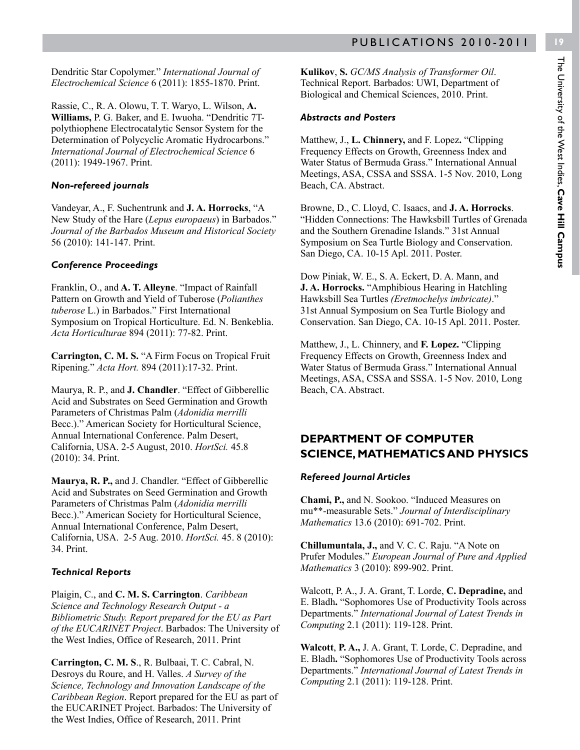Dendritic Star Copolymer." *International Journal of Electrochemical Science* 6 (2011): 1855-1870. Print.

Rassie, C., R. A. Olowu, T. T. Waryo, L. Wilson, **A. Williams,** P. G. Baker, and E. Iwuoha. "Dendritic 7T-polythiophene Electrocatalytic Sensor System for the Determination of Polycyclic Aromatic Hydrocarbons." *International Journal of Electrochemical Science* 6 (2011): 1949-1967. Print.

#### *Non-refereed journals*

Vandeyar, A., F. Suchentrunk and **J. A. Horrocks**, "A New Study of the Hare (*Lepus europaeus*) in Barbados." *Journal of the Barbados Museum and Historical Society* 56 (2010): 141-147. Print.

#### *Conference Proceedings*

Franklin, O., and **A. T. Alleyne**. "Impact of Rainfall Pattern on Growth and Yield of Tuberose (*Polianthes tuberose* L.) in Barbados." First International Symposium on Tropical Horticulture. Ed. N. Benkeblia. *Acta Horticulturae* 894 (2011): 77-82. Print.

**Carrington, C. M. S.** "A Firm Focus on Tropical Fruit Ripening." *Acta Hort.* 894 (2011):17-32. Print.

Maurya, R. P., and **J. Chandler**. "Effect of Gibberellic Acid and Substrates on Seed Germination and Growth Parameters of Christmas Palm (*Adonidia merrilli* Becc.)." American Society for Horticultural Science, Annual International Conference. Palm Desert, California, USA. 2-5 August, 2010. *HortSci.* 45.8 (2010): 34. Print.

**Maurya, R. P.,** and J. Chandler. "Effect of Gibberellic Acid and Substrates on Seed Germination and Growth Parameters of Christmas Palm (*Adonidia merrilli* Becc.)." American Society for Horticultural Science, Annual International Conference, Palm Desert, California, USA. 2-5 Aug. 2010. *HortSci.* 45. 8 (2010): 34. Print.

#### *Technical Reports*

Plaigin, C., and **C. M. S. Carrington**. *Caribbean Science and Technology Research Output - a Bibliometric Study. Report prepared for the EU as Part of the EUCARINET Project*. Barbados: The University of the West Indies, Office of Research, 2011. Print

**Carrington, C. M. S**., R. Bulbaai, T. C. Cabral, N. Desroys du Roure, and H. Valles. *A Survey of the Science, Technology and Innovation Landscape of the Caribbean Region*. Report prepared for the EU as part of the EUCARINET Project. Barbados: The University of the West Indies, Office of Research, 2011. Print

**Kulikov**, **S.** *GC/MS Analysis of Transformer Oil*. Technical Report. Barbados: UWI, Department of Biological and Chemical Sciences, 2010. Print.

#### *Abstracts and Posters*

Matthew, J., **L. Chinnery,** and F. Lopez**.** "Clipping Frequency Effects on Growth, Greenness Index and Water Status of Bermuda Grass." International Annual Meetings, ASA, CSSA and SSSA. 1-5 Nov. 2010, Long Beach, CA. Abstract.

Browne, D., C. Lloyd, C. Isaacs, and **J. A. Horrocks**. "Hidden Connections: The Hawksbill Turtles of Grenada and the Southern Grenadine Islands." 31st Annual Symposium on Sea Turtle Biology and Conservation. San Diego, CA. 10-15 Apl. 2011. Poster.

Dow Piniak, W. E., S. A. Eckert, D. A. Mann, and **J. A. Horrocks.** "Amphibious Hearing in Hatchling Hawksbill Sea Turtles *(Eretmochelys imbricate)*." 31st Annual Symposium on Sea Turtle Biology and Conservation. San Diego, CA. 10-15 Apl. 2011. Poster.

Matthew, J., L. Chinnery, and **F. Lopez.** "Clipping Frequency Effects on Growth, Greenness Index and Water Status of Bermuda Grass." International Annual Meetings, ASA, CSSA and SSSA. 1-5 Nov. 2010, Long Beach, CA. Abstract.

## DEPARTMENT OF COMPUTER SCIENCE, MATHEMATICS AND PHYSICS

#### *Refereed Journal Articles*

**Chami, P.,** and N. Sookoo. "Induced Measures on mu**-measurable Sets." *Journal of Interdisciplinary Mathematics* 13.6 (2010): 691-702. Print.

**Chillumuntala, J.,** and V. C. C. Raju. "A Note on Prufer Modules." *European Journal of Pure and Applied Mathematics* 3 (2010): 899-902. Print.

Walcott, P. A., J. A. Grant, T. Lorde, **C. Depradine,** and E. Bladh**.** "Sophomores Use of Productivity Tools across Departments." *International Journal of Latest Trends in Computing* 2.1 (2011): 119-128. Print.

**Walcott**, **P. A.,** J. A. Grant, T. Lorde, C. Depradine, and E. Bladh**.** "Sophomores Use of Productivity Tools across Departments." *International Journal of Latest Trends in Computing* 2.1 (2011): 119-128. Print.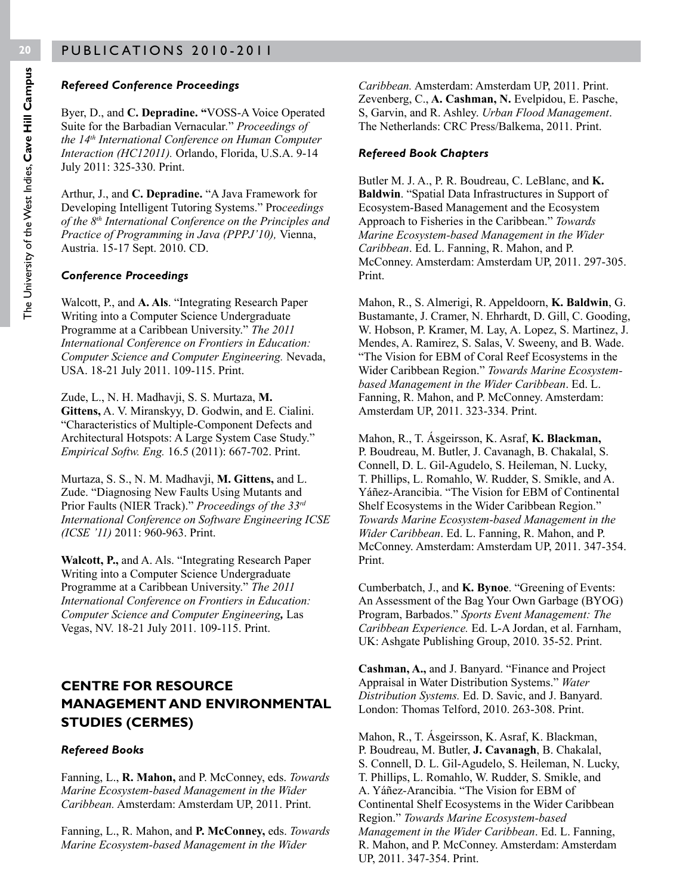### *Refereed Conference Proceedings*

Byer, D., and **C. Depradine. "**VOSS-A Voice Operated Suite for the Barbadian Vernacular." *Proceedings of the 14th International Conference on Human Computer Interaction (HC12011).* Orlando, Florida, U.S.A. 9-14 July 2011: 325-330. Print.

Arthur, J., and **C. Depradine.** "A Java Framework for Developing Intelligent Tutoring Systems." *Proceedings of the 8th International Conference on the Principles and Practice of Programming in Java (PPPJ'10),* Vienna, Austria. 15-17 Sept. 2010. CD.

### *Conference Proceedings*

Walcott, P., and **A. Als**. "Integrating Research Paper Writing into a Computer Science Undergraduate Programme at a Caribbean University." *The 2011 International Conference on Frontiers in Education: Computer Science and Computer Engineering.* Nevada, USA. 18-21 July 2011. 109-115. Print.

Zude, L., N. H. Madhavji, S. S. Murtaza, **M. Gittens,** A. V. Miranskyy, D. Godwin, and E. Cialini. "Characteristics of Multiple-Component Defects and Architectural Hotspots: A Large System Case Study." *Empirical Softw. Eng.* 16.5 (2011): 667-702. Print.

Murtaza, S. S., N. M. Madhavji, **M. Gittens,** and L. Zude. "Diagnosing New Faults Using Mutants and Prior Faults (NIER Track)." *Proceedings of the 33rd International Conference on Software Engineering ICSE (ICSE '11)* 2011: 960-963. Print.

**Walcott, P.,** and A. Als. "Integrating Research Paper Writing into a Computer Science Undergraduate Programme at a Caribbean University." *The 2011 International Conference on Frontiers in Education: Computer Science and Computer Engineering,* Las Vegas, NV. 18-21 July 2011. 109-115. Print.

## CENTRE FOR RESOURCE MANAGEMENT AND ENVIRONMENTAL STUDIES (CERMES)

### *Refereed Books*

Fanning, L., **R. Mahon,** and P. McConney, eds. *Towards Marine Ecosystem-based Management in the Wider Caribbean.* Amsterdam: Amsterdam UP, 2011. Print.

Fanning, L., R. Mahon, and **P. McConney,** eds. *Towards Marine Ecosystem-based Management in the Wider Caribbean.* Amsterdam: Amsterdam UP, 2011. Print.

Zevenberg, C., **A. Cashman, N.** Evelpidou, E. Pasche, S, Garvin, and R. Ashley. *Urban Flood Management*. The Netherlands: CRC Press/Balkema, 2011. Print.

### *Refereed Book Chapters*

Butler M. J. A., P. R. Boudreau, C. LeBlanc, and **K. Baldwin**. "Spatial Data Infrastructures in Support of Ecosystem-Based Management and the Ecosystem Approach to Fisheries in the Caribbean." *Towards Marine Ecosystem-based Management in the Wider Caribbean*. Ed. L. Fanning, R. Mahon, and P. McConney. Amsterdam: Amsterdam UP, 2011. 297-305. Print.

Mahon, R., S. Almerigi, R. Appeldoorn, **K. Baldwin**, G. Bustamante, J. Cramer, N. Ehrhardt, D. Gill, C. Gooding, W. Hobson, P. Kramer, M. Lay, A. Lopez, S. Martinez, J. Mendes, A. Ramirez, S. Salas, V. Sweeny, and B. Wade. "The Vision for EBM of Coral Reef Ecosystems in the Wider Caribbean Region." *Towards Marine Ecosystem-based Management in the Wider Caribbean*. Ed. L. Fanning, R. Mahon, and P. McConney. Amsterdam: Amsterdam UP, 2011. 323-334. Print.

Mahon, R., T. Ásgeirsson, K. Asraf, **K. Blackman,** P. Boudreau, M. Butler, J. Cavanagh, B. Chakalal, S. Connell, D. L. Gil-Agudelo, S. Heileman, N. Lucky, T. Phillips, L. Romahlo, W. Rudder, S. Smikle, and A. Yáñez-Arancibia. "The Vision for EBM of Continental Shelf Ecosystems in the Wider Caribbean Region." *Towards Marine Ecosystem-based Management in the Wider Caribbean*. Ed. L. Fanning, R. Mahon, and P. McConney. Amsterdam: Amsterdam UP, 2011. 347-354. Print.

Cumberbatch, J., and **K. Bynoe**. "Greening of Events: An Assessment of the Bag Your Own Garbage (BYOG) Program, Barbados." *Sports Event Management: The Caribbean Experience.* Ed. L-A Jordan, et al. Farnham, UK: Ashgate Publishing Group, 2010. 35-52. Print.

**Cashman, A.,** and J. Banyard. "Finance and Project Appraisal in Water Distribution Systems." *Water Distribution Systems.* Ed. D. Savic, and J. Banyard. London: Thomas Telford, 2010. 263-308. Print.

Mahon, R., T. Ásgeirsson, K. Asraf, K. Blackman, P. Boudreau, M. Butler, **J. Cavanagh**, B. Chakalal, S. Connell, D. L. Gil-Agudelo, S. Heileman, N. Lucky, T. Phillips, L. Romahlo, W. Rudder, S. Smikle, and A. Yáñez-Arancibia. "The Vision for EBM of Continental Shelf Ecosystems in the Wider Caribbean Region." *Towards Marine Ecosystem-based Management in the Wider Caribbean*. Ed. L. Fanning, R. Mahon, and P. McConney. Amsterdam: Amsterdam UP, 2011. 347-354. Print.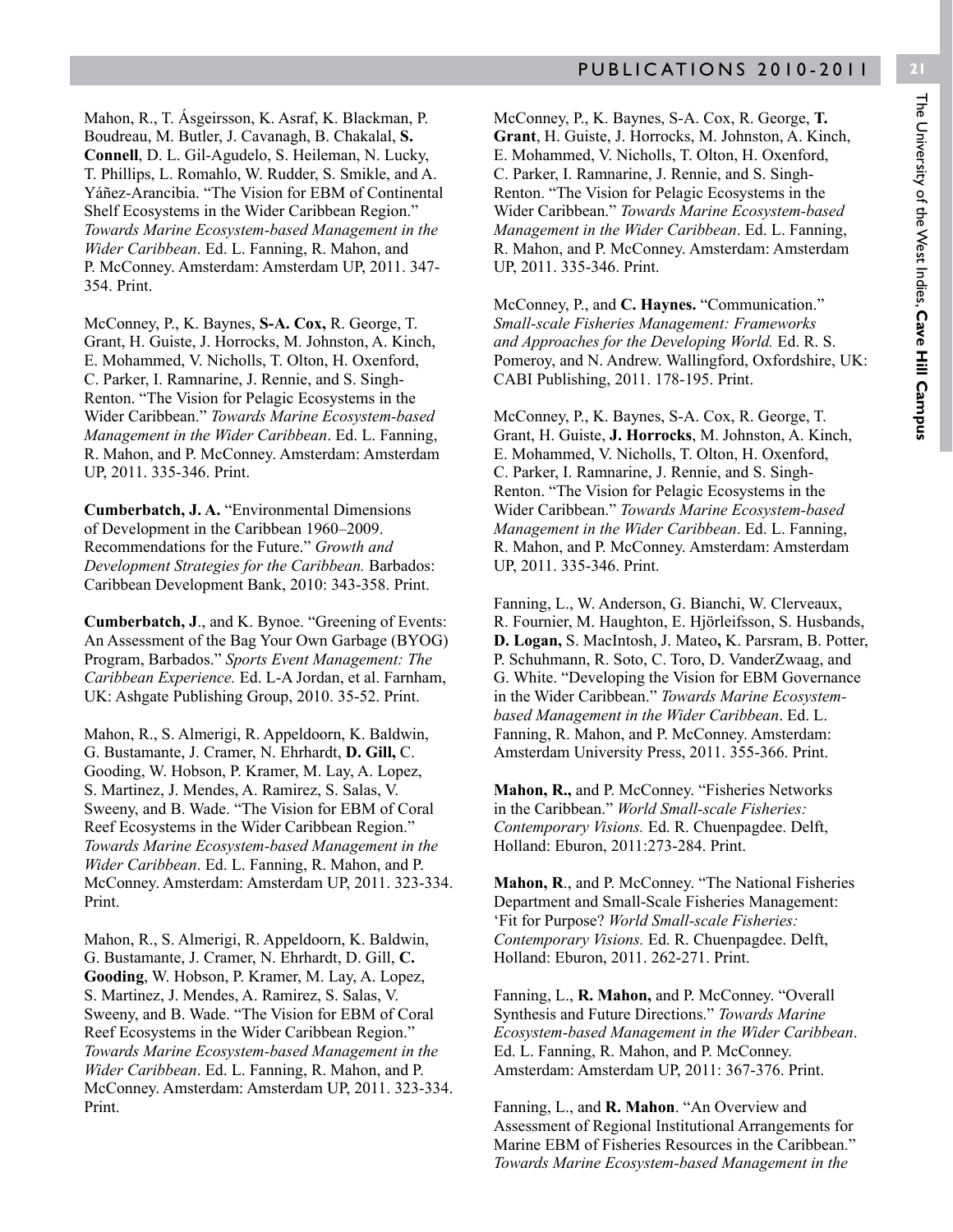Mahon, R., T. Ásgeirsson, K. Asraf, K. Blackman, P. Boudreau, M. Butler, J. Cavanagh, B. Chakalal, **S. Connell**, D. L. Gil-Agudelo, S. Heileman, N. Lucky, T. Phillips, L. Romahlo, W. Rudder, S. Smikle, and A. Yáñez-Arancibia. "The Vision for EBM of Continental Shelf Ecosystems in the Wider Caribbean Region." *Towards Marine Ecosystem-based Management in the Wider Caribbean*. Ed. L. Fanning, R. Mahon, and P. McConney. Amsterdam: Amsterdam UP, 2011. 347-354. Print.

McConney, P., K. Baynes, **S-A. Cox,** R. George, T. Grant, H. Guiste, J. Horrocks, M. Johnston, A. Kinch, E. Mohammed, V. Nicholls, T. Olton, H. Oxenford, C. Parker, I. Ramnarine, J. Rennie, and S. Singh-Renton. "The Vision for Pelagic Ecosystems in the Wider Caribbean." *Towards Marine Ecosystem-based Management in the Wider Caribbean*. Ed. L. Fanning, R. Mahon, and P. McConney. Amsterdam: Amsterdam UP, 2011. 335-346. Print.

**Cumberbatch, J. A.** "Environmental Dimensions of Development in the Caribbean 1960–2009. Recommendations for the Future." *Growth and Development Strategies for the Caribbean.* Barbados: Caribbean Development Bank, 2010: 343-358. Print.

**Cumberbatch, J**., and K. Bynoe. "Greening of Events: An Assessment of the Bag Your Own Garbage (BYOG) Program, Barbados." *Sports Event Management: The Caribbean Experience.* Ed. L-A Jordan, et al. Farnham, UK: Ashgate Publishing Group, 2010. 35-52. Print.

Mahon, R., S. Almerigi, R. Appeldoorn, K. Baldwin, G. Bustamante, J. Cramer, N. Ehrhardt, **D. Gill,** C. Gooding, W. Hobson, P. Kramer, M. Lay, A. Lopez, S. Martinez, J. Mendes, A. Ramirez, S. Salas, V. Sweeny, and B. Wade. "The Vision for EBM of Coral Reef Ecosystems in the Wider Caribbean Region." *Towards Marine Ecosystem-based Management in the Wider Caribbean*. Ed. L. Fanning, R. Mahon, and P. McConney. Amsterdam: Amsterdam UP, 2011. 323-334. Print.

Mahon, R., S. Almerigi, R. Appeldoorn, K. Baldwin, G. Bustamante, J. Cramer, N. Ehrhardt, D. Gill, **C. Gooding**, W. Hobson, P. Kramer, M. Lay, A. Lopez, S. Martinez, J. Mendes, A. Ramirez, S. Salas, V. Sweeny, and B. Wade. "The Vision for EBM of Coral Reef Ecosystems in the Wider Caribbean Region." *Towards Marine Ecosystem-based Management in the Wider Caribbean*. Ed. L. Fanning, R. Mahon, and P. McConney. Amsterdam: Amsterdam UP, 2011. 323-334. Print.

McConney, P., K. Baynes, S-A. Cox, R. George, **T. Grant**, H. Guiste, J. Horrocks, M. Johnston, A. Kinch, E. Mohammed, V. Nicholls, T. Olton, H. Oxenford, C. Parker, I. Ramnarine, J. Rennie, and S. Singh-Renton. "The Vision for Pelagic Ecosystems in the Wider Caribbean." *Towards Marine Ecosystem-based Management in the Wider Caribbean*. Ed. L. Fanning, R. Mahon, and P. McConney. Amsterdam: Amsterdam UP, 2011. 335-346. Print.

McConney, P., and **C. Haynes.** "Communication." *Small-scale Fisheries Management: Frameworks and Approaches for the Developing World.* Ed. R. S. Pomeroy, and N. Andrew. Wallingford, Oxfordshire, UK: CABI Publishing, 2011. 178-195. Print.

McConney, P., K. Baynes, S-A. Cox, R. George, T. Grant, H. Guiste, **J. Horrocks**, M. Johnston, A. Kinch, E. Mohammed, V. Nicholls, T. Olton, H. Oxenford, C. Parker, I. Ramnarine, J. Rennie, and S. Singh-Renton. "The Vision for Pelagic Ecosystems in the Wider Caribbean." *Towards Marine Ecosystem-based Management in the Wider Caribbean*. Ed. L. Fanning, R. Mahon, and P. McConney. Amsterdam: Amsterdam UP, 2011. 335-346. Print.

Fanning, L., W. Anderson, G. Bianchi, W. Clerveaux, R. Fournier, M. Haughton, E. Hjörleifsson, S. Husbands, **D. Logan,** S. MacIntosh, J. Mateo**,** K. Parsram, B. Potter, P. Schuhmann, R. Soto, C. Toro, D. VanderZwaag, and G. White. "Developing the Vision for EBM Governance in the Wider Caribbean." *Towards Marine Ecosystem-based Management in the Wider Caribbean*. Ed. L. Fanning, R. Mahon, and P. McConney. Amsterdam: Amsterdam University Press, 2011. 355-366. Print.

**Mahon, R.,** and P. McConney. "Fisheries Networks in the Caribbean." *World Small-scale Fisheries: Contemporary Visions.* Ed. R. Chuenpagdee. Delft, Holland: Eburon, 2011:273-284. Print.

**Mahon, R**., and P. McConney. "The National Fisheries Department and Small-Scale Fisheries Management: 'Fit for Purpose? *World Small-scale Fisheries: Contemporary Visions.* Ed. R. Chuenpagdee. Delft, Holland: Eburon, 2011. 262-271. Print.

Fanning, L., **R. Mahon,** and P. McConney. "Overall Synthesis and Future Directions." *Towards Marine Ecosystem-based Management in the Wider Caribbean*. Ed. L. Fanning, R. Mahon, and P. McConney. Amsterdam: Amsterdam UP, 2011: 367-376. Print.

Fanning, L., and **R. Mahon**. "An Overview and Assessment of Regional Institutional Arrangements for Marine EBM of Fisheries Resources in the Caribbean." *Towards Marine Ecosystem-based Management in the*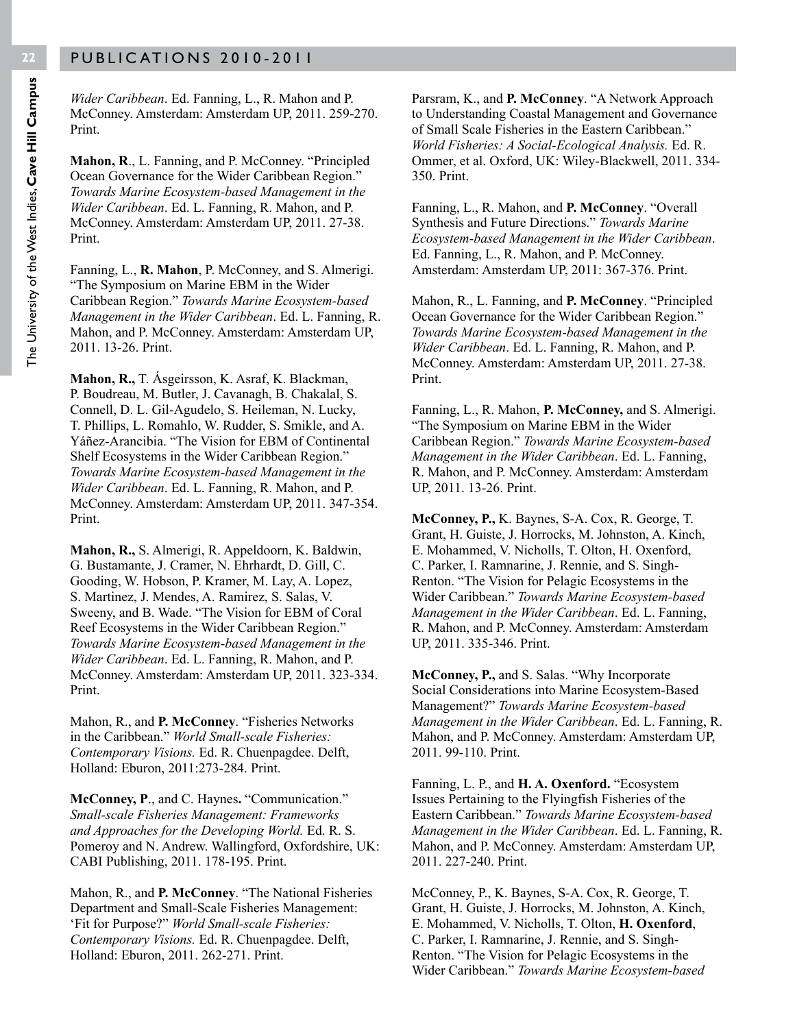*Wider Caribbean*. Ed. Fanning, L., R. Mahon and P. McConney. Amsterdam: Amsterdam UP, 2011. 259-270. Print.

**Mahon, R**., L. Fanning, and P. McConney. "Principled Ocean Governance for the Wider Caribbean Region." *Towards Marine Ecosystem-based Management in the Wider Caribbean*. Ed. L. Fanning, R. Mahon, and P. McConney. Amsterdam: Amsterdam UP, 2011. 27-38. Print.

Fanning, L., **R. Mahon**, P. McConney, and S. Almerigi. "The Symposium on Marine EBM in the Wider Caribbean Region." *Towards Marine Ecosystem-based Management in the Wider Caribbean*. Ed. L. Fanning, R. Mahon, and P. McConney. Amsterdam: Amsterdam UP, 2011. 13-26. Print.

**Mahon, R.,** T. Ásgeirsson, K. Asraf, K. Blackman, P. Boudreau, M. Butler, J. Cavanagh, B. Chakalal, S. Connell, D. L. Gil-Agudelo, S. Heileman, N. Lucky, T. Phillips, L. Romahlo, W. Rudder, S. Smikle, and A. Yáñez-Arancibia. "The Vision for EBM of Continental Shelf Ecosystems in the Wider Caribbean Region." *Towards Marine Ecosystem-based Management in the Wider Caribbean*. Ed. L. Fanning, R. Mahon, and P. McConney. Amsterdam: Amsterdam UP, 2011. 347-354. Print.

**Mahon, R.,** S. Almerigi, R. Appeldoorn, K. Baldwin, G. Bustamante, J. Cramer, N. Ehrhardt, D. Gill, C. Gooding, W. Hobson, P. Kramer, M. Lay, A. Lopez, S. Martinez, J. Mendes, A. Ramirez, S. Salas, V. Sweeny, and B. Wade. "The Vision for EBM of Coral Reef Ecosystems in the Wider Caribbean Region." *Towards Marine Ecosystem-based Management in the Wider Caribbean*. Ed. L. Fanning, R. Mahon, and P. McConney. Amsterdam: Amsterdam UP, 2011. 323-334. Print.

Mahon, R., and **P. McConney**. "Fisheries Networks in the Caribbean." *World Small-scale Fisheries: Contemporary Visions.* Ed. R. Chuenpagdee. Delft, Holland: Eburon, 2011:273-284. Print.

**McConney, P**., and C. Haynes**.** "Communication." *Small-scale Fisheries Management: Frameworks and Approaches for the Developing World.* Ed. R. S. Pomeroy and N. Andrew. Wallingford, Oxfordshire, UK: CABI Publishing, 2011. 178-195. Print.

Mahon, R., and **P. McConney**. "The National Fisheries Department and Small-Scale Fisheries Management: 'Fit for Purpose?" *World Small-scale Fisheries: Contemporary Visions.* Ed. R. Chuenpagdee. Delft, Holland: Eburon, 2011. 262-271. Print.

Parsram, K., and **P. McConney**. "A Network Approach to Understanding Coastal Management and Governance of Small Scale Fisheries in the Eastern Caribbean." *World Fisheries: A Social-Ecological Analysis.* Ed. R. Ommer, et al. Oxford, UK: Wiley-Blackwell, 2011. 334-350. Print.

Fanning, L., R. Mahon, and **P. McConney**. "Overall Synthesis and Future Directions." *Towards Marine Ecosystem-based Management in the Wider Caribbean*. Ed. Fanning, L., R. Mahon, and P. McConney. Amsterdam: Amsterdam UP, 2011: 367-376. Print.

Mahon, R., L. Fanning, and **P. McConney**. "Principled Ocean Governance for the Wider Caribbean Region." *Towards Marine Ecosystem-based Management in the Wider Caribbean*. Ed. L. Fanning, R. Mahon, and P. McConney. Amsterdam: Amsterdam UP, 2011. 27-38. Print.

Fanning, L., R. Mahon, **P. McConney,** and S. Almerigi. "The Symposium on Marine EBM in the Wider Caribbean Region." *Towards Marine Ecosystem-based Management in the Wider Caribbean*. Ed. L. Fanning, R. Mahon, and P. McConney. Amsterdam: Amsterdam UP, 2011. 13-26. Print.

**McConney, P.,** K. Baynes, S-A. Cox, R. George, T. Grant, H. Guiste, J. Horrocks, M. Johnston, A. Kinch, E. Mohammed, V. Nicholls, T. Olton, H. Oxenford, C. Parker, I. Ramnarine, J. Rennie, and S. Singh-Renton. "The Vision for Pelagic Ecosystems in the Wider Caribbean." *Towards Marine Ecosystem-based Management in the Wider Caribbean*. Ed. L. Fanning, R. Mahon, and P. McConney. Amsterdam: Amsterdam UP, 2011. 335-346. Print.

**McConney, P.,** and S. Salas. "Why Incorporate Social Considerations into Marine Ecosystem-Based Management?" *Towards Marine Ecosystem-based Management in the Wider Caribbean*. Ed. L. Fanning, R. Mahon, and P. McConney. Amsterdam: Amsterdam UP, 2011. 99-110. Print.

Fanning, L. P., and **H. A. Oxenford.** "Ecosystem Issues Pertaining to the Flyingfish Fisheries of the Eastern Caribbean." *Towards Marine Ecosystem-based Management in the Wider Caribbean*. Ed. L. Fanning, R. Mahon, and P. McConney. Amsterdam: Amsterdam UP, 2011. 227-240. Print.

McConney, P., K. Baynes, S-A. Cox, R. George, T. Grant, H. Guiste, J. Horrocks, M. Johnston, A. Kinch, E. Mohammed, V. Nicholls, T. Olton, **H. Oxenford**, C. Parker, I. Ramnarine, J. Rennie, and S. Singh-Renton. "The Vision for Pelagic Ecosystems in the Wider Caribbean." *Towards Marine Ecosystem-based*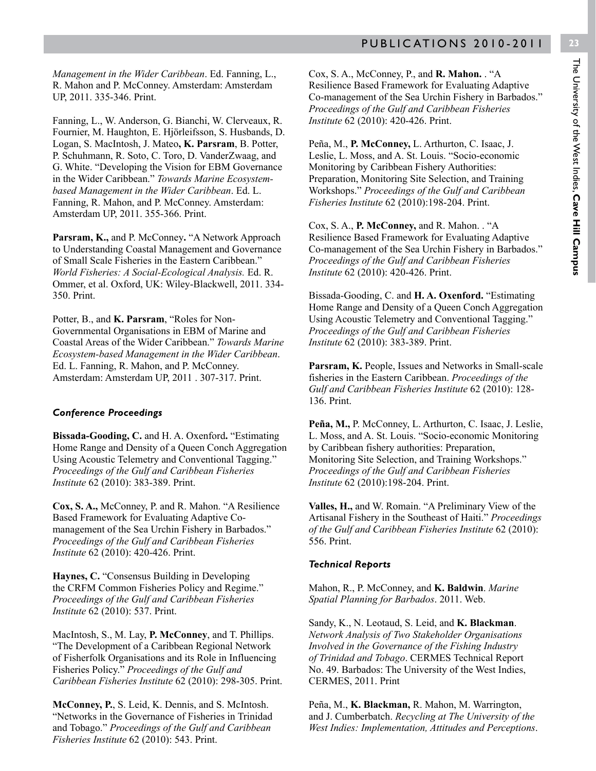*Management in the Wider Caribbean*. Ed. Fanning, L., R. Mahon and P. McConney. Amsterdam: Amsterdam UP, 2011. 335-346. Print.

Fanning, L., W. Anderson, G. Bianchi, W. Clerveaux, R. Fournier, M. Haughton, E. Hjörleifsson, S. Husbands, D. Logan, S. MacIntosh, J. Mateo**, K. Parsram**, B. Potter, P. Schuhmann, R. Soto, C. Toro, D. VanderZwaag, and G. White. "Developing the Vision for EBM Governance in the Wider Caribbean." *Towards Marine Ecosystem-based Management in the Wider Caribbean*. Ed. L. Fanning, R. Mahon, and P. McConney. Amsterdam: Amsterdam UP, 2011. 355-366. Print.

**Parsram, K.,** and P. McConney**.** "A Network Approach to Understanding Coastal Management and Governance of Small Scale Fisheries in the Eastern Caribbean." *World Fisheries: A Social-Ecological Analysis.* Ed. R. Ommer, et al. Oxford, UK: Wiley-Blackwell, 2011. 334-350. Print.

Potter, B., and **K. Parsram**, "Roles for Non-Governmental Organisations in EBM of Marine and Coastal Areas of the Wider Caribbean." *Towards Marine Ecosystem-based Management in the Wider Caribbean*. Ed. L. Fanning, R. Mahon, and P. McConney. Amsterdam: Amsterdam UP, 2011 . 307-317. Print.

### *Conference Proceedings*

**Bissada-Gooding, C.** and H. A. Oxenford**.** "Estimating Home Range and Density of a Queen Conch Aggregation Using Acoustic Telemetry and Conventional Tagging." *Proceedings of the Gulf and Caribbean Fisheries Institute* 62 (2010): 383-389. Print.

**Cox, S. A.,** McConney, P. and R. Mahon. "A Resilience Based Framework for Evaluating Adaptive Co-management of the Sea Urchin Fishery in Barbados." *Proceedings of the Gulf and Caribbean Fisheries Institute* 62 (2010): 420-426. Print.

**Haynes, C.** "Consensus Building in Developing the CRFM Common Fisheries Policy and Regime." *Proceedings of the Gulf and Caribbean Fisheries Institute* 62 (2010): 537. Print.

MacIntosh, S., M. Lay, **P. McConney**, and T. Phillips. "The Development of a Caribbean Regional Network of Fisherfolk Organisations and its Role in Influencing Fisheries Policy." *Proceedings of the Gulf and Caribbean Fisheries Institute* 62 (2010): 298-305. Print.

**McConney, P.**, S. Leid, K. Dennis, and S. McIntosh. "Networks in the Governance of Fisheries in Trinidad and Tobago." *Proceedings of the Gulf and Caribbean Fisheries Institute* 62 (2010): 543. Print.

Cox, S. A., McConney, P., and **R. Mahon.** . "A Resilience Based Framework for Evaluating Adaptive Co-management of the Sea Urchin Fishery in Barbados." *Proceedings of the Gulf and Caribbean Fisheries Institute* 62 (2010): 420-426. Print.

Peña, M., **P. McConney,** L. Arthurton, C. Isaac, J. Leslie, L. Moss, and A. St. Louis. "Socio-economic Monitoring by Caribbean Fishery Authorities: Preparation, Monitoring Site Selection, and Training Workshops." *Proceedings of the Gulf and Caribbean Fisheries Institute* 62 (2010):198-204. Print.

Cox, S. A., **P. McConney,** and R. Mahon. . "A Resilience Based Framework for Evaluating Adaptive Co-management of the Sea Urchin Fishery in Barbados." *Proceedings of the Gulf and Caribbean Fisheries Institute* 62 (2010): 420-426. Print.

Bissada-Gooding, C. and **H. A. Oxenford.** "Estimating Home Range and Density of a Queen Conch Aggregation Using Acoustic Telemetry and Conventional Tagging." *Proceedings of the Gulf and Caribbean Fisheries Institute* 62 (2010): 383-389. Print.

**Parsram, K.** People, Issues and Networks in Small-scale fisheries in the Eastern Caribbean. *Proceedings of the Gulf and Caribbean Fisheries Institute* 62 (2010): 128-136. Print.

**Peña, M.,** P. McConney, L. Arthurton, C. Isaac, J. Leslie, L. Moss, and A. St. Louis. "Socio-economic Monitoring by Caribbean fishery authorities: Preparation, Monitoring Site Selection, and Training Workshops." *Proceedings of the Gulf and Caribbean Fisheries Institute* 62 (2010):198-204. Print.

**Valles, H.,** and W. Romain. "A Preliminary View of the Artisanal Fishery in the Southeast of Haiti." *Proceedings of the Gulf and Caribbean Fisheries Institute* 62 (2010): 556. Print.

### *Technical Reports*

Mahon, R., P. McConney, and **K. Baldwin**. *Marine Spatial Planning for Barbados*. 2011. Web.

Sandy, K., N. Leotaud, S. Leid, and **K. Blackman**. *Network Analysis of Two Stakeholder Organisations Involved in the Governance of the Fishing Industry of Trinidad and Tobago*. CERMES Technical Report No. 49. Barbados: The University of the West Indies, CERMES, 2011. Print

Peña, M., **K. Blackman,** R. Mahon, M. Warrington, and J. Cumberbatch. *Recycling at The University of the West Indies: Implementation, Attitudes and Perceptions*.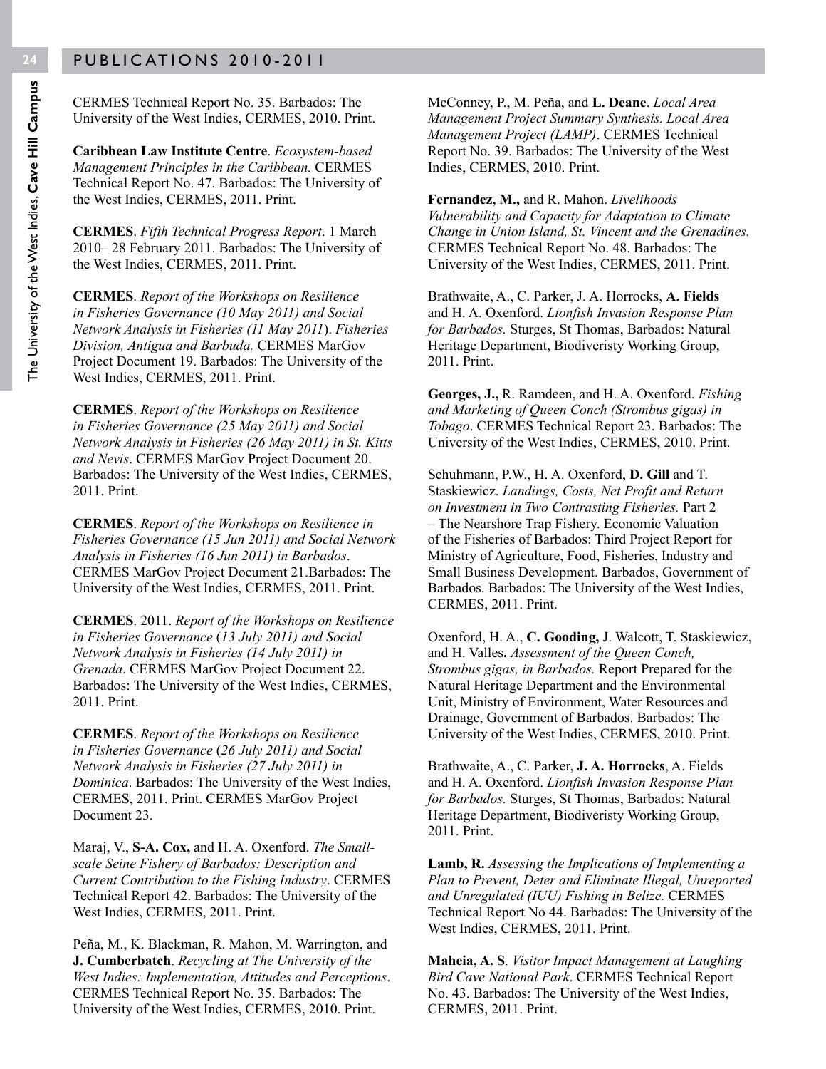CERMES Technical Report No. 35. Barbados: The University of the West Indies, CERMES, 2010. Print.

**Caribbean Law Institute Centre**. *Ecosystem-based Management Principles in the Caribbean.* CERMES Technical Report No. 47. Barbados: The University of the West Indies, CERMES, 2011. Print.

**CERMES**. *Fifth Technical Progress Report*. 1 March 2010– 28 February 2011. Barbados: The University of the West Indies, CERMES, 2011. Print.

**CERMES**. *Report of the Workshops on Resilience in Fisheries Governance (10 May 2011) and Social Network Analysis in Fisheries (11 May 2011*). *Fisheries Division, Antigua and Barbuda.* CERMES MarGov Project Document 19. Barbados: The University of the West Indies, CERMES, 2011. Print.

**CERMES**. *Report of the Workshops on Resilience in Fisheries Governance (25 May 2011) and Social Network Analysis in Fisheries (26 May 2011) in St. Kitts and Nevis*. CERMES MarGov Project Document 20. Barbados: The University of the West Indies, CERMES, 2011. Print.

**CERMES**. *Report of the Workshops on Resilience in Fisheries Governance (15 Jun 2011) and Social Network Analysis in Fisheries (16 Jun 2011) in Barbados*. CERMES MarGov Project Document 21.Barbados: The University of the West Indies, CERMES, 2011. Print.

**CERMES**. 2011. *Report of the Workshops on Resilience in Fisheries Governance* (*13 July 2011) and Social Network Analysis in Fisheries (14 July 2011) in Grenada*. CERMES MarGov Project Document 22. Barbados: The University of the West Indies, CERMES, 2011. Print.

**CERMES**. *Report of the Workshops on Resilience in Fisheries Governance* (*26 July 2011) and Social Network Analysis in Fisheries (27 July 2011) in Dominica*. Barbados: The University of the West Indies, CERMES, 2011. Print. CERMES MarGov Project Document 23.

Maraj, V., **S-A. Cox,** and H. A. Oxenford. *The Small-scale Seine Fishery of Barbados: Description and Current Contribution to the Fishing Industry*. CERMES Technical Report 42. Barbados: The University of the West Indies, CERMES, 2011. Print.

Peña, M., K. Blackman, R. Mahon, M. Warrington, and **J. Cumberbatch**. *Recycling at The University of the West Indies: Implementation, Attitudes and Perceptions*. CERMES Technical Report No. 35. Barbados: The University of the West Indies, CERMES, 2010. Print.

McConney, P., M. Peña, and **L. Deane**. *Local Area Management Project Summary Synthesis. Local Area Management Project (LAMP)*. CERMES Technical Report No. 39. Barbados: The University of the West Indies, CERMES, 2010. Print.

**Fernandez, M.,** and R. Mahon. *Livelihoods Vulnerability and Capacity for Adaptation to Climate Change in Union Island, St. Vincent and the Grenadines.* CERMES Technical Report No. 48. Barbados: The University of the West Indies, CERMES, 2011. Print.

Brathwaite, A., C. Parker, J. A. Horrocks, **A. Fields** and H. A. Oxenford. *Lionfish Invasion Response Plan for Barbados.* Sturges, St Thomas, Barbados: Natural Heritage Department, Biodiveristy Working Group, 2011. Print.

**Georges, J.,** R. Ramdeen, and H. A. Oxenford. *Fishing and Marketing of Queen Conch (Strombus gigas) in Tobago*. CERMES Technical Report 23. Barbados: The University of the West Indies, CERMES, 2010. Print.

Schuhmann, P.W., H. A. Oxenford, **D. Gill** and T. Staskiewicz. *Landings, Costs, Net Profit and Return on Investment in Two Contrasting Fisheries.* Part 2 – The Nearshore Trap Fishery. Economic Valuation of the Fisheries of Barbados: Third Project Report for Ministry of Agriculture, Food, Fisheries, Industry and Small Business Development. Barbados, Government of Barbados. Barbados: The University of the West Indies, CERMES, 2011. Print.

Oxenford, H. A., **C. Gooding,** J. Walcott, T. Staskiewicz, and H. Valles**.** *Assessment of the Queen Conch, Strombus gigas, in Barbados.* Report Prepared for the Natural Heritage Department and the Environmental Unit, Ministry of Environment, Water Resources and Drainage, Government of Barbados. Barbados: The University of the West Indies, CERMES, 2010. Print.

Brathwaite, A., C. Parker, **J. A. Horrocks**, A. Fields and H. A. Oxenford. *Lionfish Invasion Response Plan for Barbados.* Sturges, St Thomas, Barbados: Natural Heritage Department, Biodiveristy Working Group, 2011. Print.

**Lamb, R.** *Assessing the Implications of Implementing a Plan to Prevent, Deter and Eliminate Illegal, Unreported and Unregulated (IUU) Fishing in Belize.* CERMES Technical Report No 44. Barbados: The University of the West Indies, CERMES, 2011. Print.

**Maheia, A. S**. *Visitor Impact Management at Laughing Bird Cave National Park*. CERMES Technical Report No. 43. Barbados: The University of the West Indies, CERMES, 2011. Print.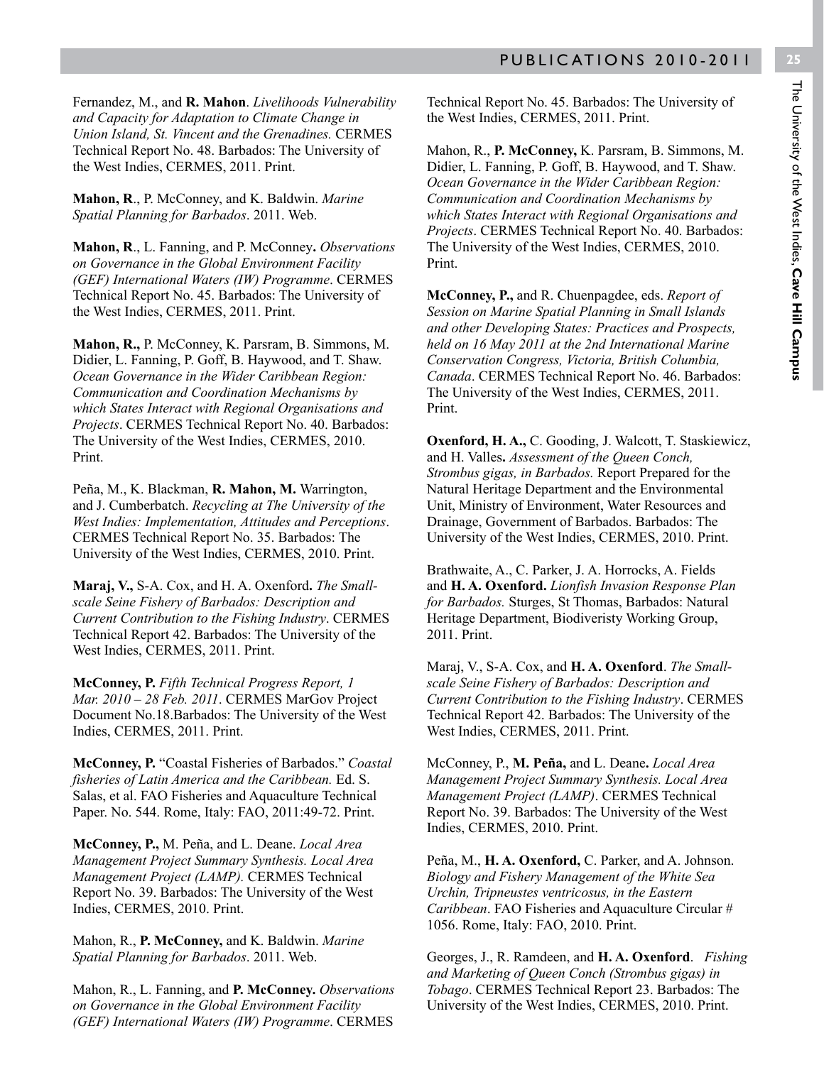Fernandez, M., and **R. Mahon**. *Livelihoods Vulnerability and Capacity for Adaptation to Climate Change in Union Island, St. Vincent and the Grenadines.* CERMES Technical Report No. 48. Barbados: The University of the West Indies, CERMES, 2011. Print.

**Mahon, R**., P. McConney, and K. Baldwin. *Marine Spatial Planning for Barbados*. 2011. Web.

**Mahon, R**., L. Fanning, and P. McConney**.** *Observations on Governance in the Global Environment Facility (GEF) International Waters (IW) Programme*. CERMES Technical Report No. 45. Barbados: The University of the West Indies, CERMES, 2011. Print.

**Mahon, R.,** P. McConney, K. Parsram, B. Simmons, M. Didier, L. Fanning, P. Goff, B. Haywood, and T. Shaw. *Ocean Governance in the Wider Caribbean Region: Communication and Coordination Mechanisms by which States Interact with Regional Organisations and Projects*. CERMES Technical Report No. 40. Barbados: The University of the West Indies, CERMES, 2010. Print.

Peña, M., K. Blackman, **R. Mahon, M.** Warrington, and J. Cumberbatch. *Recycling at The University of the West Indies: Implementation, Attitudes and Perceptions*. CERMES Technical Report No. 35. Barbados: The University of the West Indies, CERMES, 2010. Print.

**Maraj, V.,** S-A. Cox, and H. A. Oxenford**.** *The Small-scale Seine Fishery of Barbados: Description and Current Contribution to the Fishing Industry*. CERMES Technical Report 42. Barbados: The University of the West Indies, CERMES, 2011. Print.

**McConney, P.** *Fifth Technical Progress Report, 1 Mar. 2010 – 28 Feb. 2011*. CERMES MarGov Project Document No.18.Barbados: The University of the West Indies, CERMES, 2011. Print.

**McConney, P.** "Coastal Fisheries of Barbados." *Coastal fisheries of Latin America and the Caribbean.* Ed. S. Salas, et al. FAO Fisheries and Aquaculture Technical Paper. No. 544. Rome, Italy: FAO, 2011:49-72. Print.

**McConney, P.,** M. Peña, and L. Deane. *Local Area Management Project Summary Synthesis. Local Area Management Project (LAMP).* CERMES Technical Report No. 39. Barbados: The University of the West Indies, CERMES, 2010. Print.

Mahon, R., **P. McConney,** and K. Baldwin. *Marine Spatial Planning for Barbados*. 2011. Web.

Mahon, R., L. Fanning, and **P. McConney.** *Observations on Governance in the Global Environment Facility (GEF) International Waters (IW) Programme*. CERMES Technical Report No. 45. Barbados: The University of the West Indies, CERMES, 2011. Print.

Mahon, R., **P. McConney,** K. Parsram, B. Simmons, M. Didier, L. Fanning, P. Goff, B. Haywood, and T. Shaw. *Ocean Governance in the Wider Caribbean Region: Communication and Coordination Mechanisms by which States Interact with Regional Organisations and Projects*. CERMES Technical Report No. 40. Barbados: The University of the West Indies, CERMES, 2010. Print.

**McConney, P.,** and R. Chuenpagdee, eds. *Report of Session on Marine Spatial Planning in Small Islands and other Developing States: Practices and Prospects, held on 16 May 2011 at the 2nd International Marine Conservation Congress, Victoria, British Columbia, Canada*. CERMES Technical Report No. 46. Barbados: The University of the West Indies, CERMES, 2011. Print.

**Oxenford, H. A.,** C. Gooding, J. Walcott, T. Staskiewicz, and H. Valles**.** *Assessment of the Queen Conch, Strombus gigas, in Barbados.* Report Prepared for the Natural Heritage Department and the Environmental Unit, Ministry of Environment, Water Resources and Drainage, Government of Barbados. Barbados: The University of the West Indies, CERMES, 2010. Print.

Brathwaite, A., C. Parker, J. A. Horrocks, A. Fields and **H. A. Oxenford.** *Lionfish Invasion Response Plan for Barbados.* Sturges, St Thomas, Barbados: Natural Heritage Department, Biodiveristy Working Group, 2011. Print.

Maraj, V., S-A. Cox, and **H. A. Oxenford**. *The Small-scale Seine Fishery of Barbados: Description and Current Contribution to the Fishing Industry*. CERMES Technical Report 42. Barbados: The University of the West Indies, CERMES, 2011. Print.

McConney, P., **M. Peña,** and L. Deane**.** *Local Area Management Project Summary Synthesis. Local Area Management Project (LAMP)*. CERMES Technical Report No. 39. Barbados: The University of the West Indies, CERMES, 2010. Print.

Peña, M., **H. A. Oxenford,** C. Parker, and A. Johnson. *Biology and Fishery Management of the White Sea Urchin, Tripneustes ventricosus, in the Eastern Caribbean*. FAO Fisheries and Aquaculture Circular # 1056. Rome, Italy: FAO, 2010. Print.

Georges, J., R. Ramdeen, and **H. A. Oxenford**. *Fishing and Marketing of Queen Conch (Strombus gigas) in Tobago*. CERMES Technical Report 23. Barbados: The University of the West Indies, CERMES, 2010. Print.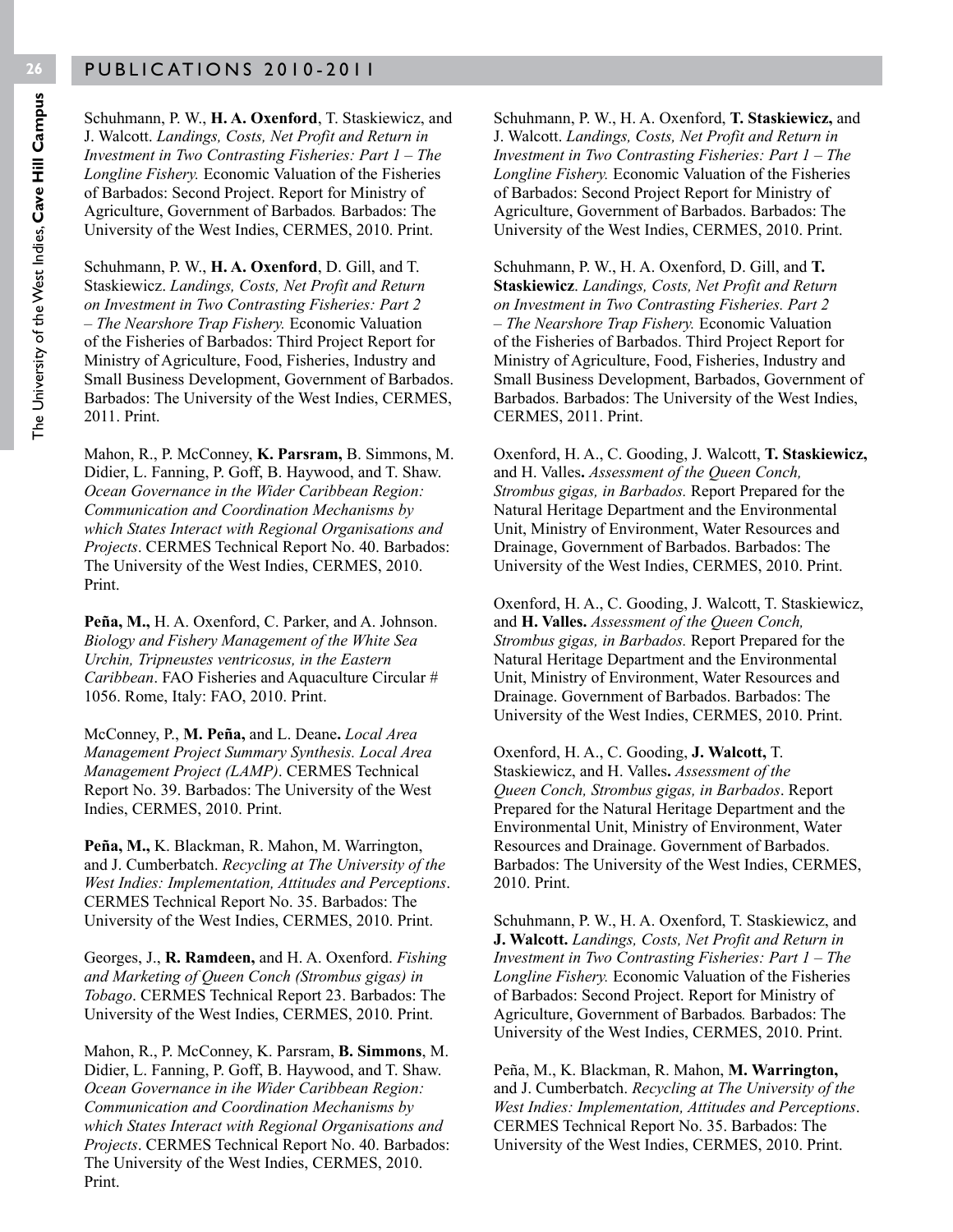Schuhmann, P. W., **H. A. Oxenford**, T. Staskiewicz, and J. Walcott. *Landings, Costs, Net Profit and Return in Investment in Two Contrasting Fisheries: Part 1 – The Longline Fishery.* Economic Valuation of the Fisheries of Barbados: Second Project. Report for Ministry of Agriculture, Government of Barbados*.* Barbados: The University of the West Indies, CERMES, 2010. Print.

Schuhmann, P. W., **H. A. Oxenford**, D. Gill, and T. Staskiewicz. *Landings, Costs, Net Profit and Return on Investment in Two Contrasting Fisheries: Part 2 – The Nearshore Trap Fishery.* Economic Valuation of the Fisheries of Barbados: Third Project Report for Ministry of Agriculture, Food, Fisheries, Industry and Small Business Development, Government of Barbados. Barbados: The University of the West Indies, CERMES, 2011. Print.

Mahon, R., P. McConney, **K. Parsram,** B. Simmons, M. Didier, L. Fanning, P. Goff, B. Haywood, and T. Shaw. *Ocean Governance in the Wider Caribbean Region: Communication and Coordination Mechanisms by which States Interact with Regional Organisations and Projects*. CERMES Technical Report No. 40. Barbados: The University of the West Indies, CERMES, 2010. Print.

**Peña, M.,** H. A. Oxenford, C. Parker, and A. Johnson. *Biology and Fishery Management of the White Sea Urchin, Tripneustes ventricosus, in the Eastern Caribbean*. FAO Fisheries and Aquaculture Circular # 1056. Rome, Italy: FAO, 2010. Print.

McConney, P., **M. Peña,** and L. Deane**.** *Local Area Management Project Summary Synthesis. Local Area Management Project (LAMP)*. CERMES Technical Report No. 39. Barbados: The University of the West Indies, CERMES, 2010. Print.

**Peña, M.,** K. Blackman, R. Mahon, M. Warrington, and J. Cumberbatch. *Recycling at The University of the West Indies: Implementation, Attitudes and Perceptions*. CERMES Technical Report No. 35. Barbados: The University of the West Indies, CERMES, 2010. Print.

Georges, J., **R. Ramdeen,** and H. A. Oxenford. *Fishing and Marketing of Queen Conch (Strombus gigas) in Tobago*. CERMES Technical Report 23. Barbados: The University of the West Indies, CERMES, 2010. Print.

Mahon, R., P. McConney, K. Parsram, **B. Simmons**, M. Didier, L. Fanning, P. Goff, B. Haywood, and T. Shaw. *Ocean Governance in ihe Wider Caribbean Region: Communication and Coordination Mechanisms by which States Interact with Regional Organisations and Projects*. CERMES Technical Report No. 40. Barbados: The University of the West Indies, CERMES, 2010. Print.

Schuhmann, P. W., H. A. Oxenford, **T. Staskiewicz,** and J. Walcott. *Landings, Costs, Net Profit and Return in Investment in Two Contrasting Fisheries: Part 1 – The Longline Fishery.* Economic Valuation of the Fisheries of Barbados: Second Project Report for Ministry of Agriculture, Government of Barbados. Barbados: The University of the West Indies, CERMES, 2010. Print.

Schuhmann, P. W., H. A. Oxenford, D. Gill, and **T. Staskiewicz**. *Landings, Costs, Net Profit and Return on Investment in Two Contrasting Fisheries. Part 2 – The Nearshore Trap Fishery.* Economic Valuation of the Fisheries of Barbados. Third Project Report for Ministry of Agriculture, Food, Fisheries, Industry and Small Business Development, Barbados, Government of Barbados. Barbados: The University of the West Indies, CERMES, 2011. Print.

Oxenford, H. A., C. Gooding, J. Walcott, **T. Staskiewicz,** and H. Valles**.** *Assessment of the Queen Conch, Strombus gigas, in Barbados.* Report Prepared for the Natural Heritage Department and the Environmental Unit, Ministry of Environment, Water Resources and Drainage, Government of Barbados. Barbados: The University of the West Indies, CERMES, 2010. Print.

Oxenford, H. A., C. Gooding, J. Walcott, T. Staskiewicz, and **H. Valles.** *Assessment of the Queen Conch, Strombus gigas, in Barbados.* Report Prepared for the Natural Heritage Department and the Environmental Unit, Ministry of Environment, Water Resources and Drainage. Government of Barbados. Barbados: The University of the West Indies, CERMES, 2010. Print.

Oxenford, H. A., C. Gooding, **J. Walcott,** T. Staskiewicz, and H. Valles**.** *Assessment of the Queen Conch, Strombus gigas, in Barbados*. Report Prepared for the Natural Heritage Department and the Environmental Unit, Ministry of Environment, Water Resources and Drainage. Government of Barbados. Barbados: The University of the West Indies, CERMES, 2010. Print.

Schuhmann, P. W., H. A. Oxenford, T. Staskiewicz, and **J. Walcott.** *Landings, Costs, Net Profit and Return in Investment in Two Contrasting Fisheries: Part 1 – The Longline Fishery.* Economic Valuation of the Fisheries of Barbados: Second Project. Report for Ministry of Agriculture, Government of Barbados*.* Barbados: The University of the West Indies, CERMES, 2010. Print.

Peña, M., K. Blackman, R. Mahon, **M. Warrington,** and J. Cumberbatch. *Recycling at The University of the West Indies: Implementation, Attitudes and Perceptions*. CERMES Technical Report No. 35. Barbados: The University of the West Indies, CERMES, 2010. Print.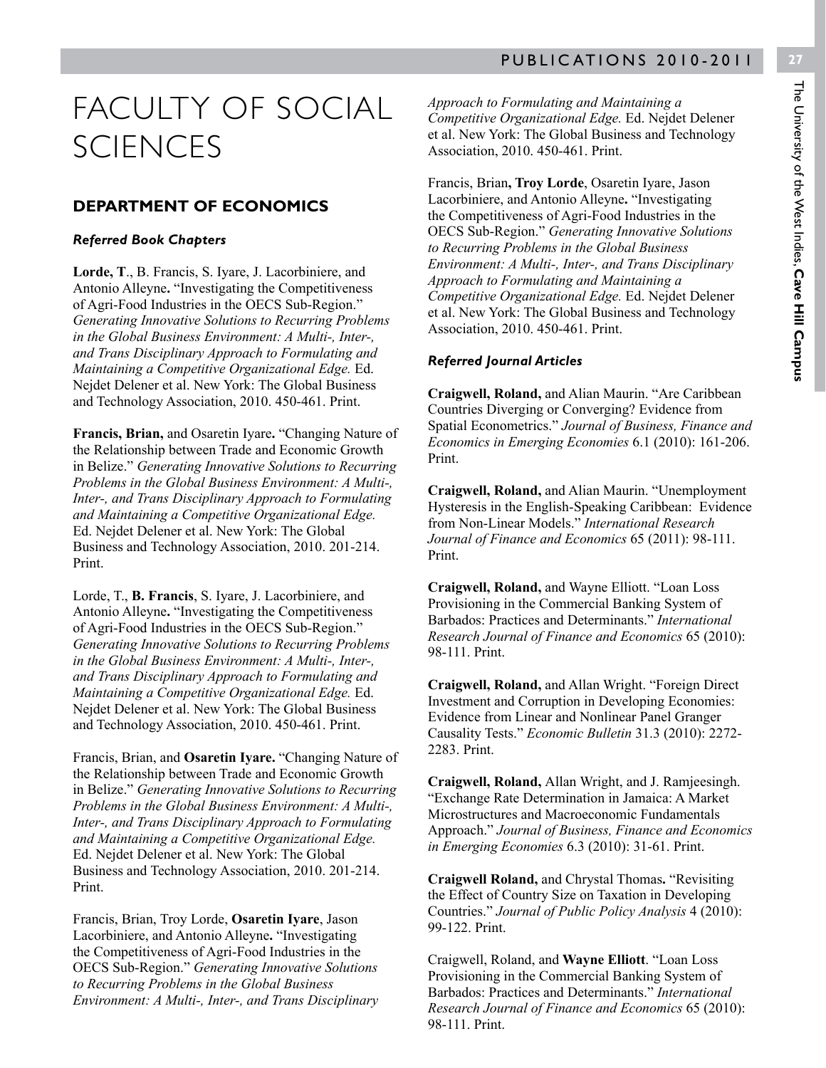# FACULTY OF SOCIAL SCIENCES

## DEPARTMENT OF ECONOMICS

### *Referred Book Chapters*

**Lorde, T**., B. Francis, S. Iyare, J. Lacorbiniere, and Antonio Alleyne**.** "Investigating the Competitiveness of Agri-Food Industries in the OECS Sub-Region." *Generating Innovative Solutions to Recurring Problems in the Global Business Environment: A Multi-, Inter-, and Trans Disciplinary Approach to Formulating and Maintaining a Competitive Organizational Edge.* Ed. Nejdet Delener et al. New York: The Global Business and Technology Association, 2010. 450-461. Print.

**Francis, Brian,** and Osaretin Iyare**.** "Changing Nature of the Relationship between Trade and Economic Growth in Belize." *Generating Innovative Solutions to Recurring Problems in the Global Business Environment: A Multi-, Inter-, and Trans Disciplinary Approach to Formulating and Maintaining a Competitive Organizational Edge.* Ed. Nejdet Delener et al. New York: The Global Business and Technology Association, 2010. 201-214. Print.

Lorde, T., **B. Francis**, S. Iyare, J. Lacorbiniere, and Antonio Alleyne**.** "Investigating the Competitiveness of Agri-Food Industries in the OECS Sub-Region." *Generating Innovative Solutions to Recurring Problems in the Global Business Environment: A Multi-, Inter-, and Trans Disciplinary Approach to Formulating and Maintaining a Competitive Organizational Edge.* Ed. Nejdet Delener et al. New York: The Global Business and Technology Association, 2010. 450-461. Print.

Francis, Brian, and **Osaretin Iyare.** "Changing Nature of the Relationship between Trade and Economic Growth in Belize." *Generating Innovative Solutions to Recurring Problems in the Global Business Environment: A Multi-, Inter-, and Trans Disciplinary Approach to Formulating and Maintaining a Competitive Organizational Edge.* Ed. Nejdet Delener et al. New York: The Global Business and Technology Association, 2010. 201-214. Print.

Francis, Brian, Troy Lorde, **Osaretin Iyare**, Jason Lacorbiniere, and Antonio Alleyne**.** "Investigating the Competitiveness of Agri-Food Industries in the OECS Sub-Region." *Generating Innovative Solutions to Recurring Problems in the Global Business Environment: A Multi-, Inter-, and Trans Disciplinary Approach to Formulating and Maintaining a Competitive Organizational Edge.* Ed. Nejdet Delener et al. New York: The Global Business and Technology Association, 2010. 450-461. Print.

Francis, Brian**, Troy Lorde**, Osaretin Iyare, Jason Lacorbiniere, and Antonio Alleyne**.** "Investigating the Competitiveness of Agri-Food Industries in the OECS Sub-Region." *Generating Innovative Solutions to Recurring Problems in the Global Business Environment: A Multi-, Inter-, and Trans Disciplinary Approach to Formulating and Maintaining a Competitive Organizational Edge.* Ed. Nejdet Delener et al. New York: The Global Business and Technology Association, 2010. 450-461. Print.

### *Referred Journal Articles*

**Craigwell, Roland,** and Alian Maurin. "Are Caribbean Countries Diverging or Converging? Evidence from Spatial Econometrics." *Journal of Business, Finance and Economics in Emerging Economies* 6.1 (2010): 161-206. Print.

**Craigwell, Roland,** and Alian Maurin. "Unemployment Hysteresis in the English-Speaking Caribbean: Evidence from Non-Linear Models." *International Research Journal of Finance and Economics* 65 (2011): 98-111. Print.

**Craigwell, Roland,** and Wayne Elliott. "Loan Loss Provisioning in the Commercial Banking System of Barbados: Practices and Determinants." *International Research Journal of Finance and Economics* 65 (2010): 98-111. Print.

**Craigwell, Roland,** and Allan Wright. "Foreign Direct Investment and Corruption in Developing Economies: Evidence from Linear and Nonlinear Panel Granger Causality Tests." *Economic Bulletin* 31.3 (2010): 2272-2283. Print.

**Craigwell, Roland,** Allan Wright, and J. Ramjeesingh. "Exchange Rate Determination in Jamaica: A Market Microstructures and Macroeconomic Fundamentals Approach." *Journal of Business, Finance and Economics in Emerging Economies* 6.3 (2010): 31-61. Print.

**Craigwell Roland,** and Chrystal Thomas**.** "Revisiting the Effect of Country Size on Taxation in Developing Countries." *Journal of Public Policy Analysis* 4 (2010): 99-122. Print.

Craigwell, Roland, and **Wayne Elliott**. "Loan Loss Provisioning in the Commercial Banking System of Barbados: Practices and Determinants." *International Research Journal of Finance and Economics* 65 (2010): 98-111. Print.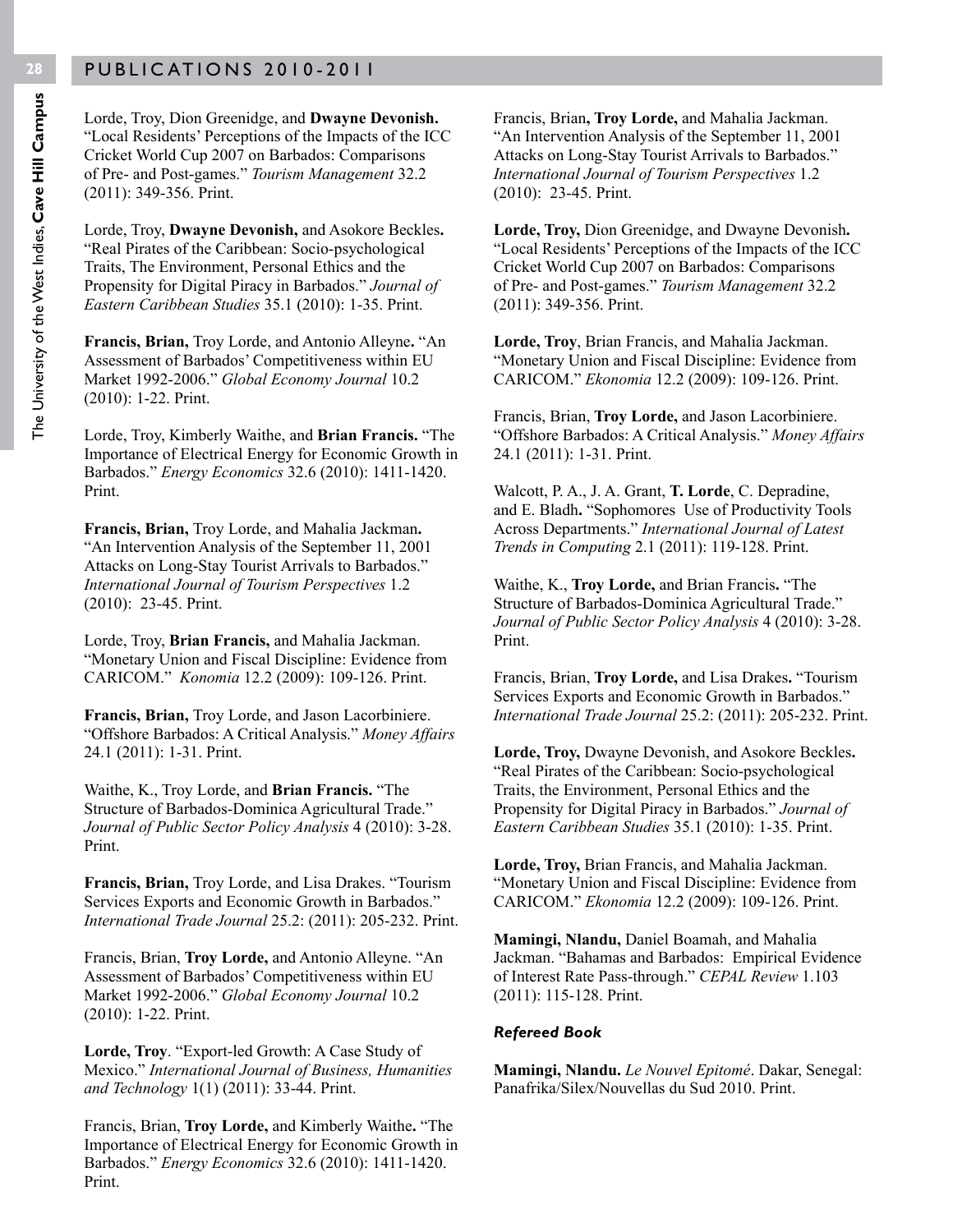Lorde, Troy, Dion Greenidge, and **Dwayne Devonish.** "Local Residents' Perceptions of the Impacts of the ICC Cricket World Cup 2007 on Barbados: Comparisons of Pre- and Post-games." *Tourism Management* 32.2 (2011): 349-356. Print.

Lorde, Troy, **Dwayne Devonish,** and Asokore Beckles**.** "Real Pirates of the Caribbean: Socio-psychological Traits, The Environment, Personal Ethics and the Propensity for Digital Piracy in Barbados." *Journal of Eastern Caribbean Studies* 35.1 (2010): 1-35. Print.

**Francis, Brian,** Troy Lorde, and Antonio Alleyne**.** "An Assessment of Barbados' Competitiveness within EU Market 1992-2006." *Global Economy Journal* 10.2 (2010): 1-22. Print.

Lorde, Troy, Kimberly Waithe, and **Brian Francis.** "The Importance of Electrical Energy for Economic Growth in Barbados." *Energy Economics* 32.6 (2010): 1411-1420. Print.

**Francis, Brian,** Troy Lorde, and Mahalia Jackman**.** "An Intervention Analysis of the September 11, 2001 Attacks on Long-Stay Tourist Arrivals to Barbados." *International Journal of Tourism Perspectives* 1.2 (2010): 23-45. Print.

Lorde, Troy, **Brian Francis,** and Mahalia Jackman. "Monetary Union and Fiscal Discipline: Evidence from CARICOM." *Konomia* 12.2 (2009): 109-126. Print.

**Francis, Brian,** Troy Lorde, and Jason Lacorbiniere. "Offshore Barbados: A Critical Analysis." *Money Affairs* 24.1 (2011): 1-31. Print.

Waithe, K., Troy Lorde, and **Brian Francis.** "The Structure of Barbados-Dominica Agricultural Trade." *Journal of Public Sector Policy Analysis* 4 (2010): 3-28. Print.

**Francis, Brian,** Troy Lorde, and Lisa Drakes. "Tourism Services Exports and Economic Growth in Barbados." *International Trade Journal* 25.2: (2011): 205-232. Print.

Francis, Brian, **Troy Lorde,** and Antonio Alleyne. "An Assessment of Barbados' Competitiveness within EU Market 1992-2006." *Global Economy Journal* 10.2 (2010): 1-22. Print.

**Lorde, Troy**. "Export-led Growth: A Case Study of Mexico." *International Journal of Business, Humanities and Technology* 1(1) (2011): 33-44. Print.

Francis, Brian, **Troy Lorde,** and Kimberly Waithe**.** "The Importance of Electrical Energy for Economic Growth in Barbados." *Energy Economics* 32.6 (2010): 1411-1420. Print.

Francis, Brian**, Troy Lorde,** and Mahalia Jackman. "An Intervention Analysis of the September 11, 2001 Attacks on Long-Stay Tourist Arrivals to Barbados." *International Journal of Tourism Perspectives* 1.2 (2010): 23-45. Print.

**Lorde, Troy,** Dion Greenidge, and Dwayne Devonish**.** "Local Residents' Perceptions of the Impacts of the ICC Cricket World Cup 2007 on Barbados: Comparisons of Pre- and Post-games." *Tourism Management* 32.2 (2011): 349-356. Print.

**Lorde, Troy**, Brian Francis, and Mahalia Jackman. "Monetary Union and Fiscal Discipline: Evidence from CARICOM." *Ekonomia* 12.2 (2009): 109-126. Print.

Francis, Brian, **Troy Lorde,** and Jason Lacorbiniere. "Offshore Barbados: A Critical Analysis." *Money Affairs* 24.1 (2011): 1-31. Print.

Walcott, P. A., J. A. Grant, **T. Lorde**, C. Depradine, and E. Bladh**.** "Sophomores Use of Productivity Tools Across Departments." *International Journal of Latest Trends in Computing* 2.1 (2011): 119-128. Print.

Waithe, K., **Troy Lorde,** and Brian Francis**.** "The Structure of Barbados-Dominica Agricultural Trade." *Journal of Public Sector Policy Analysis* 4 (2010): 3-28. Print.

Francis, Brian, **Troy Lorde,** and Lisa Drakes**.** "Tourism Services Exports and Economic Growth in Barbados." *International Trade Journal* 25.2: (2011): 205-232. Print.

**Lorde, Troy,** Dwayne Devonish, and Asokore Beckles**.** "Real Pirates of the Caribbean: Socio-psychological Traits, the Environment, Personal Ethics and the Propensity for Digital Piracy in Barbados." *Journal of Eastern Caribbean Studies* 35.1 (2010): 1-35. Print.

**Lorde, Troy,** Brian Francis, and Mahalia Jackman. "Monetary Union and Fiscal Discipline: Evidence from CARICOM." *Ekonomia* 12.2 (2009): 109-126. Print.

**Mamingi, Nlandu,** Daniel Boamah, and Mahalia Jackman. "Bahamas and Barbados: Empirical Evidence of Interest Rate Pass-through." *CEPAL Review* 1.103 (2011): 115-128. Print.

#### *Refereed Book*

**Mamingi, Nlandu.** *Le Nouvel Epitomé*. Dakar, Senegal: Panafrika/Silex/Nouvellas du Sud 2010. Print.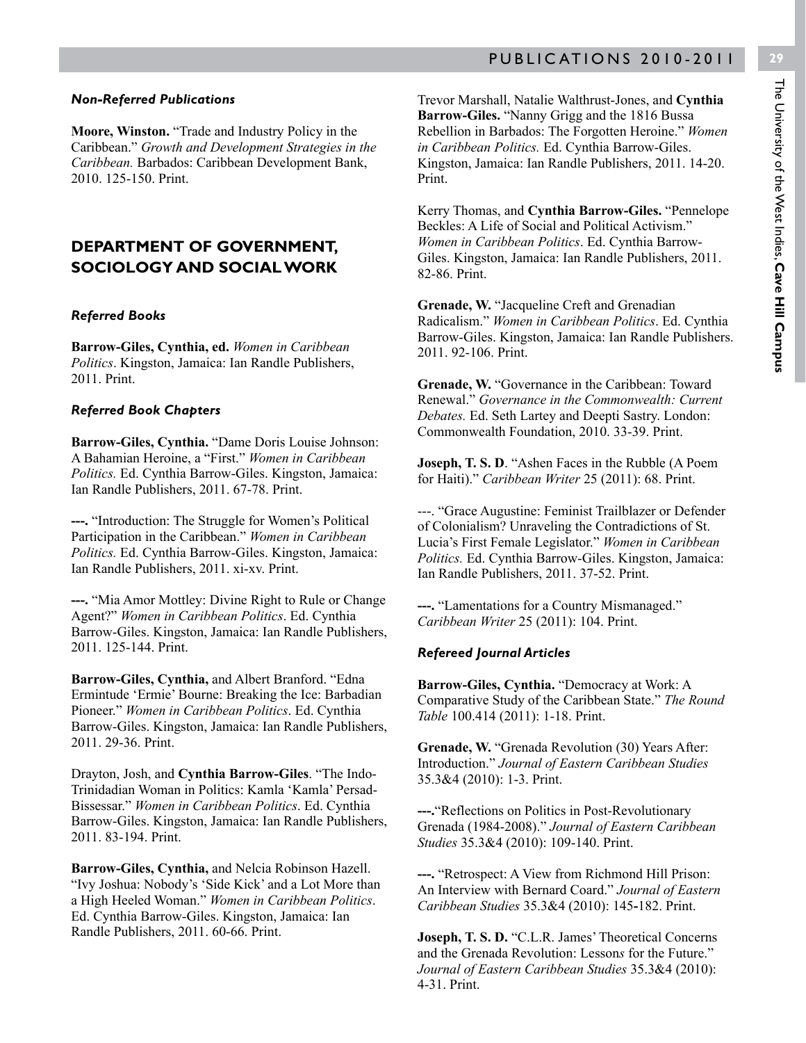### *Non-Referred Publications*

**Moore, Winston.** "Trade and Industry Policy in the Caribbean." *Growth and Development Strategies in the Caribbean.* Barbados: Caribbean Development Bank, 2010. 125-150. Print.

## DEPARTMENT OF GOVERNMENT, SOCIOLOGY AND SOCIAL WORK

### *Referred Books*

**Barrow-Giles, Cynthia, ed.** *Women in Caribbean Politics*. Kingston, Jamaica: Ian Randle Publishers, 2011. Print.

### *Referred Book Chapters*

**Barrow-Giles, Cynthia.** "Dame Doris Louise Johnson: A Bahamian Heroine, a "First." *Women in Caribbean Politics.* Ed. Cynthia Barrow-Giles. Kingston, Jamaica: Ian Randle Publishers, 2011. 67-78. Print.

**---.** "Introduction: The Struggle for Women's Political Participation in the Caribbean." *Women in Caribbean Politics.* Ed. Cynthia Barrow-Giles. Kingston, Jamaica: Ian Randle Publishers, 2011. xi-xv. Print.

**---.** "Mia Amor Mottley: Divine Right to Rule or Change Agent?" *Women in Caribbean Politics*. Ed. Cynthia Barrow-Giles. Kingston, Jamaica: Ian Randle Publishers, 2011. 125-144. Print.

**Barrow-Giles, Cynthia,** and Albert Branford. "Edna Ermintude 'Ermie' Bourne: Breaking the Ice: Barbadian Pioneer." *Women in Caribbean Politics*. Ed. Cynthia Barrow-Giles. Kingston, Jamaica: Ian Randle Publishers, 2011. 29-36. Print.

Drayton, Josh, and **Cynthia Barrow-Giles**. "The Indo-Trinidadian Woman in Politics: Kamla 'Kamla' Persad-Bissessar." *Women in Caribbean Politics*. Ed. Cynthia Barrow-Giles. Kingston, Jamaica: Ian Randle Publishers, 2011. 83-194. Print.

**Barrow-Giles, Cynthia,** and Nelcia Robinson Hazell. "Ivy Joshua: Nobody's 'Side Kick' and a Lot More than a High Heeled Woman." *Women in Caribbean Politics*. Ed. Cynthia Barrow-Giles. Kingston, Jamaica: Ian Randle Publishers, 2011. 60-66. Print.

Trevor Marshall, Natalie Walthrust-Jones, and **Cynthia Barrow-Giles.** "Nanny Grigg and the 1816 Bussa Rebellion in Barbados: The Forgotten Heroine." *Women in Caribbean Politics.* Ed. Cynthia Barrow-Giles. Kingston, Jamaica: Ian Randle Publishers, 2011. 14-20. Print.

Kerry Thomas, and **Cynthia Barrow-Giles.** "Pennelope Beckles: A Life of Social and Political Activism." *Women in Caribbean Politics*. Ed. Cynthia Barrow-Giles. Kingston, Jamaica: Ian Randle Publishers, 2011. 82-86. Print.

**Grenade, W.** "Jacqueline Creft and Grenadian Radicalism." *Women in Caribbean Politics*. Ed. Cynthia Barrow-Giles. Kingston, Jamaica: Ian Randle Publishers. 2011. 92-106. Print.

**Grenade, W.** "Governance in the Caribbean: Toward Renewal." *Governance in the Commonwealth: Current Debates.* Ed. Seth Lartey and Deepti Sastry. London: Commonwealth Foundation, 2010. 33-39. Print.

**Joseph, T. S. D**. "Ashen Faces in the Rubble (A Poem for Haiti)." *Caribbean Writer* 25 (2011): 68. Print.

---. "Grace Augustine: Feminist Trailblazer or Defender of Colonialism? Unraveling the Contradictions of St. Lucia's First Female Legislator." *Women in Caribbean Politics.* Ed. Cynthia Barrow-Giles. Kingston, Jamaica: Ian Randle Publishers, 2011. 37-52. Print.

**---.** "Lamentations for a Country Mismanaged." *Caribbean Writer* 25 (2011): 104. Print.

### *Refereed Journal Articles*

**Barrow-Giles, Cynthia.** "Democracy at Work: A Comparative Study of the Caribbean State." *The Round Table* 100.414 (2011): 1-18. Print.

**Grenade, W.** "Grenada Revolution (30) Years After: Introduction." *Journal of Eastern Caribbean Studies* 35.3&4 (2010): 1-3. Print.

**---.**"Reflections on Politics in Post-Revolutionary Grenada (1984-2008)." *Journal of Eastern Caribbean Studies* 35.3&4 (2010): 109-140. Print.

**---.** "Retrospect: A View from Richmond Hill Prison: An Interview with Bernard Coard." *Journal of Eastern Caribbean Studies* 35.3&4 (2010): 145-182. Print.

**Joseph, T. S. D.** "C.L.R. James' Theoretical Concerns and the Grenada Revolution: Lesson*s* for the Future." *Journal of Eastern Caribbean Studies* 35.3&4 (2010): 4-31. Print.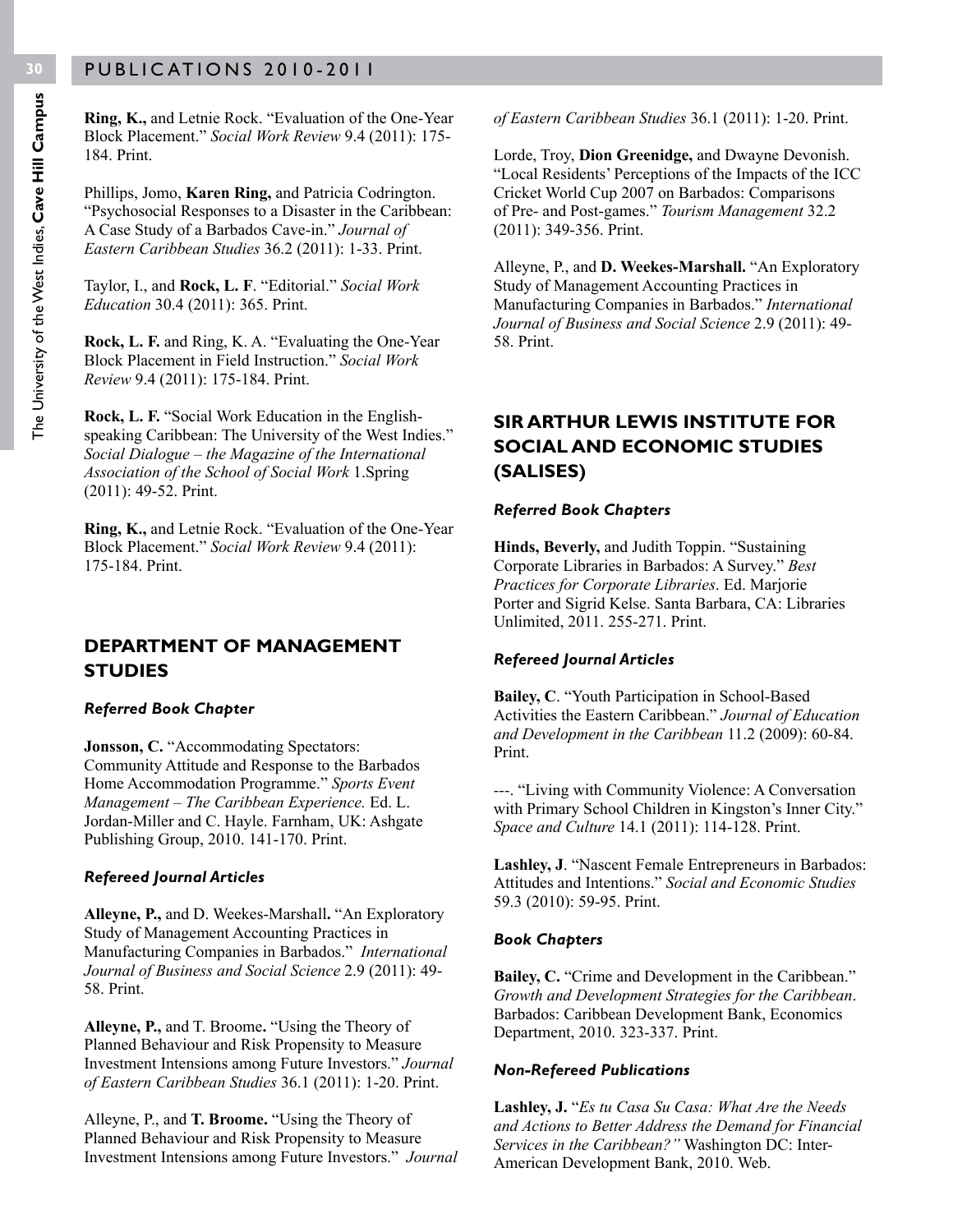**Ring, K.,** and Letnie Rock. "Evaluation of the One-Year Block Placement." *Social Work Review* 9.4 (2011): 175-184. Print.

Phillips, Jomo, **Karen Ring,** and Patricia Codrington. "Psychosocial Responses to a Disaster in the Caribbean: A Case Study of a Barbados Cave-in." *Journal of Eastern Caribbean Studies* 36.2 (2011): 1-33. Print.

Taylor, I., and **Rock, L. F**. "Editorial." *Social Work Education* 30.4 (2011): 365. Print.

**Rock, L. F.** and Ring, K. A. "Evaluating the One-Year Block Placement in Field Instruction." *Social Work Review* 9.4 (2011): 175-184. Print.

**Rock, L. F.** "Social Work Education in the English-speaking Caribbean: The University of the West Indies." *Social Dialogue – the Magazine of the International Association of the School of Social Work* 1.Spring (2011): 49-52. Print.

**Ring, K.,** and Letnie Rock. "Evaluation of the One-Year Block Placement." *Social Work Review* 9.4 (2011): 175-184. Print.

## DEPARTMENT OF MANAGEMENT STUDIES

### *Referred Book Chapter*

**Jonsson, C.** "Accommodating Spectators: Community Attitude and Response to the Barbados Home Accommodation Programme." *Sports Event Management – The Caribbean Experience.* Ed. L. Jordan-Miller and C. Hayle. Farnham, UK: Ashgate Publishing Group, 2010. 141-170. Print.

### *Refereed Journal Articles*

**Alleyne, P.,** and D. Weekes-Marshall**.** "An Exploratory Study of Management Accounting Practices in Manufacturing Companies in Barbados." *International Journal of Business and Social Science* 2.9 (2011): 49-58. Print.

**Alleyne, P.,** and T. Broome**.** "Using the Theory of Planned Behaviour and Risk Propensity to Measure Investment Intensions among Future Investors." *Journal of Eastern Caribbean Studies* 36.1 (2011): 1-20. Print.

Alleyne, P., and **T. Broome.** "Using the Theory of Planned Behaviour and Risk Propensity to Measure Investment Intensions among Future Investors." *Journal of Eastern Caribbean Studies* 36.1 (2011): 1-20. Print.

Lorde, Troy, **Dion Greenidge,** and Dwayne Devonish. "Local Residents' Perceptions of the Impacts of the ICC Cricket World Cup 2007 on Barbados: Comparisons of Pre- and Post-games." *Tourism Management* 32.2 (2011): 349-356. Print.

Alleyne, P., and **D. Weekes-Marshall.** "An Exploratory Study of Management Accounting Practices in Manufacturing Companies in Barbados." *International Journal of Business and Social Science* 2.9 (2011): 49-58. Print.

## SIR ARTHUR LEWIS INSTITUTE FOR SOCIAL AND ECONOMIC STUDIES (SALISES)

### *Referred Book Chapters*

**Hinds, Beverly,** and Judith Toppin. "Sustaining Corporate Libraries in Barbados: A Survey." *Best Practices for Corporate Libraries*. Ed. Marjorie Porter and Sigrid Kelse. Santa Barbara, CA: Libraries Unlimited, 2011. 255-271. Print.

### *Refereed Journal Articles*

**Bailey, C**. "Youth Participation in School-Based Activities the Eastern Caribbean." *Journal of Education and Development in the Caribbean* 11.2 (2009): 60-84. Print.

---. "Living with Community Violence: A Conversation with Primary School Children in Kingston's Inner City." *Space and Culture* 14.1 (2011): 114-128. Print.

**Lashley, J**. "Nascent Female Entrepreneurs in Barbados: Attitudes and Intentions." *Social and Economic Studies* 59.3 (2010): 59-95. Print.

### *Book Chapters*

**Bailey, C.** "Crime and Development in the Caribbean." *Growth and Development Strategies for the Caribbean*. Barbados: Caribbean Development Bank, Economics Department, 2010. 323-337. Print.

### *Non-Refereed Publications*

**Lashley, J.** "*Es tu Casa Su Casa: What Are the Needs and Actions to Better Address the Demand for Financial Services in the Caribbean?"* Washington DC: Inter-American Development Bank, 2010. Web.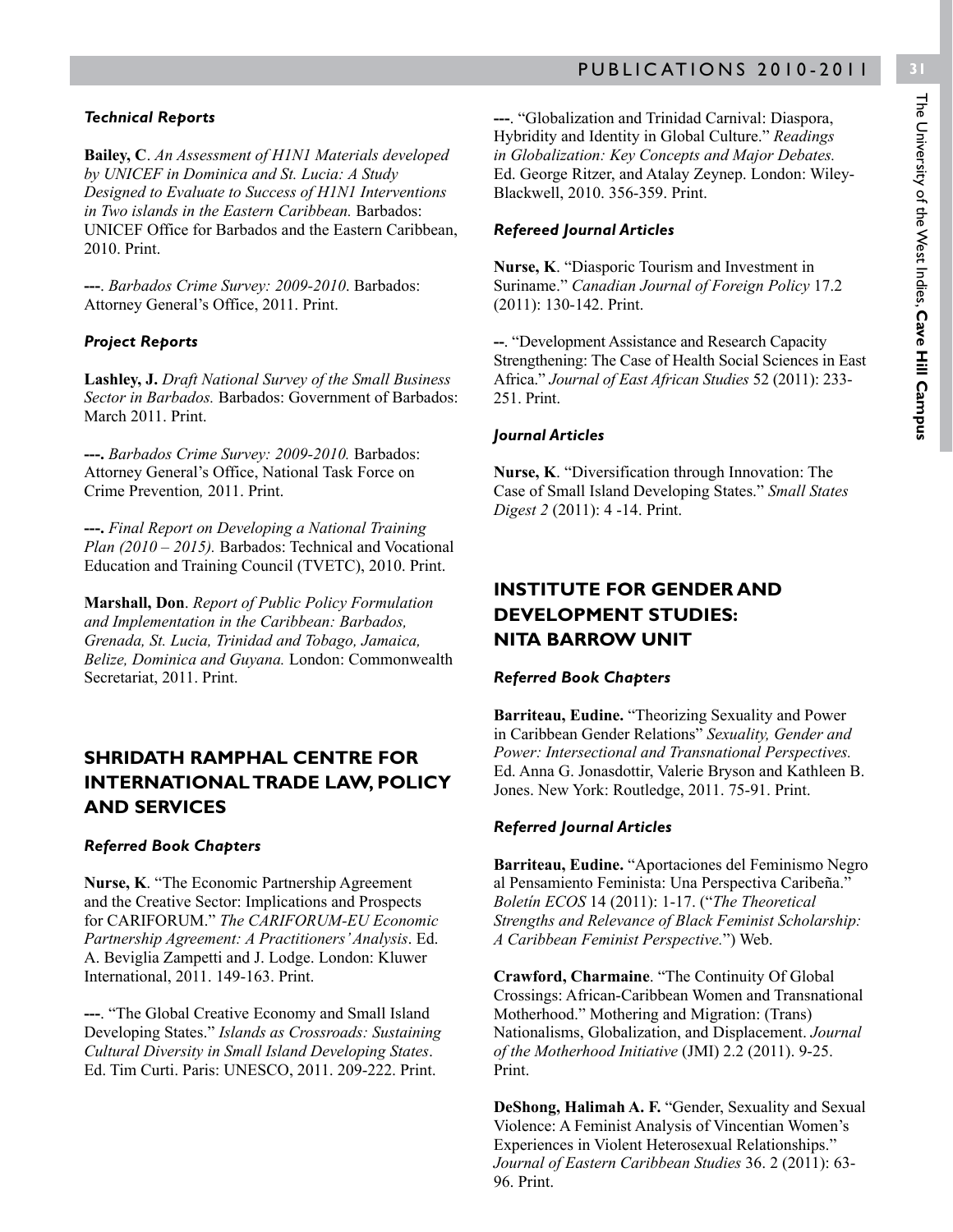#### *Technical Reports*

**Bailey, C**. *An Assessment of H1N1 Materials developed by UNICEF in Dominica and St. Lucia: A Study Designed to Evaluate to Success of H1N1 Interventions in Two islands in the Eastern Caribbean.* Barbados: UNICEF Office for Barbados and the Eastern Caribbean, 2010. Print.

**---**. *Barbados Crime Survey: 2009-2010*. Barbados: Attorney General's Office, 2011. Print.

#### *Project Reports*

**Lashley, J.** *Draft National Survey of the Small Business Sector in Barbados.* Barbados: Government of Barbados: March 2011. Print.

**---.** *Barbados Crime Survey: 2009-2010.* Barbados: Attorney General's Office, National Task Force on Crime Prevention*,* 2011. Print.

**---.** *Final Report on Developing a National Training Plan (2010 – 2015).* Barbados: Technical and Vocational Education and Training Council (TVETC), 2010. Print.

**Marshall, Don**. *Report of Public Policy Formulation and Implementation in the Caribbean: Barbados, Grenada, St. Lucia, Trinidad and Tobago, Jamaica, Belize, Dominica and Guyana.* London: Commonwealth Secretariat, 2011. Print.

## SHRIDATH RAMPHAL CENTRE FOR INTERNATIONAL TRADE LAW, POLICY AND SERVICES

#### *Referred Book Chapters*

**Nurse, K**. "The Economic Partnership Agreement and the Creative Sector: Implications and Prospects for CARIFORUM." *The CARIFORUM-EU Economic Partnership Agreement: A Practitioners' Analysis*. Ed. A. Beviglia Zampetti and J. Lodge. London: Kluwer International, 2011. 149-163. Print.

**---**. "The Global Creative Economy and Small Island Developing States." *Islands as Crossroads: Sustaining Cultural Diversity in Small Island Developing States*. Ed. Tim Curti. Paris: UNESCO, 2011. 209-222. Print.

**---**. "Globalization and Trinidad Carnival: Diaspora, Hybridity and Identity in Global Culture." *Readings in Globalization: Key Concepts and Major Debates.* Ed. George Ritzer, and Atalay Zeynep. London: Wiley-Blackwell, 2010. 356-359. Print.

#### *Refereed Journal Articles*

**Nurse, K**. "Diasporic Tourism and Investment in Suriname." *Canadian Journal of Foreign Policy* 17.2 (2011): 130-142. Print.

**--**. "Development Assistance and Research Capacity Strengthening: The Case of Health Social Sciences in East Africa." *Journal of East African Studies* 52 (2011): 233-251. Print.

#### *Journal Articles*

**Nurse, K**. "Diversification through Innovation: The Case of Small Island Developing States." *Small States Digest 2* (2011): 4 -14. Print.

## INSTITUTE FOR GENDER AND DEVELOPMENT STUDIES: NITA BARROW UNIT

#### *Referred Book Chapters*

**Barriteau, Eudine.** "Theorizing Sexuality and Power in Caribbean Gender Relations" *Sexuality, Gender and Power: Intersectional and Transnational Perspectives.* Ed. Anna G. Jonasdottir, Valerie Bryson and Kathleen B. Jones. New York: Routledge, 2011. 75-91. Print.

#### *Referred Journal Articles*

**Barriteau, Eudine.** "Aportaciones del Feminismo Negro al Pensamiento Feminista: Una Perspectiva Caribeña." *Boletín ECOS* 14 (2011): 1-17. ("*The Theoretical Strengths and Relevance of Black Feminist Scholarship: A Caribbean Feminist Perspective.*") Web.

**Crawford, Charmaine**. "The Continuity Of Global Crossings: African-Caribbean Women and Transnational Motherhood." Mothering and Migration: (Trans) Nationalisms, Globalization, and Displacement. *Journal of the Motherhood Initiative* (JMI) 2.2 (2011). 9-25. Print.

**DeShong, Halimah A. F.** "Gender, Sexuality and Sexual Violence: A Feminist Analysis of Vincentian Women's Experiences in Violent Heterosexual Relationships." *Journal of Eastern Caribbean Studies* 36. 2 (2011): 63-96. Print.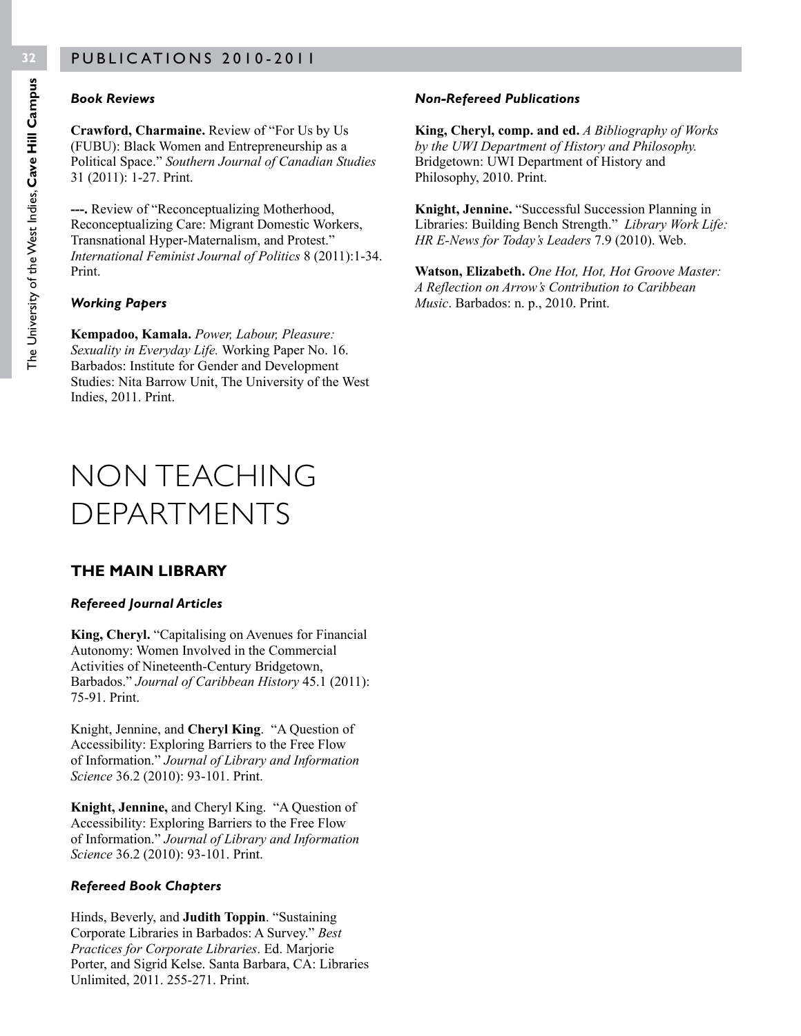### *Book Reviews*

**Crawford, Charmaine.** Review of "For Us by Us (FUBU): Black Women and Entrepreneurship as a Political Space." *Southern Journal of Canadian Studies* 31 (2011): 1-27. Print.

**---.** Review of "Reconceptualizing Motherhood, Reconceptualizing Care: Migrant Domestic Workers, Transnational Hyper-Maternalism, and Protest." *International Feminist Journal of Politics* 8 (2011):1-34. Print.

### *Working Papers*

**Kempadoo, Kamala.** *Power, Labour, Pleasure: Sexuality in Everyday Life.* Working Paper No. 16. Barbados: Institute for Gender and Development Studies: Nita Barrow Unit, The University of the West Indies, 2011. Print.

### *Non-Refereed Publications*

**King, Cheryl, comp. and ed.** *A Bibliography of Works by the UWI Department of History and Philosophy.* Bridgetown: UWI Department of History and Philosophy, 2010. Print.

**Knight, Jennine.** "Successful Succession Planning in Libraries: Building Bench Strength." *Library Work Life: HR E-News for Today's Leaders* 7.9 (2010). Web.

**Watson, Elizabeth.** *One Hot, Hot, Hot Groove Master: A Reflection on Arrow's Contribution to Caribbean Music*. Barbados: n. p., 2010. Print.

# NON TEACHING DEPARTMENTS

## THE MAIN LIBRARY

### *Refereed Journal Articles*

**King, Cheryl.** "Capitalising on Avenues for Financial Autonomy: Women Involved in the Commercial Activities of Nineteenth-Century Bridgetown, Barbados." *Journal of Caribbean History* 45.1 (2011): 75-91. Print.

Knight, Jennine, and **Cheryl King**. "A Question of Accessibility: Exploring Barriers to the Free Flow of Information." *Journal of Library and Information Science* 36.2 (2010): 93-101. Print.

**Knight, Jennine,** and Cheryl King. "A Question of Accessibility: Exploring Barriers to the Free Flow of Information." *Journal of Library and Information Science* 36.2 (2010): 93-101. Print.

### *Refereed Book Chapters*

Hinds, Beverly, and **Judith Toppin**. "Sustaining Corporate Libraries in Barbados: A Survey." *Best Practices for Corporate Libraries*. Ed. Marjorie Porter, and Sigrid Kelse. Santa Barbara, CA: Libraries Unlimited, 2011. 255-271. Print.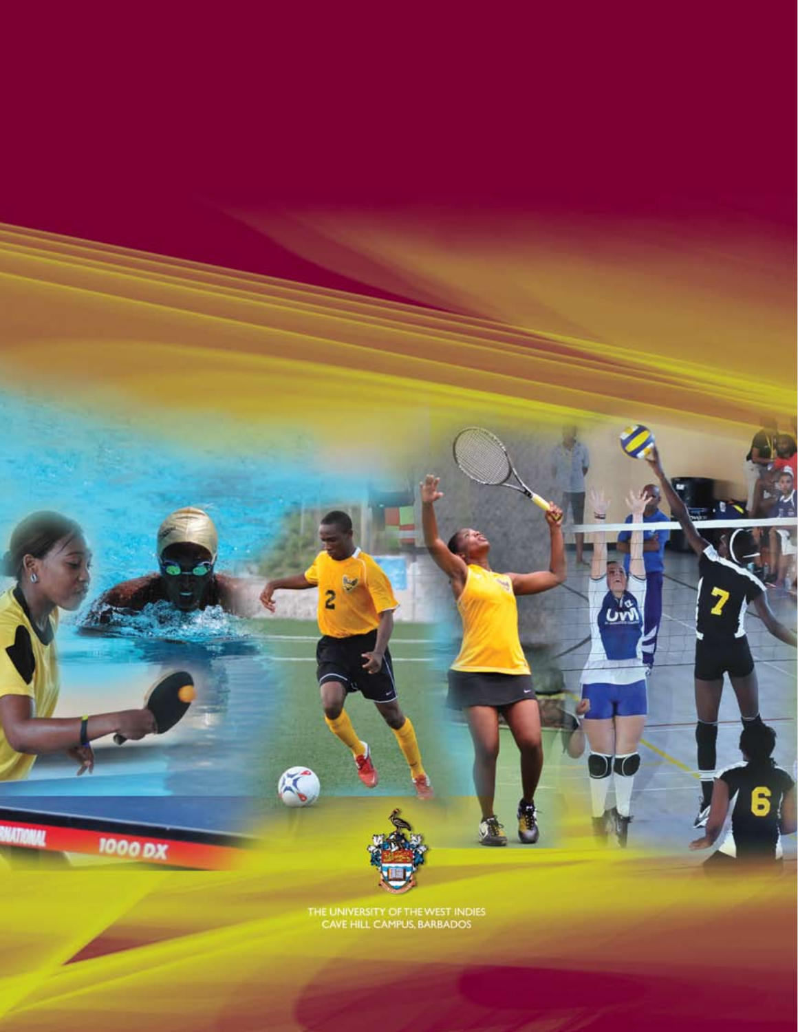THE UNIVERSITY OF THE WEST INDIES
CAVE HILL CAMPUS, BARBADOS